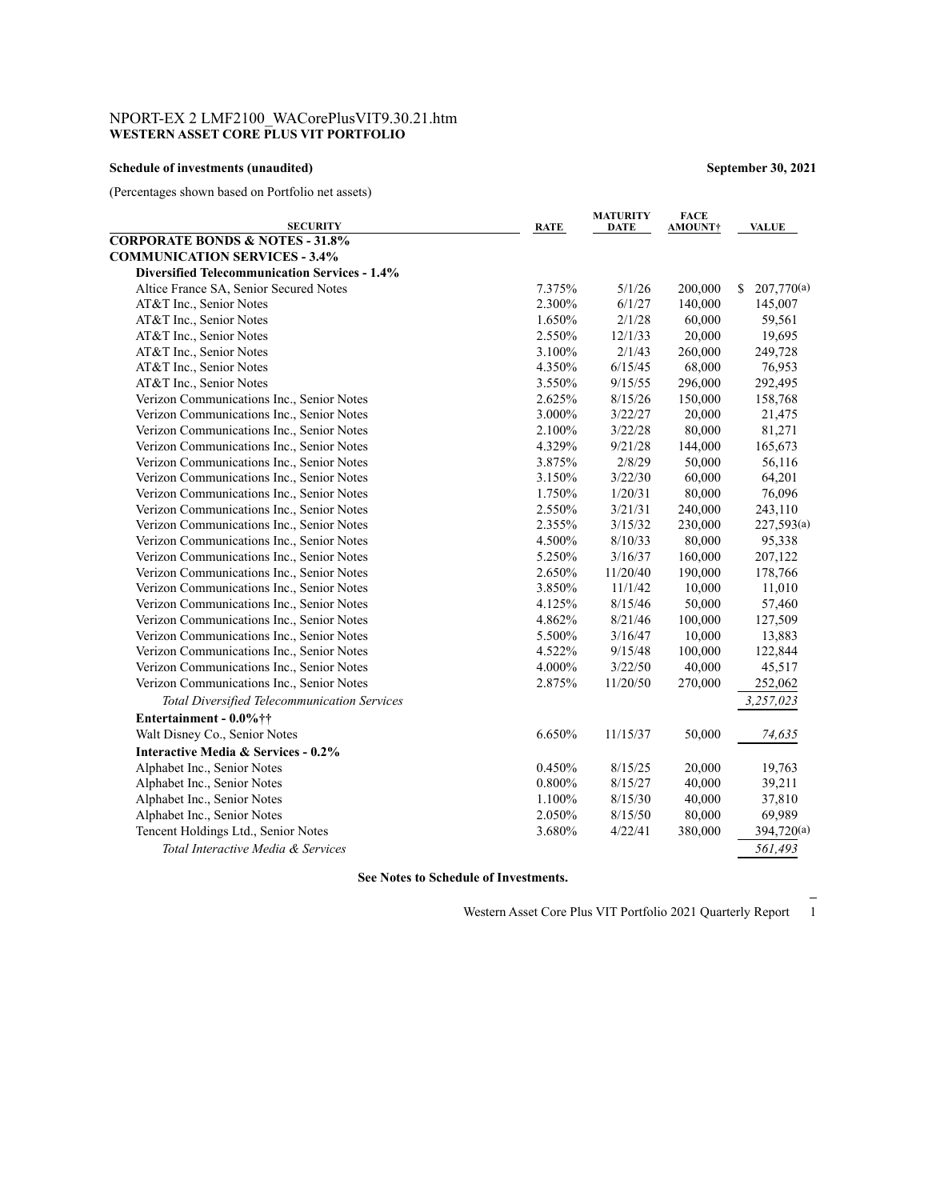NPORT-EX 2 LMF2100_WACorePlusVIT9.30.21.htm
**WESTERN ASSET CORE PLUS VIT PORTFOLIO**

**Schedule of investments (unaudited)** **September 30, 2021**

(Percentages shown based on Portfolio net assets)

| SECURITY | RATE | MATURITY DATE | FACE AMOUNT† | VALUE |
|---|---|---|---|---|
| **CORPORATE BONDS & NOTES - 31.8%** | | | | |
| **COMMUNICATION SERVICES - 3.4%** | | | | |
| **Diversified Telecommunication Services - 1.4%** | | | | |
| Altice France SA, Senior Secured Notes | 7.375% | 5/1/26 | 200,000 | $ 207,770(a) |
| AT&T Inc., Senior Notes | 2.300% | 6/1/27 | 140,000 | 145,007 |
| AT&T Inc., Senior Notes | 1.650% | 2/1/28 | 60,000 | 59,561 |
| AT&T Inc., Senior Notes | 2.550% | 12/1/33 | 20,000 | 19,695 |
| AT&T Inc., Senior Notes | 3.100% | 2/1/43 | 260,000 | 249,728 |
| AT&T Inc., Senior Notes | 4.350% | 6/15/45 | 68,000 | 76,953 |
| AT&T Inc., Senior Notes | 3.550% | 9/15/55 | 296,000 | 292,495 |
| Verizon Communications Inc., Senior Notes | 2.625% | 8/15/26 | 150,000 | 158,768 |
| Verizon Communications Inc., Senior Notes | 3.000% | 3/22/27 | 20,000 | 21,475 |
| Verizon Communications Inc., Senior Notes | 2.100% | 3/22/28 | 80,000 | 81,271 |
| Verizon Communications Inc., Senior Notes | 4.329% | 9/21/28 | 144,000 | 165,673 |
| Verizon Communications Inc., Senior Notes | 3.875% | 2/8/29 | 50,000 | 56,116 |
| Verizon Communications Inc., Senior Notes | 3.150% | 3/22/30 | 60,000 | 64,201 |
| Verizon Communications Inc., Senior Notes | 1.750% | 1/20/31 | 80,000 | 76,096 |
| Verizon Communications Inc., Senior Notes | 2.550% | 3/21/31 | 240,000 | 243,110 |
| Verizon Communications Inc., Senior Notes | 2.355% | 3/15/32 | 230,000 | 227,593(a) |
| Verizon Communications Inc., Senior Notes | 4.500% | 8/10/33 | 80,000 | 95,338 |
| Verizon Communications Inc., Senior Notes | 5.250% | 3/16/37 | 160,000 | 207,122 |
| Verizon Communications Inc., Senior Notes | 2.650% | 11/20/40 | 190,000 | 178,766 |
| Verizon Communications Inc., Senior Notes | 3.850% | 11/1/42 | 10,000 | 11,010 |
| Verizon Communications Inc., Senior Notes | 4.125% | 8/15/46 | 50,000 | 57,460 |
| Verizon Communications Inc., Senior Notes | 4.862% | 8/21/46 | 100,000 | 127,509 |
| Verizon Communications Inc., Senior Notes | 5.500% | 3/16/47 | 10,000 | 13,883 |
| Verizon Communications Inc., Senior Notes | 4.522% | 9/15/48 | 100,000 | 122,844 |
| Verizon Communications Inc., Senior Notes | 4.000% | 3/22/50 | 40,000 | 45,517 |
| Verizon Communications Inc., Senior Notes | 2.875% | 11/20/50 | 270,000 | 252,062 |
| *Total Diversified Telecommunication Services* | | | | *3,257,023* |
| **Entertainment - 0.0%††** | | | | |
| Walt Disney Co., Senior Notes | 6.650% | 11/15/37 | 50,000 | *74,635* |
| **Interactive Media & Services - 0.2%** | | | | |
| Alphabet Inc., Senior Notes | 0.450% | 8/15/25 | 20,000 | 19,763 |
| Alphabet Inc., Senior Notes | 0.800% | 8/15/27 | 40,000 | 39,211 |
| Alphabet Inc., Senior Notes | 1.100% | 8/15/30 | 40,000 | 37,810 |
| Alphabet Inc., Senior Notes | 2.050% | 8/15/50 | 80,000 | 69,989 |
| Tencent Holdings Ltd., Senior Notes | 3.680% | 4/22/41 | 380,000 | 394,720(a) |
| *Total Interactive Media & Services* | | | | *561,493* |

**See Notes to Schedule of Investments.**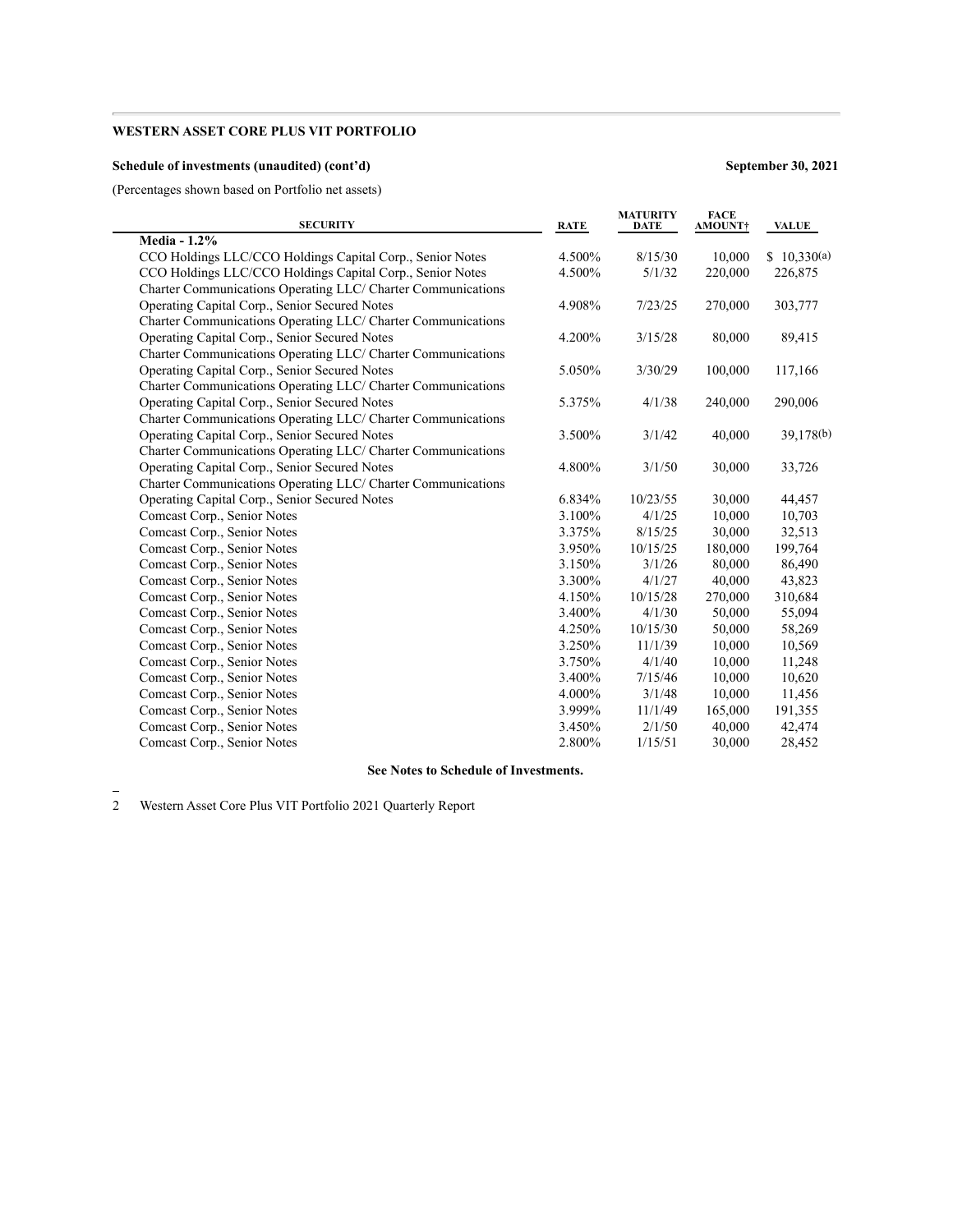**WESTERN ASSET CORE PLUS VIT PORTFOLIO**

**Schedule of investments (unaudited) (cont'd)**

**September 30, 2021**

(Percentages shown based on Portfolio net assets)

| SECURITY | RATE | MATURITY DATE | FACE AMOUNT† | VALUE |
|---|---|---|---|---|
| **Media - 1.2%** | | | | |
| CCO Holdings LLC/CCO Holdings Capital Corp., Senior Notes | 4.500% | 8/15/30 | 10,000 | $ 10,330(a) |
| CCO Holdings LLC/CCO Holdings Capital Corp., Senior Notes | 4.500% | 5/1/32 | 220,000 | 226,875 |
| Charter Communications Operating LLC/ Charter Communications Operating Capital Corp., Senior Secured Notes | 4.908% | 7/23/25 | 270,000 | 303,777 |
| Charter Communications Operating LLC/ Charter Communications Operating Capital Corp., Senior Secured Notes | 4.200% | 3/15/28 | 80,000 | 89,415 |
| Charter Communications Operating LLC/ Charter Communications Operating Capital Corp., Senior Secured Notes | 5.050% | 3/30/29 | 100,000 | 117,166 |
| Charter Communications Operating LLC/ Charter Communications Operating Capital Corp., Senior Secured Notes | 5.375% | 4/1/38 | 240,000 | 290,006 |
| Charter Communications Operating LLC/ Charter Communications Operating Capital Corp., Senior Secured Notes | 3.500% | 3/1/42 | 40,000 | 39,178(b) |
| Charter Communications Operating LLC/ Charter Communications Operating Capital Corp., Senior Secured Notes | 4.800% | 3/1/50 | 30,000 | 33,726 |
| Charter Communications Operating LLC/ Charter Communications Operating Capital Corp., Senior Secured Notes | 6.834% | 10/23/55 | 30,000 | 44,457 |
| Comcast Corp., Senior Notes | 3.100% | 4/1/25 | 10,000 | 10,703 |
| Comcast Corp., Senior Notes | 3.375% | 8/15/25 | 30,000 | 32,513 |
| Comcast Corp., Senior Notes | 3.950% | 10/15/25 | 180,000 | 199,764 |
| Comcast Corp., Senior Notes | 3.150% | 3/1/26 | 80,000 | 86,490 |
| Comcast Corp., Senior Notes | 3.300% | 4/1/27 | 40,000 | 43,823 |
| Comcast Corp., Senior Notes | 4.150% | 10/15/28 | 270,000 | 310,684 |
| Comcast Corp., Senior Notes | 3.400% | 4/1/30 | 50,000 | 55,094 |
| Comcast Corp., Senior Notes | 4.250% | 10/15/30 | 50,000 | 58,269 |
| Comcast Corp., Senior Notes | 3.250% | 11/1/39 | 10,000 | 10,569 |
| Comcast Corp., Senior Notes | 3.750% | 4/1/40 | 10,000 | 11,248 |
| Comcast Corp., Senior Notes | 3.400% | 7/15/46 | 10,000 | 10,620 |
| Comcast Corp., Senior Notes | 4.000% | 3/1/48 | 10,000 | 11,456 |
| Comcast Corp., Senior Notes | 3.999% | 11/1/49 | 165,000 | 191,355 |
| Comcast Corp., Senior Notes | 3.450% | 2/1/50 | 40,000 | 42,474 |
| Comcast Corp., Senior Notes | 2.800% | 1/15/51 | 30,000 | 28,452 |

**See Notes to Schedule of Investments.**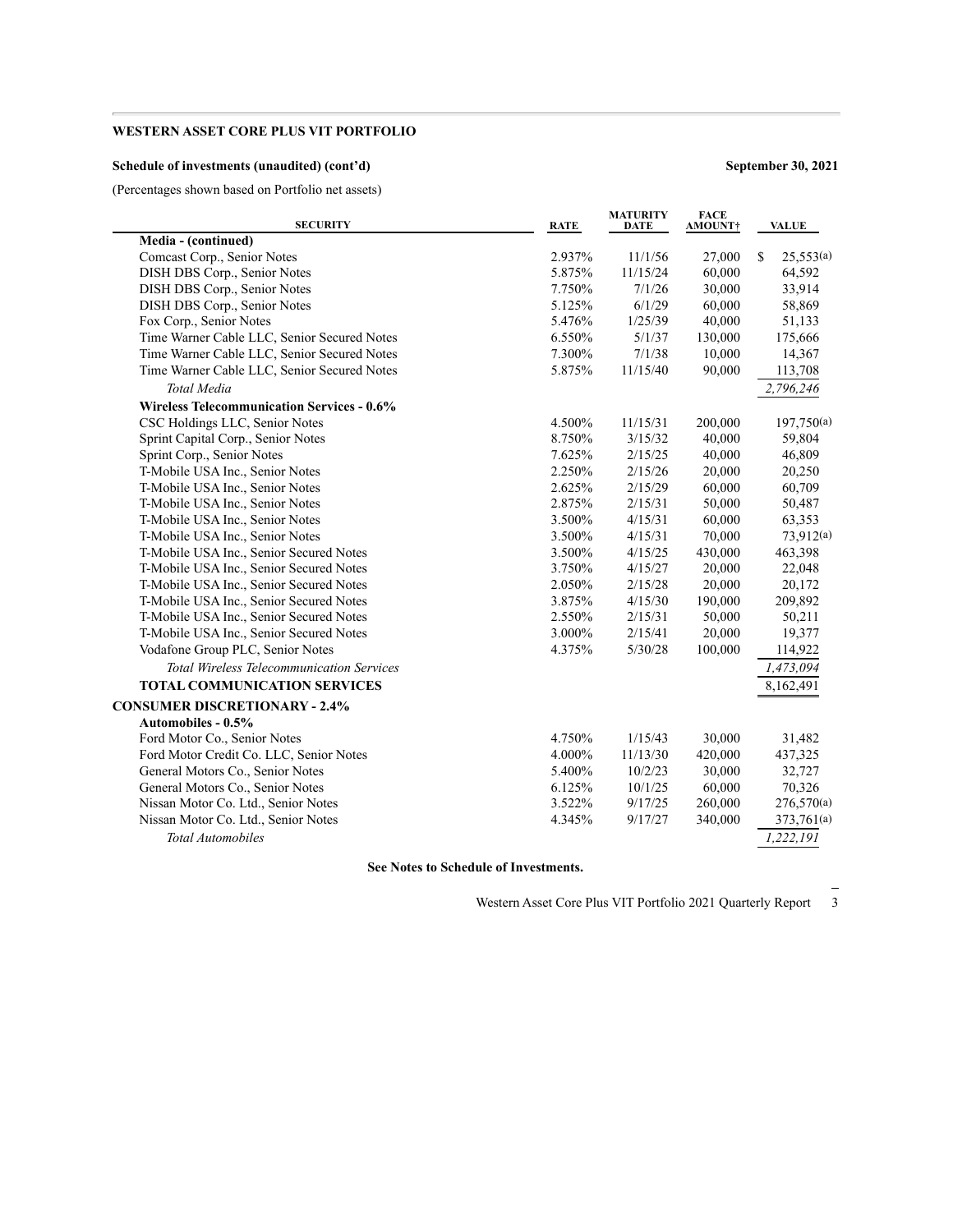**WESTERN ASSET CORE PLUS VIT PORTFOLIO**

**Schedule of investments (unaudited) (cont'd)** **September 30, 2021**

(Percentages shown based on Portfolio net assets)

| SECURITY | RATE | MATURITY DATE | FACE AMOUNT† | VALUE |
|---|---|---|---|---|
| **Media - (continued)** | | | | |
| Comcast Corp., Senior Notes | 2.937% | 11/1/56 | 27,000 | $ 25,553(a) |
| DISH DBS Corp., Senior Notes | 5.875% | 11/15/24 | 60,000 | 64,592 |
| DISH DBS Corp., Senior Notes | 7.750% | 7/1/26 | 30,000 | 33,914 |
| DISH DBS Corp., Senior Notes | 5.125% | 6/1/29 | 60,000 | 58,869 |
| Fox Corp., Senior Notes | 5.476% | 1/25/39 | 40,000 | 51,133 |
| Time Warner Cable LLC, Senior Secured Notes | 6.550% | 5/1/37 | 130,000 | 175,666 |
| Time Warner Cable LLC, Senior Secured Notes | 7.300% | 7/1/38 | 10,000 | 14,367 |
| Time Warner Cable LLC, Senior Secured Notes | 5.875% | 11/15/40 | 90,000 | 113,708 |
| *Total Media* | | | | *2,796,246* |
| **Wireless Telecommunication Services - 0.6%** | | | | |
| CSC Holdings LLC, Senior Notes | 4.500% | 11/15/31 | 200,000 | 197,750(a) |
| Sprint Capital Corp., Senior Notes | 8.750% | 3/15/32 | 40,000 | 59,804 |
| Sprint Corp., Senior Notes | 7.625% | 2/15/25 | 40,000 | 46,809 |
| T-Mobile USA Inc., Senior Notes | 2.250% | 2/15/26 | 20,000 | 20,250 |
| T-Mobile USA Inc., Senior Notes | 2.625% | 2/15/29 | 60,000 | 60,709 |
| T-Mobile USA Inc., Senior Notes | 2.875% | 2/15/31 | 50,000 | 50,487 |
| T-Mobile USA Inc., Senior Notes | 3.500% | 4/15/31 | 60,000 | 63,353 |
| T-Mobile USA Inc., Senior Notes | 3.500% | 4/15/31 | 70,000 | 73,912(a) |
| T-Mobile USA Inc., Senior Secured Notes | 3.500% | 4/15/25 | 430,000 | 463,398 |
| T-Mobile USA Inc., Senior Secured Notes | 3.750% | 4/15/27 | 20,000 | 22,048 |
| T-Mobile USA Inc., Senior Secured Notes | 2.050% | 2/15/28 | 20,000 | 20,172 |
| T-Mobile USA Inc., Senior Secured Notes | 3.875% | 4/15/30 | 190,000 | 209,892 |
| T-Mobile USA Inc., Senior Secured Notes | 2.550% | 2/15/31 | 50,000 | 50,211 |
| T-Mobile USA Inc., Senior Secured Notes | 3.000% | 2/15/41 | 20,000 | 19,377 |
| Vodafone Group PLC, Senior Notes | 4.375% | 5/30/28 | 100,000 | 114,922 |
| *Total Wireless Telecommunication Services* | | | | *1,473,094* |
| **TOTAL COMMUNICATION SERVICES** | | | | 8,162,491 |
| **CONSUMER DISCRETIONARY - 2.4%** | | | | |
| **Automobiles - 0.5%** | | | | |
| Ford Motor Co., Senior Notes | 4.750% | 1/15/43 | 30,000 | 31,482 |
| Ford Motor Credit Co. LLC, Senior Notes | 4.000% | 11/13/30 | 420,000 | 437,325 |
| General Motors Co., Senior Notes | 5.400% | 10/2/23 | 30,000 | 32,727 |
| General Motors Co., Senior Notes | 6.125% | 10/1/25 | 60,000 | 70,326 |
| Nissan Motor Co. Ltd., Senior Notes | 3.522% | 9/17/25 | 260,000 | 276,570(a) |
| Nissan Motor Co. Ltd., Senior Notes | 4.345% | 9/17/27 | 340,000 | 373,761(a) |
| *Total Automobiles* | | | | *1,222,191* |

**See Notes to Schedule of Investments.**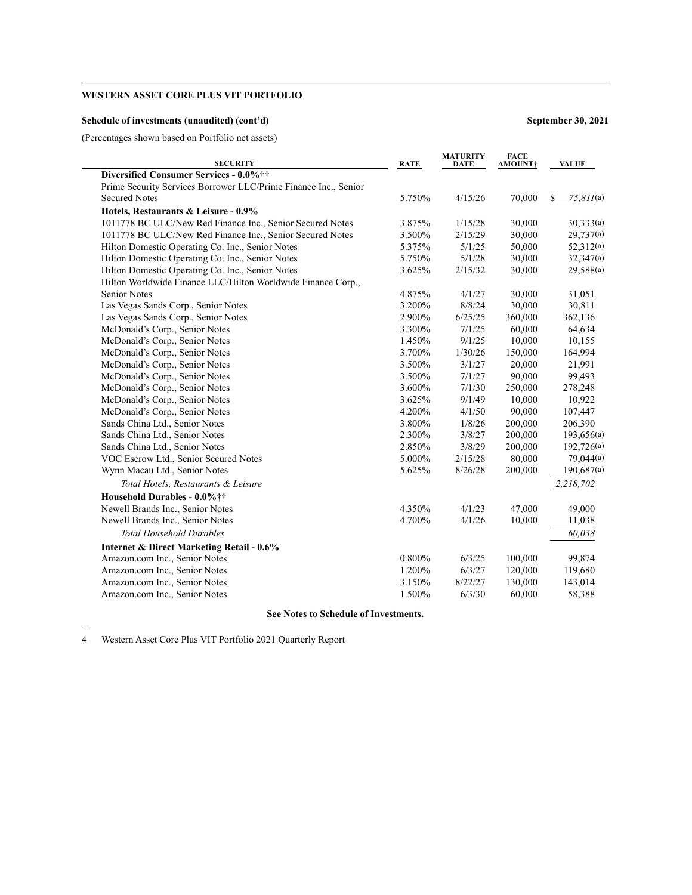**WESTERN ASSET CORE PLUS VIT PORTFOLIO**

**Schedule of investments (unaudited) (cont'd)** **September 30, 2021**

(Percentages shown based on Portfolio net assets)

| SECURITY | RATE | MATURITY DATE | FACE AMOUNT† | VALUE |
|---|---|---|---|---|
| **Diversified Consumer Services - 0.0%††** | | | | |
| Prime Security Services Borrower LLC/Prime Finance Inc., Senior Secured Notes | 5.750% | 4/15/26 | 70,000 | $ *75,811*(a) |
| **Hotels, Restaurants & Leisure - 0.9%** | | | | |
| 1011778 BC ULC/New Red Finance Inc., Senior Secured Notes | 3.875% | 1/15/28 | 30,000 | 30,333(a) |
| 1011778 BC ULC/New Red Finance Inc., Senior Secured Notes | 3.500% | 2/15/29 | 30,000 | 29,737(a) |
| Hilton Domestic Operating Co. Inc., Senior Notes | 5.375% | 5/1/25 | 50,000 | 52,312(a) |
| Hilton Domestic Operating Co. Inc., Senior Notes | 5.750% | 5/1/28 | 30,000 | 32,347(a) |
| Hilton Domestic Operating Co. Inc., Senior Notes | 3.625% | 2/15/32 | 30,000 | 29,588(a) |
| Hilton Worldwide Finance LLC/Hilton Worldwide Finance Corp., Senior Notes | 4.875% | 4/1/27 | 30,000 | 31,051 |
| Las Vegas Sands Corp., Senior Notes | 3.200% | 8/8/24 | 30,000 | 30,811 |
| Las Vegas Sands Corp., Senior Notes | 2.900% | 6/25/25 | 360,000 | 362,136 |
| McDonald's Corp., Senior Notes | 3.300% | 7/1/25 | 60,000 | 64,634 |
| McDonald's Corp., Senior Notes | 1.450% | 9/1/25 | 10,000 | 10,155 |
| McDonald's Corp., Senior Notes | 3.700% | 1/30/26 | 150,000 | 164,994 |
| McDonald's Corp., Senior Notes | 3.500% | 3/1/27 | 20,000 | 21,991 |
| McDonald's Corp., Senior Notes | 3.500% | 7/1/27 | 90,000 | 99,493 |
| McDonald's Corp., Senior Notes | 3.600% | 7/1/30 | 250,000 | 278,248 |
| McDonald's Corp., Senior Notes | 3.625% | 9/1/49 | 10,000 | 10,922 |
| McDonald's Corp., Senior Notes | 4.200% | 4/1/50 | 90,000 | 107,447 |
| Sands China Ltd., Senior Notes | 3.800% | 1/8/26 | 200,000 | 206,390 |
| Sands China Ltd., Senior Notes | 2.300% | 3/8/27 | 200,000 | 193,656(a) |
| Sands China Ltd., Senior Notes | 2.850% | 3/8/29 | 200,000 | 192,726(a) |
| VOC Escrow Ltd., Senior Secured Notes | 5.000% | 2/15/28 | 80,000 | 79,044(a) |
| Wynn Macau Ltd., Senior Notes | 5.625% | 8/26/28 | 200,000 | 190,687(a) |
| *Total Hotels, Restaurants & Leisure* | | | | *2,218,702* |
| **Household Durables - 0.0%††** | | | | |
| Newell Brands Inc., Senior Notes | 4.350% | 4/1/23 | 47,000 | 49,000 |
| Newell Brands Inc., Senior Notes | 4.700% | 4/1/26 | 10,000 | 11,038 |
| *Total Household Durables* | | | | *60,038* |
| **Internet & Direct Marketing Retail - 0.6%** | | | | |
| Amazon.com Inc., Senior Notes | 0.800% | 6/3/25 | 100,000 | 99,874 |
| Amazon.com Inc., Senior Notes | 1.200% | 6/3/27 | 120,000 | 119,680 |
| Amazon.com Inc., Senior Notes | 3.150% | 8/22/27 | 130,000 | 143,014 |
| Amazon.com Inc., Senior Notes | 1.500% | 6/3/30 | 60,000 | 58,388 |

**See Notes to Schedule of Investments.**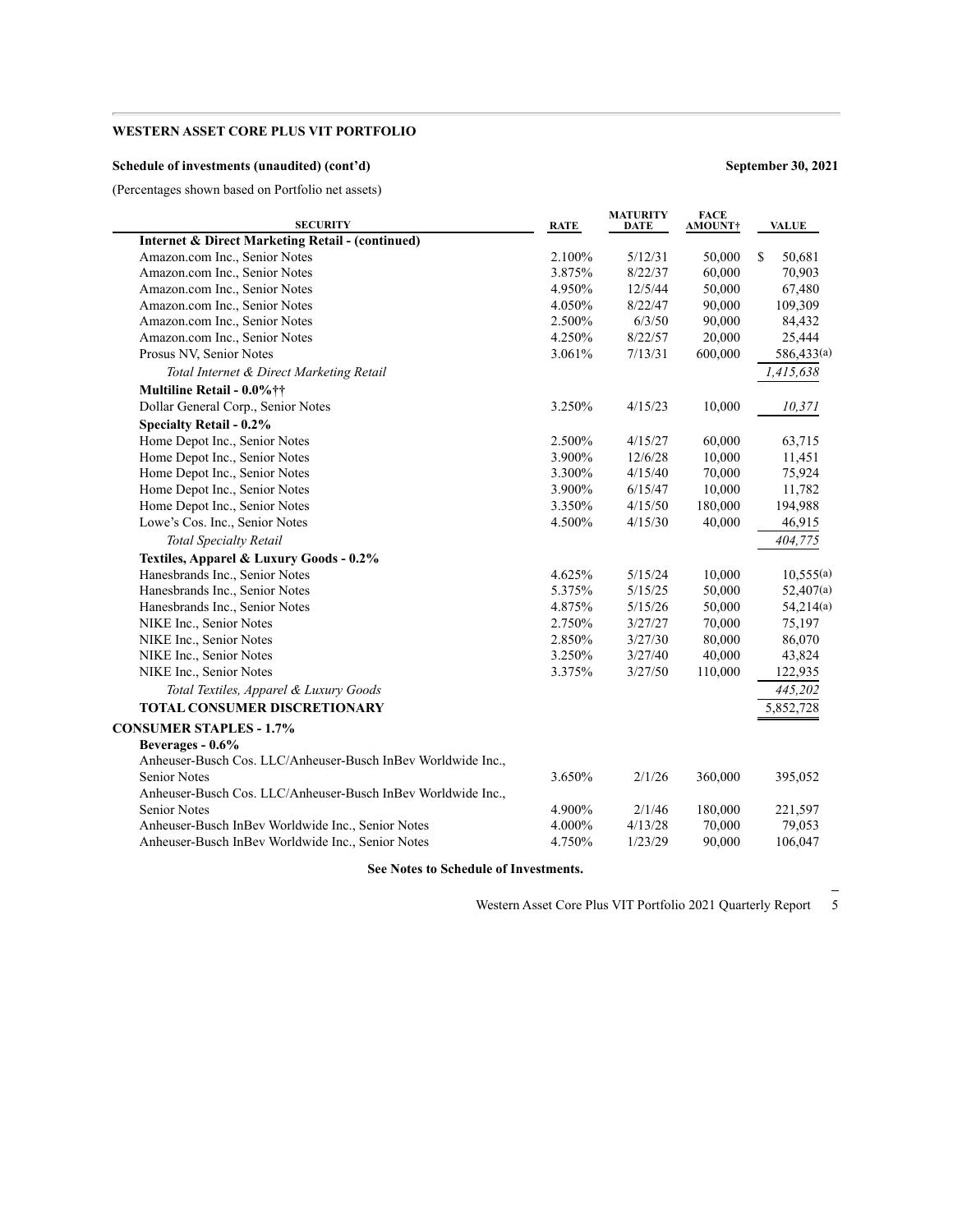**WESTERN ASSET CORE PLUS VIT PORTFOLIO**

**Schedule of investments (unaudited) (cont'd)** **September 30, 2021**

(Percentages shown based on Portfolio net assets)

| SECURITY | RATE | MATURITY DATE | FACE AMOUNT† | VALUE |
|---|---|---|---|---|
| **Internet & Direct Marketing Retail - (continued)** | | | | |
| Amazon.com Inc., Senior Notes | 2.100% | 5/12/31 | 50,000 | $ 50,681 |
| Amazon.com Inc., Senior Notes | 3.875% | 8/22/37 | 60,000 | 70,903 |
| Amazon.com Inc., Senior Notes | 4.950% | 12/5/44 | 50,000 | 67,480 |
| Amazon.com Inc., Senior Notes | 4.050% | 8/22/47 | 90,000 | 109,309 |
| Amazon.com Inc., Senior Notes | 2.500% | 6/3/50 | 90,000 | 84,432 |
| Amazon.com Inc., Senior Notes | 4.250% | 8/22/57 | 20,000 | 25,444 |
| Prosus NV, Senior Notes | 3.061% | 7/13/31 | 600,000 | 586,433(a) |
| *Total Internet & Direct Marketing Retail* | | | | *1,415,638* |
| **Multiline Retail - 0.0%††** | | | | |
| Dollar General Corp., Senior Notes | 3.250% | 4/15/23 | 10,000 | *10,371* |
| **Specialty Retail - 0.2%** | | | | |
| Home Depot Inc., Senior Notes | 2.500% | 4/15/27 | 60,000 | 63,715 |
| Home Depot Inc., Senior Notes | 3.900% | 12/6/28 | 10,000 | 11,451 |
| Home Depot Inc., Senior Notes | 3.300% | 4/15/40 | 70,000 | 75,924 |
| Home Depot Inc., Senior Notes | 3.900% | 6/15/47 | 10,000 | 11,782 |
| Home Depot Inc., Senior Notes | 3.350% | 4/15/50 | 180,000 | 194,988 |
| Lowe's Cos. Inc., Senior Notes | 4.500% | 4/15/30 | 40,000 | 46,915 |
| *Total Specialty Retail* | | | | *404,775* |
| **Textiles, Apparel & Luxury Goods - 0.2%** | | | | |
| Hanesbrands Inc., Senior Notes | 4.625% | 5/15/24 | 10,000 | 10,555(a) |
| Hanesbrands Inc., Senior Notes | 5.375% | 5/15/25 | 50,000 | 52,407(a) |
| Hanesbrands Inc., Senior Notes | 4.875% | 5/15/26 | 50,000 | 54,214(a) |
| NIKE Inc., Senior Notes | 2.750% | 3/27/27 | 70,000 | 75,197 |
| NIKE Inc., Senior Notes | 2.850% | 3/27/30 | 80,000 | 86,070 |
| NIKE Inc., Senior Notes | 3.250% | 3/27/40 | 40,000 | 43,824 |
| NIKE Inc., Senior Notes | 3.375% | 3/27/50 | 110,000 | 122,935 |
| *Total Textiles, Apparel & Luxury Goods* | | | | *445,202* |
| **TOTAL CONSUMER DISCRETIONARY** | | | | 5,852,728 |
| **CONSUMER STAPLES - 1.7%** | | | | |
| **Beverages - 0.6%** | | | | |
| Anheuser-Busch Cos. LLC/Anheuser-Busch InBev Worldwide Inc., Senior Notes | 3.650% | 2/1/26 | 360,000 | 395,052 |
| Anheuser-Busch Cos. LLC/Anheuser-Busch InBev Worldwide Inc., Senior Notes | 4.900% | 2/1/46 | 180,000 | 221,597 |
| Anheuser-Busch InBev Worldwide Inc., Senior Notes | 4.000% | 4/13/28 | 70,000 | 79,053 |
| Anheuser-Busch InBev Worldwide Inc., Senior Notes | 4.750% | 1/23/29 | 90,000 | 106,047 |

**See Notes to Schedule of Investments.**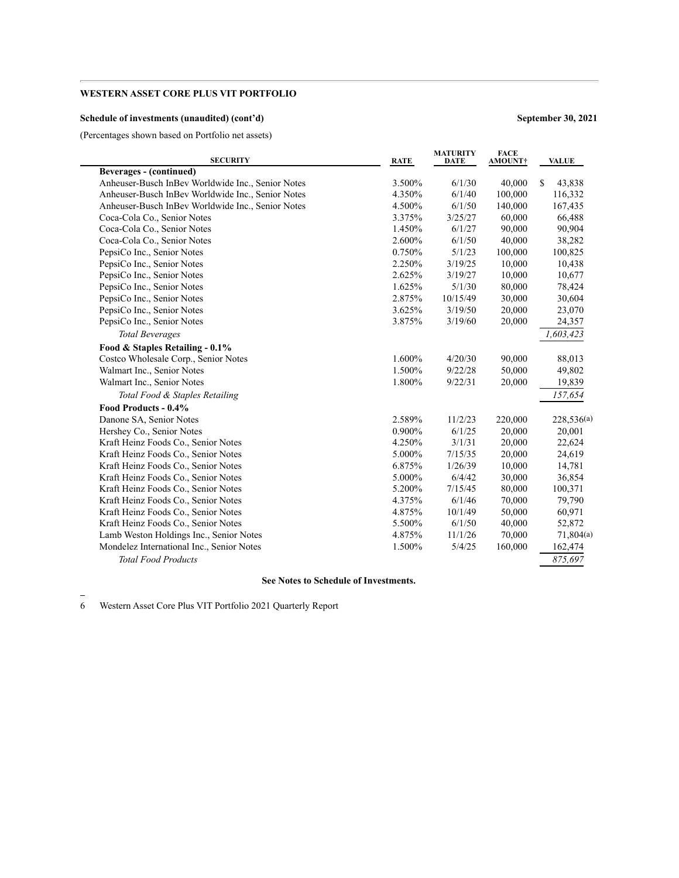**WESTERN ASSET CORE PLUS VIT PORTFOLIO**

**Schedule of investments (unaudited) (cont'd)** **September 30, 2021**

(Percentages shown based on Portfolio net assets)

| SECURITY | RATE | MATURITY DATE | FACE AMOUNT† | VALUE |
|---|---|---|---|---|
| **Beverages - (continued)** | | | | |
| Anheuser-Busch InBev Worldwide Inc., Senior Notes | 3.500% | 6/1/30 | 40,000 | $ 43,838 |
| Anheuser-Busch InBev Worldwide Inc., Senior Notes | 4.350% | 6/1/40 | 100,000 | 116,332 |
| Anheuser-Busch InBev Worldwide Inc., Senior Notes | 4.500% | 6/1/50 | 140,000 | 167,435 |
| Coca-Cola Co., Senior Notes | 3.375% | 3/25/27 | 60,000 | 66,488 |
| Coca-Cola Co., Senior Notes | 1.450% | 6/1/27 | 90,000 | 90,904 |
| Coca-Cola Co., Senior Notes | 2.600% | 6/1/50 | 40,000 | 38,282 |
| PepsiCo Inc., Senior Notes | 0.750% | 5/1/23 | 100,000 | 100,825 |
| PepsiCo Inc., Senior Notes | 2.250% | 3/19/25 | 10,000 | 10,438 |
| PepsiCo Inc., Senior Notes | 2.625% | 3/19/27 | 10,000 | 10,677 |
| PepsiCo Inc., Senior Notes | 1.625% | 5/1/30 | 80,000 | 78,424 |
| PepsiCo Inc., Senior Notes | 2.875% | 10/15/49 | 30,000 | 30,604 |
| PepsiCo Inc., Senior Notes | 3.625% | 3/19/50 | 20,000 | 23,070 |
| PepsiCo Inc., Senior Notes | 3.875% | 3/19/60 | 20,000 | 24,357 |
| *Total Beverages* | | | | *1,603,423* |
| **Food & Staples Retailing - 0.1%** | | | | |
| Costco Wholesale Corp., Senior Notes | 1.600% | 4/20/30 | 90,000 | 88,013 |
| Walmart Inc., Senior Notes | 1.500% | 9/22/28 | 50,000 | 49,802 |
| Walmart Inc., Senior Notes | 1.800% | 9/22/31 | 20,000 | 19,839 |
| *Total Food & Staples Retailing* | | | | *157,654* |
| **Food Products - 0.4%** | | | | |
| Danone SA, Senior Notes | 2.589% | 11/2/23 | 220,000 | 228,536(a) |
| Hershey Co., Senior Notes | 0.900% | 6/1/25 | 20,000 | 20,001 |
| Kraft Heinz Foods Co., Senior Notes | 4.250% | 3/1/31 | 20,000 | 22,624 |
| Kraft Heinz Foods Co., Senior Notes | 5.000% | 7/15/35 | 20,000 | 24,619 |
| Kraft Heinz Foods Co., Senior Notes | 6.875% | 1/26/39 | 10,000 | 14,781 |
| Kraft Heinz Foods Co., Senior Notes | 5.000% | 6/4/42 | 30,000 | 36,854 |
| Kraft Heinz Foods Co., Senior Notes | 5.200% | 7/15/45 | 80,000 | 100,371 |
| Kraft Heinz Foods Co., Senior Notes | 4.375% | 6/1/46 | 70,000 | 79,790 |
| Kraft Heinz Foods Co., Senior Notes | 4.875% | 10/1/49 | 50,000 | 60,971 |
| Kraft Heinz Foods Co., Senior Notes | 5.500% | 6/1/50 | 40,000 | 52,872 |
| Lamb Weston Holdings Inc., Senior Notes | 4.875% | 11/1/26 | 70,000 | 71,804(a) |
| Mondelez International Inc., Senior Notes | 1.500% | 5/4/25 | 160,000 | 162,474 |
| *Total Food Products* | | | | *875,697* |

**See Notes to Schedule of Investments.**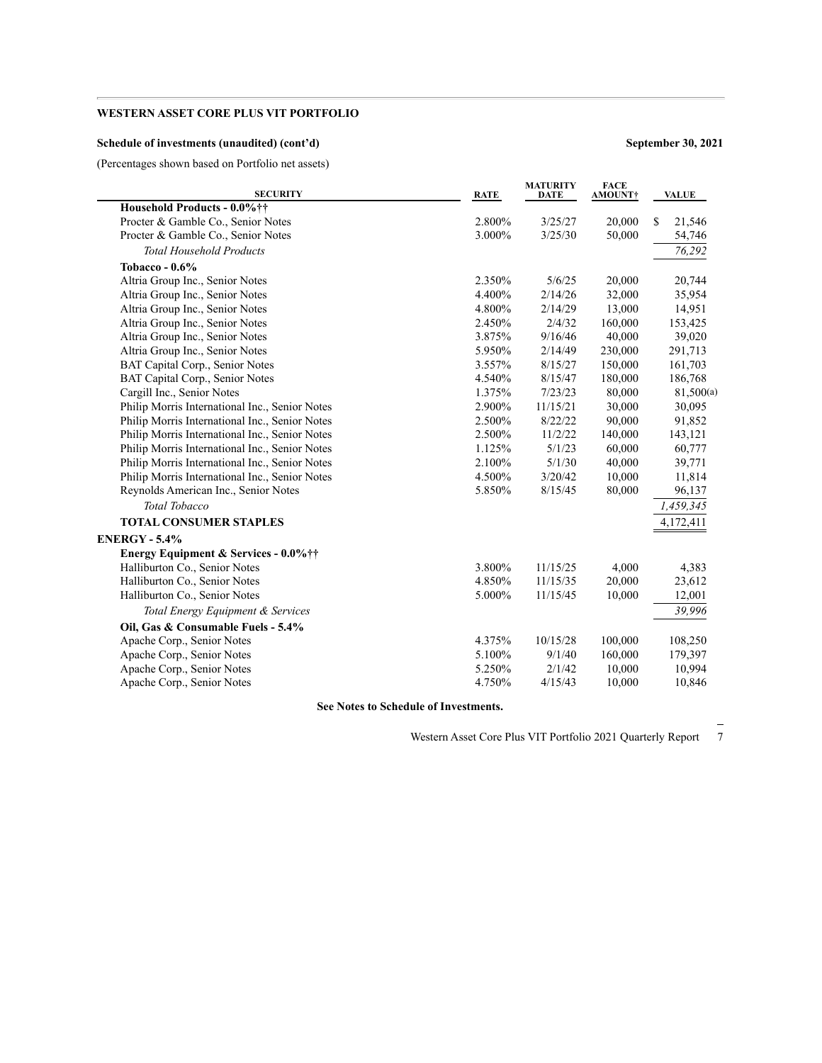**WESTERN ASSET CORE PLUS VIT PORTFOLIO**

**Schedule of investments (unaudited) (cont'd)** **September 30, 2021**

(Percentages shown based on Portfolio net assets)

| SECURITY | RATE | MATURITY DATE | FACE AMOUNT† | VALUE |
|---|---|---|---|---|
| **Household Products - 0.0%††** | | | | |
| Procter & Gamble Co., Senior Notes | 2.800% | 3/25/27 | 20,000 | $ 21,546 |
| Procter & Gamble Co., Senior Notes | 3.000% | 3/25/30 | 50,000 | 54,746 |
| *Total Household Products* | | | | *76,292* |
| **Tobacco - 0.6%** | | | | |
| Altria Group Inc., Senior Notes | 2.350% | 5/6/25 | 20,000 | 20,744 |
| Altria Group Inc., Senior Notes | 4.400% | 2/14/26 | 32,000 | 35,954 |
| Altria Group Inc., Senior Notes | 4.800% | 2/14/29 | 13,000 | 14,951 |
| Altria Group Inc., Senior Notes | 2.450% | 2/4/32 | 160,000 | 153,425 |
| Altria Group Inc., Senior Notes | 3.875% | 9/16/46 | 40,000 | 39,020 |
| Altria Group Inc., Senior Notes | 5.950% | 2/14/49 | 230,000 | 291,713 |
| BAT Capital Corp., Senior Notes | 3.557% | 8/15/27 | 150,000 | 161,703 |
| BAT Capital Corp., Senior Notes | 4.540% | 8/15/47 | 180,000 | 186,768 |
| Cargill Inc., Senior Notes | 1.375% | 7/23/23 | 80,000 | 81,500(a) |
| Philip Morris International Inc., Senior Notes | 2.900% | 11/15/21 | 30,000 | 30,095 |
| Philip Morris International Inc., Senior Notes | 2.500% | 8/22/22 | 90,000 | 91,852 |
| Philip Morris International Inc., Senior Notes | 2.500% | 11/2/22 | 140,000 | 143,121 |
| Philip Morris International Inc., Senior Notes | 1.125% | 5/1/23 | 60,000 | 60,777 |
| Philip Morris International Inc., Senior Notes | 2.100% | 5/1/30 | 40,000 | 39,771 |
| Philip Morris International Inc., Senior Notes | 4.500% | 3/20/42 | 10,000 | 11,814 |
| Reynolds American Inc., Senior Notes | 5.850% | 8/15/45 | 80,000 | 96,137 |
| *Total Tobacco* | | | | *1,459,345* |
| **TOTAL CONSUMER STAPLES** | | | | 4,172,411 |
| **ENERGY - 5.4%** | | | | |
| **Energy Equipment & Services - 0.0%††** | | | | |
| Halliburton Co., Senior Notes | 3.800% | 11/15/25 | 4,000 | 4,383 |
| Halliburton Co., Senior Notes | 4.850% | 11/15/35 | 20,000 | 23,612 |
| Halliburton Co., Senior Notes | 5.000% | 11/15/45 | 10,000 | 12,001 |
| *Total Energy Equipment & Services* | | | | *39,996* |
| **Oil, Gas & Consumable Fuels - 5.4%** | | | | |
| Apache Corp., Senior Notes | 4.375% | 10/15/28 | 100,000 | 108,250 |
| Apache Corp., Senior Notes | 5.100% | 9/1/40 | 160,000 | 179,397 |
| Apache Corp., Senior Notes | 5.250% | 2/1/42 | 10,000 | 10,994 |
| Apache Corp., Senior Notes | 4.750% | 4/15/43 | 10,000 | 10,846 |

**See Notes to Schedule of Investments.**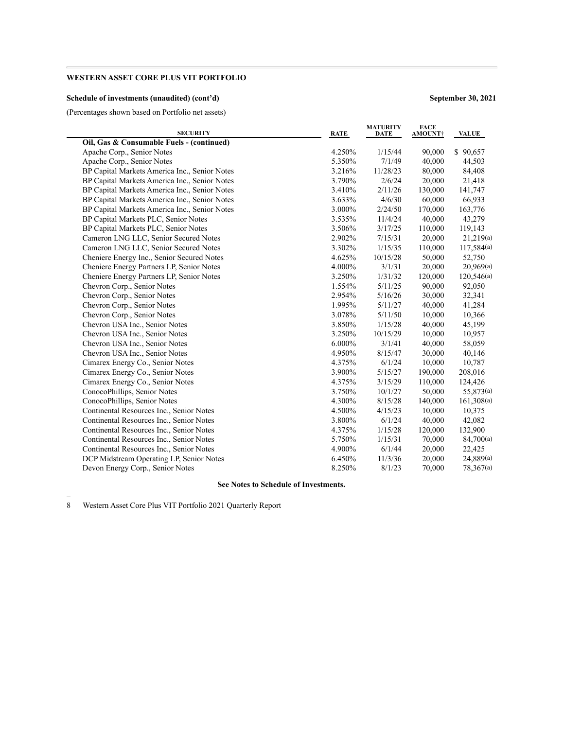**WESTERN ASSET CORE PLUS VIT PORTFOLIO**

**Schedule of investments (unaudited) (cont'd)** **September 30, 2021**

(Percentages shown based on Portfolio net assets)

| SECURITY | RATE | MATURITY DATE | FACE AMOUNT† | VALUE |
|---|---|---|---|---|
| **Oil, Gas & Consumable Fuels - (continued)** | | | | |
| Apache Corp., Senior Notes | 4.250% | 1/15/44 | 90,000 | $ 90,657 |
| Apache Corp., Senior Notes | 5.350% | 7/1/49 | 40,000 | 44,503 |
| BP Capital Markets America Inc., Senior Notes | 3.216% | 11/28/23 | 80,000 | 84,408 |
| BP Capital Markets America Inc., Senior Notes | 3.790% | 2/6/24 | 20,000 | 21,418 |
| BP Capital Markets America Inc., Senior Notes | 3.410% | 2/11/26 | 130,000 | 141,747 |
| BP Capital Markets America Inc., Senior Notes | 3.633% | 4/6/30 | 60,000 | 66,933 |
| BP Capital Markets America Inc., Senior Notes | 3.000% | 2/24/50 | 170,000 | 163,776 |
| BP Capital Markets PLC, Senior Notes | 3.535% | 11/4/24 | 40,000 | 43,279 |
| BP Capital Markets PLC, Senior Notes | 3.506% | 3/17/25 | 110,000 | 119,143 |
| Cameron LNG LLC, Senior Secured Notes | 2.902% | 7/15/31 | 20,000 | 21,219(a) |
| Cameron LNG LLC, Senior Secured Notes | 3.302% | 1/15/35 | 110,000 | 117,584(a) |
| Cheniere Energy Inc., Senior Secured Notes | 4.625% | 10/15/28 | 50,000 | 52,750 |
| Cheniere Energy Partners LP, Senior Notes | 4.000% | 3/1/31 | 20,000 | 20,969(a) |
| Cheniere Energy Partners LP, Senior Notes | 3.250% | 1/31/32 | 120,000 | 120,546(a) |
| Chevron Corp., Senior Notes | 1.554% | 5/11/25 | 90,000 | 92,050 |
| Chevron Corp., Senior Notes | 2.954% | 5/16/26 | 30,000 | 32,341 |
| Chevron Corp., Senior Notes | 1.995% | 5/11/27 | 40,000 | 41,284 |
| Chevron Corp., Senior Notes | 3.078% | 5/11/50 | 10,000 | 10,366 |
| Chevron USA Inc., Senior Notes | 3.850% | 1/15/28 | 40,000 | 45,199 |
| Chevron USA Inc., Senior Notes | 3.250% | 10/15/29 | 10,000 | 10,957 |
| Chevron USA Inc., Senior Notes | 6.000% | 3/1/41 | 40,000 | 58,059 |
| Chevron USA Inc., Senior Notes | 4.950% | 8/15/47 | 30,000 | 40,146 |
| Cimarex Energy Co., Senior Notes | 4.375% | 6/1/24 | 10,000 | 10,787 |
| Cimarex Energy Co., Senior Notes | 3.900% | 5/15/27 | 190,000 | 208,016 |
| Cimarex Energy Co., Senior Notes | 4.375% | 3/15/29 | 110,000 | 124,426 |
| ConocoPhillips, Senior Notes | 3.750% | 10/1/27 | 50,000 | 55,873(a) |
| ConocoPhillips, Senior Notes | 4.300% | 8/15/28 | 140,000 | 161,308(a) |
| Continental Resources Inc., Senior Notes | 4.500% | 4/15/23 | 10,000 | 10,375 |
| Continental Resources Inc., Senior Notes | 3.800% | 6/1/24 | 40,000 | 42,082 |
| Continental Resources Inc., Senior Notes | 4.375% | 1/15/28 | 120,000 | 132,900 |
| Continental Resources Inc., Senior Notes | 5.750% | 1/15/31 | 70,000 | 84,700(a) |
| Continental Resources Inc., Senior Notes | 4.900% | 6/1/44 | 20,000 | 22,425 |
| DCP Midstream Operating LP, Senior Notes | 6.450% | 11/3/36 | 20,000 | 24,889(a) |
| Devon Energy Corp., Senior Notes | 8.250% | 8/1/23 | 70,000 | 78,367(a) |

**See Notes to Schedule of Investments.**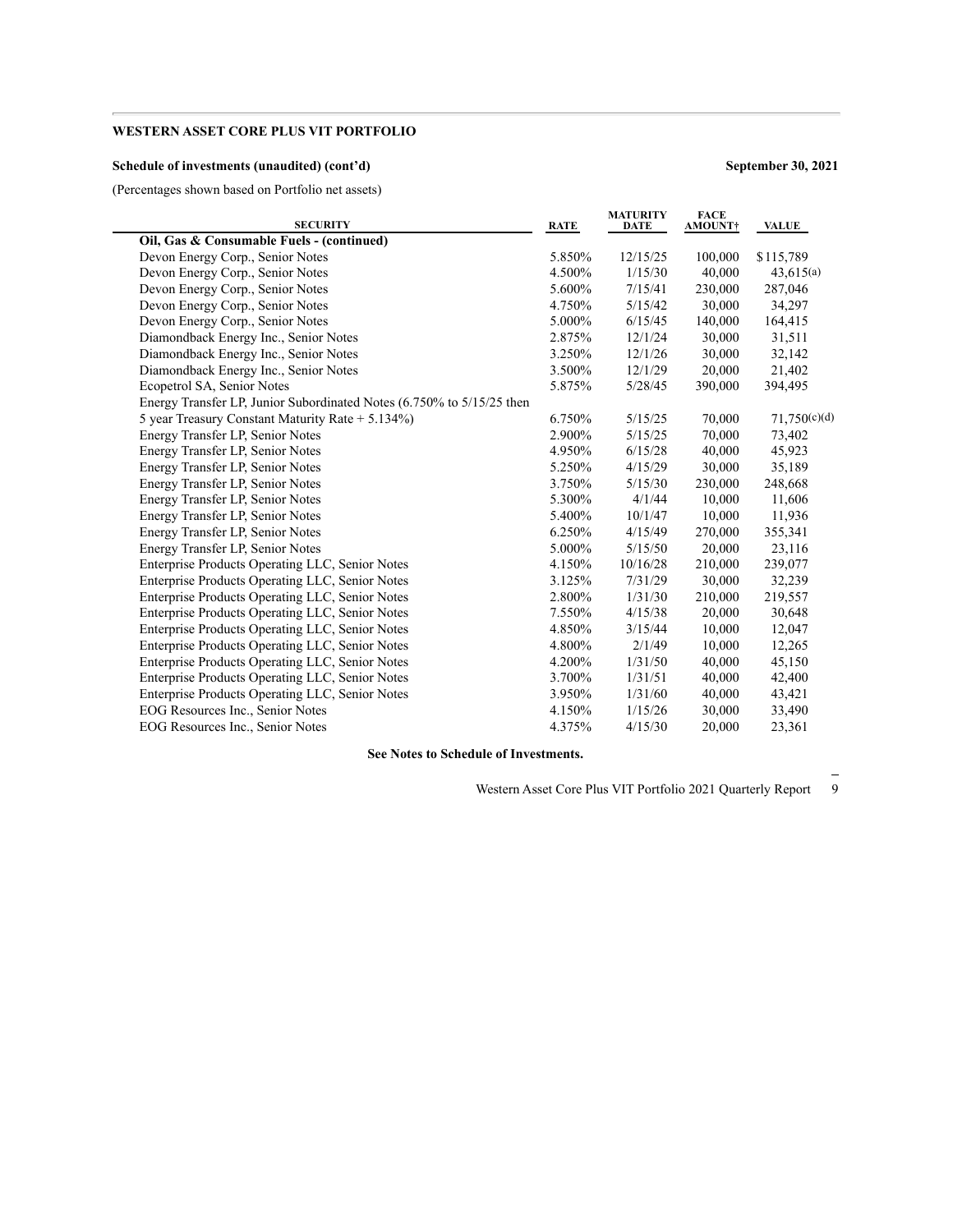**WESTERN ASSET CORE PLUS VIT PORTFOLIO**

**Schedule of investments (unaudited) (cont'd)** **September 30, 2021**

(Percentages shown based on Portfolio net assets)

| SECURITY | RATE | MATURITY DATE | FACE AMOUNT† | VALUE |
|---|---|---|---|---|
| **Oil, Gas & Consumable Fuels - (continued)** | | | | |
| Devon Energy Corp., Senior Notes | 5.850% | 12/15/25 | 100,000 | $115,789 |
| Devon Energy Corp., Senior Notes | 4.500% | 1/15/30 | 40,000 | 43,615(a) |
| Devon Energy Corp., Senior Notes | 5.600% | 7/15/41 | 230,000 | 287,046 |
| Devon Energy Corp., Senior Notes | 4.750% | 5/15/42 | 30,000 | 34,297 |
| Devon Energy Corp., Senior Notes | 5.000% | 6/15/45 | 140,000 | 164,415 |
| Diamondback Energy Inc., Senior Notes | 2.875% | 12/1/24 | 30,000 | 31,511 |
| Diamondback Energy Inc., Senior Notes | 3.250% | 12/1/26 | 30,000 | 32,142 |
| Diamondback Energy Inc., Senior Notes | 3.500% | 12/1/29 | 20,000 | 21,402 |
| Ecopetrol SA, Senior Notes | 5.875% | 5/28/45 | 390,000 | 394,495 |
| Energy Transfer LP, Junior Subordinated Notes (6.750% to 5/15/25 then 5 year Treasury Constant Maturity Rate + 5.134%) | 6.750% | 5/15/25 | 70,000 | 71,750(c)(d) |
| Energy Transfer LP, Senior Notes | 2.900% | 5/15/25 | 70,000 | 73,402 |
| Energy Transfer LP, Senior Notes | 4.950% | 6/15/28 | 40,000 | 45,923 |
| Energy Transfer LP, Senior Notes | 5.250% | 4/15/29 | 30,000 | 35,189 |
| Energy Transfer LP, Senior Notes | 3.750% | 5/15/30 | 230,000 | 248,668 |
| Energy Transfer LP, Senior Notes | 5.300% | 4/1/44 | 10,000 | 11,606 |
| Energy Transfer LP, Senior Notes | 5.400% | 10/1/47 | 10,000 | 11,936 |
| Energy Transfer LP, Senior Notes | 6.250% | 4/15/49 | 270,000 | 355,341 |
| Energy Transfer LP, Senior Notes | 5.000% | 5/15/50 | 20,000 | 23,116 |
| Enterprise Products Operating LLC, Senior Notes | 4.150% | 10/16/28 | 210,000 | 239,077 |
| Enterprise Products Operating LLC, Senior Notes | 3.125% | 7/31/29 | 30,000 | 32,239 |
| Enterprise Products Operating LLC, Senior Notes | 2.800% | 1/31/30 | 210,000 | 219,557 |
| Enterprise Products Operating LLC, Senior Notes | 7.550% | 4/15/38 | 20,000 | 30,648 |
| Enterprise Products Operating LLC, Senior Notes | 4.850% | 3/15/44 | 10,000 | 12,047 |
| Enterprise Products Operating LLC, Senior Notes | 4.800% | 2/1/49 | 10,000 | 12,265 |
| Enterprise Products Operating LLC, Senior Notes | 4.200% | 1/31/50 | 40,000 | 45,150 |
| Enterprise Products Operating LLC, Senior Notes | 3.700% | 1/31/51 | 40,000 | 42,400 |
| Enterprise Products Operating LLC, Senior Notes | 3.950% | 1/31/60 | 40,000 | 43,421 |
| EOG Resources Inc., Senior Notes | 4.150% | 1/15/26 | 30,000 | 33,490 |
| EOG Resources Inc., Senior Notes | 4.375% | 4/15/30 | 20,000 | 23,361 |

**See Notes to Schedule of Investments.**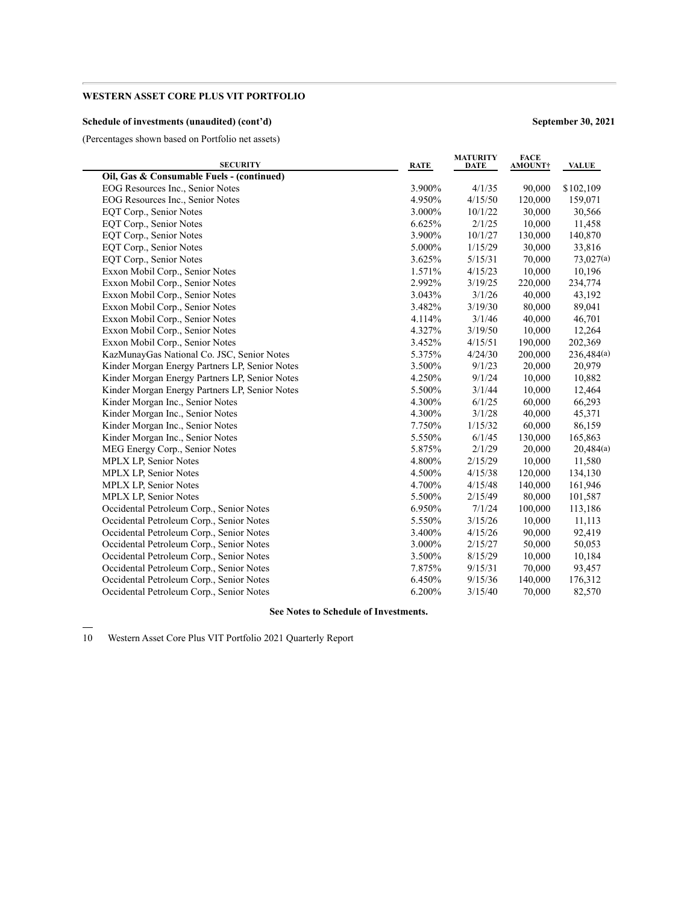**WESTERN ASSET CORE PLUS VIT PORTFOLIO**

**Schedule of investments (unaudited) (cont'd)** **September 30, 2021**

(Percentages shown based on Portfolio net assets)

| SECURITY | RATE | MATURITY DATE | FACE AMOUNT† | VALUE |
|---|---|---|---|---|
| **Oil, Gas & Consumable Fuels - (continued)** | | | | |
| EOG Resources Inc., Senior Notes | 3.900% | 4/1/35 | 90,000 | $102,109 |
| EOG Resources Inc., Senior Notes | 4.950% | 4/15/50 | 120,000 | 159,071 |
| EQT Corp., Senior Notes | 3.000% | 10/1/22 | 30,000 | 30,566 |
| EQT Corp., Senior Notes | 6.625% | 2/1/25 | 10,000 | 11,458 |
| EQT Corp., Senior Notes | 3.900% | 10/1/27 | 130,000 | 140,870 |
| EQT Corp., Senior Notes | 5.000% | 1/15/29 | 30,000 | 33,816 |
| EQT Corp., Senior Notes | 3.625% | 5/15/31 | 70,000 | 73,027(a) |
| Exxon Mobil Corp., Senior Notes | 1.571% | 4/15/23 | 10,000 | 10,196 |
| Exxon Mobil Corp., Senior Notes | 2.992% | 3/19/25 | 220,000 | 234,774 |
| Exxon Mobil Corp., Senior Notes | 3.043% | 3/1/26 | 40,000 | 43,192 |
| Exxon Mobil Corp., Senior Notes | 3.482% | 3/19/30 | 80,000 | 89,041 |
| Exxon Mobil Corp., Senior Notes | 4.114% | 3/1/46 | 40,000 | 46,701 |
| Exxon Mobil Corp., Senior Notes | 4.327% | 3/19/50 | 10,000 | 12,264 |
| Exxon Mobil Corp., Senior Notes | 3.452% | 4/15/51 | 190,000 | 202,369 |
| KazMunayGas National Co. JSC, Senior Notes | 5.375% | 4/24/30 | 200,000 | 236,484(a) |
| Kinder Morgan Energy Partners LP, Senior Notes | 3.500% | 9/1/23 | 20,000 | 20,979 |
| Kinder Morgan Energy Partners LP, Senior Notes | 4.250% | 9/1/24 | 10,000 | 10,882 |
| Kinder Morgan Energy Partners LP, Senior Notes | 5.500% | 3/1/44 | 10,000 | 12,464 |
| Kinder Morgan Inc., Senior Notes | 4.300% | 6/1/25 | 60,000 | 66,293 |
| Kinder Morgan Inc., Senior Notes | 4.300% | 3/1/28 | 40,000 | 45,371 |
| Kinder Morgan Inc., Senior Notes | 7.750% | 1/15/32 | 60,000 | 86,159 |
| Kinder Morgan Inc., Senior Notes | 5.550% | 6/1/45 | 130,000 | 165,863 |
| MEG Energy Corp., Senior Notes | 5.875% | 2/1/29 | 20,000 | 20,484(a) |
| MPLX LP, Senior Notes | 4.800% | 2/15/29 | 10,000 | 11,580 |
| MPLX LP, Senior Notes | 4.500% | 4/15/38 | 120,000 | 134,130 |
| MPLX LP, Senior Notes | 4.700% | 4/15/48 | 140,000 | 161,946 |
| MPLX LP, Senior Notes | 5.500% | 2/15/49 | 80,000 | 101,587 |
| Occidental Petroleum Corp., Senior Notes | 6.950% | 7/1/24 | 100,000 | 113,186 |
| Occidental Petroleum Corp., Senior Notes | 5.550% | 3/15/26 | 10,000 | 11,113 |
| Occidental Petroleum Corp., Senior Notes | 3.400% | 4/15/26 | 90,000 | 92,419 |
| Occidental Petroleum Corp., Senior Notes | 3.000% | 2/15/27 | 50,000 | 50,053 |
| Occidental Petroleum Corp., Senior Notes | 3.500% | 8/15/29 | 10,000 | 10,184 |
| Occidental Petroleum Corp., Senior Notes | 7.875% | 9/15/31 | 70,000 | 93,457 |
| Occidental Petroleum Corp., Senior Notes | 6.450% | 9/15/36 | 140,000 | 176,312 |
| Occidental Petroleum Corp., Senior Notes | 6.200% | 3/15/40 | 70,000 | 82,570 |

**See Notes to Schedule of Investments.**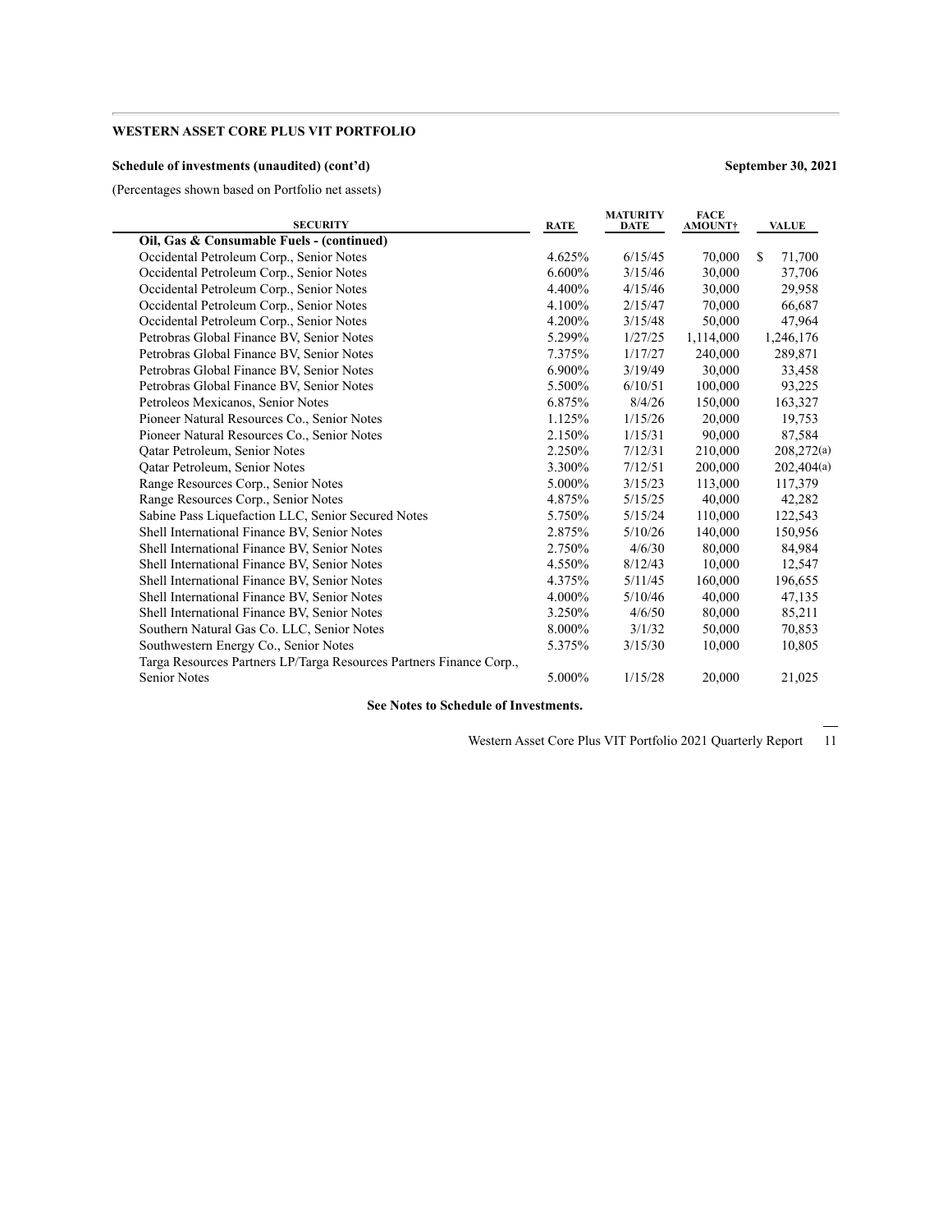**WESTERN ASSET CORE PLUS VIT PORTFOLIO**

**Schedule of investments (unaudited) (cont'd)** **September 30, 2021**

(Percentages shown based on Portfolio net assets)

| SECURITY | RATE | MATURITY DATE | FACE AMOUNT† | VALUE |
|---|---|---|---|---|
| **Oil, Gas & Consumable Fuels - (continued)** | | | | |
| Occidental Petroleum Corp., Senior Notes | 4.625% | 6/15/45 | 70,000 | $ 71,700 |
| Occidental Petroleum Corp., Senior Notes | 6.600% | 3/15/46 | 30,000 | 37,706 |
| Occidental Petroleum Corp., Senior Notes | 4.400% | 4/15/46 | 30,000 | 29,958 |
| Occidental Petroleum Corp., Senior Notes | 4.100% | 2/15/47 | 70,000 | 66,687 |
| Occidental Petroleum Corp., Senior Notes | 4.200% | 3/15/48 | 50,000 | 47,964 |
| Petrobras Global Finance BV, Senior Notes | 5.299% | 1/27/25 | 1,114,000 | 1,246,176 |
| Petrobras Global Finance BV, Senior Notes | 7.375% | 1/17/27 | 240,000 | 289,871 |
| Petrobras Global Finance BV, Senior Notes | 6.900% | 3/19/49 | 30,000 | 33,458 |
| Petrobras Global Finance BV, Senior Notes | 5.500% | 6/10/51 | 100,000 | 93,225 |
| Petroleos Mexicanos, Senior Notes | 6.875% | 8/4/26 | 150,000 | 163,327 |
| Pioneer Natural Resources Co., Senior Notes | 1.125% | 1/15/26 | 20,000 | 19,753 |
| Pioneer Natural Resources Co., Senior Notes | 2.150% | 1/15/31 | 90,000 | 87,584 |
| Qatar Petroleum, Senior Notes | 2.250% | 7/12/31 | 210,000 | 208,272(a) |
| Qatar Petroleum, Senior Notes | 3.300% | 7/12/51 | 200,000 | 202,404(a) |
| Range Resources Corp., Senior Notes | 5.000% | 3/15/23 | 113,000 | 117,379 |
| Range Resources Corp., Senior Notes | 4.875% | 5/15/25 | 40,000 | 42,282 |
| Sabine Pass Liquefaction LLC, Senior Secured Notes | 5.750% | 5/15/24 | 110,000 | 122,543 |
| Shell International Finance BV, Senior Notes | 2.875% | 5/10/26 | 140,000 | 150,956 |
| Shell International Finance BV, Senior Notes | 2.750% | 4/6/30 | 80,000 | 84,984 |
| Shell International Finance BV, Senior Notes | 4.550% | 8/12/43 | 10,000 | 12,547 |
| Shell International Finance BV, Senior Notes | 4.375% | 5/11/45 | 160,000 | 196,655 |
| Shell International Finance BV, Senior Notes | 4.000% | 5/10/46 | 40,000 | 47,135 |
| Shell International Finance BV, Senior Notes | 3.250% | 4/6/50 | 80,000 | 85,211 |
| Southern Natural Gas Co. LLC, Senior Notes | 8.000% | 3/1/32 | 50,000 | 70,853 |
| Southwestern Energy Co., Senior Notes | 5.375% | 3/15/30 | 10,000 | 10,805 |
| Targa Resources Partners LP/Targa Resources Partners Finance Corp., Senior Notes | 5.000% | 1/15/28 | 20,000 | 21,025 |

**See Notes to Schedule of Investments.**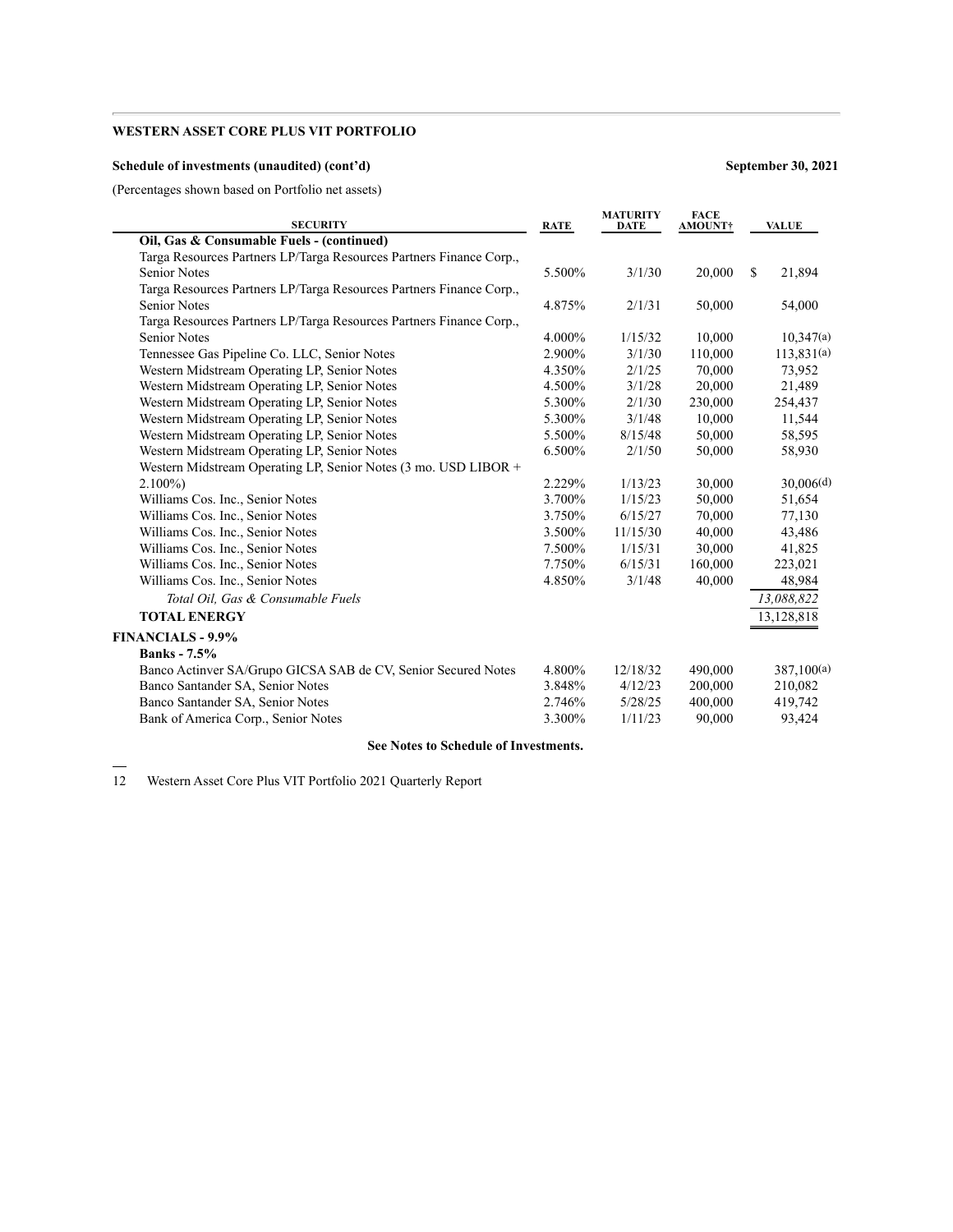**WESTERN ASSET CORE PLUS VIT PORTFOLIO**

**Schedule of investments (unaudited) (cont'd)** **September 30, 2021**

(Percentages shown based on Portfolio net assets)

| SECURITY | RATE | MATURITY DATE | FACE AMOUNT† | VALUE |
|---|---|---|---|---|
| **Oil, Gas & Consumable Fuels - (continued)** | | | | |
| Targa Resources Partners LP/Targa Resources Partners Finance Corp., Senior Notes | 5.500% | 3/1/30 | 20,000 | $ 21,894 |
| Targa Resources Partners LP/Targa Resources Partners Finance Corp., Senior Notes | 4.875% | 2/1/31 | 50,000 | 54,000 |
| Targa Resources Partners LP/Targa Resources Partners Finance Corp., Senior Notes | 4.000% | 1/15/32 | 10,000 | 10,347(a) |
| Tennessee Gas Pipeline Co. LLC, Senior Notes | 2.900% | 3/1/30 | 110,000 | 113,831(a) |
| Western Midstream Operating LP, Senior Notes | 4.350% | 2/1/25 | 70,000 | 73,952 |
| Western Midstream Operating LP, Senior Notes | 4.500% | 3/1/28 | 20,000 | 21,489 |
| Western Midstream Operating LP, Senior Notes | 5.300% | 2/1/30 | 230,000 | 254,437 |
| Western Midstream Operating LP, Senior Notes | 5.300% | 3/1/48 | 10,000 | 11,544 |
| Western Midstream Operating LP, Senior Notes | 5.500% | 8/15/48 | 50,000 | 58,595 |
| Western Midstream Operating LP, Senior Notes | 6.500% | 2/1/50 | 50,000 | 58,930 |
| Western Midstream Operating LP, Senior Notes (3 mo. USD LIBOR + 2.100%) | 2.229% | 1/13/23 | 30,000 | 30,006(d) |
| Williams Cos. Inc., Senior Notes | 3.700% | 1/15/23 | 50,000 | 51,654 |
| Williams Cos. Inc., Senior Notes | 3.750% | 6/15/27 | 70,000 | 77,130 |
| Williams Cos. Inc., Senior Notes | 3.500% | 11/15/30 | 40,000 | 43,486 |
| Williams Cos. Inc., Senior Notes | 7.500% | 1/15/31 | 30,000 | 41,825 |
| Williams Cos. Inc., Senior Notes | 7.750% | 6/15/31 | 160,000 | 223,021 |
| Williams Cos. Inc., Senior Notes | 4.850% | 3/1/48 | 40,000 | 48,984 |
| *Total Oil, Gas & Consumable Fuels* | | | | *13,088,822* |
| **TOTAL ENERGY** | | | | 13,128,818 |
| **FINANCIALS - 9.9%** | | | | |
| **Banks - 7.5%** | | | | |
| Banco Actinver SA/Grupo GICSA SAB de CV, Senior Secured Notes | 4.800% | 12/18/32 | 490,000 | 387,100(a) |
| Banco Santander SA, Senior Notes | 3.848% | 4/12/23 | 200,000 | 210,082 |
| Banco Santander SA, Senior Notes | 2.746% | 5/28/25 | 400,000 | 419,742 |
| Bank of America Corp., Senior Notes | 3.300% | 1/11/23 | 90,000 | 93,424 |

**See Notes to Schedule of Investments.**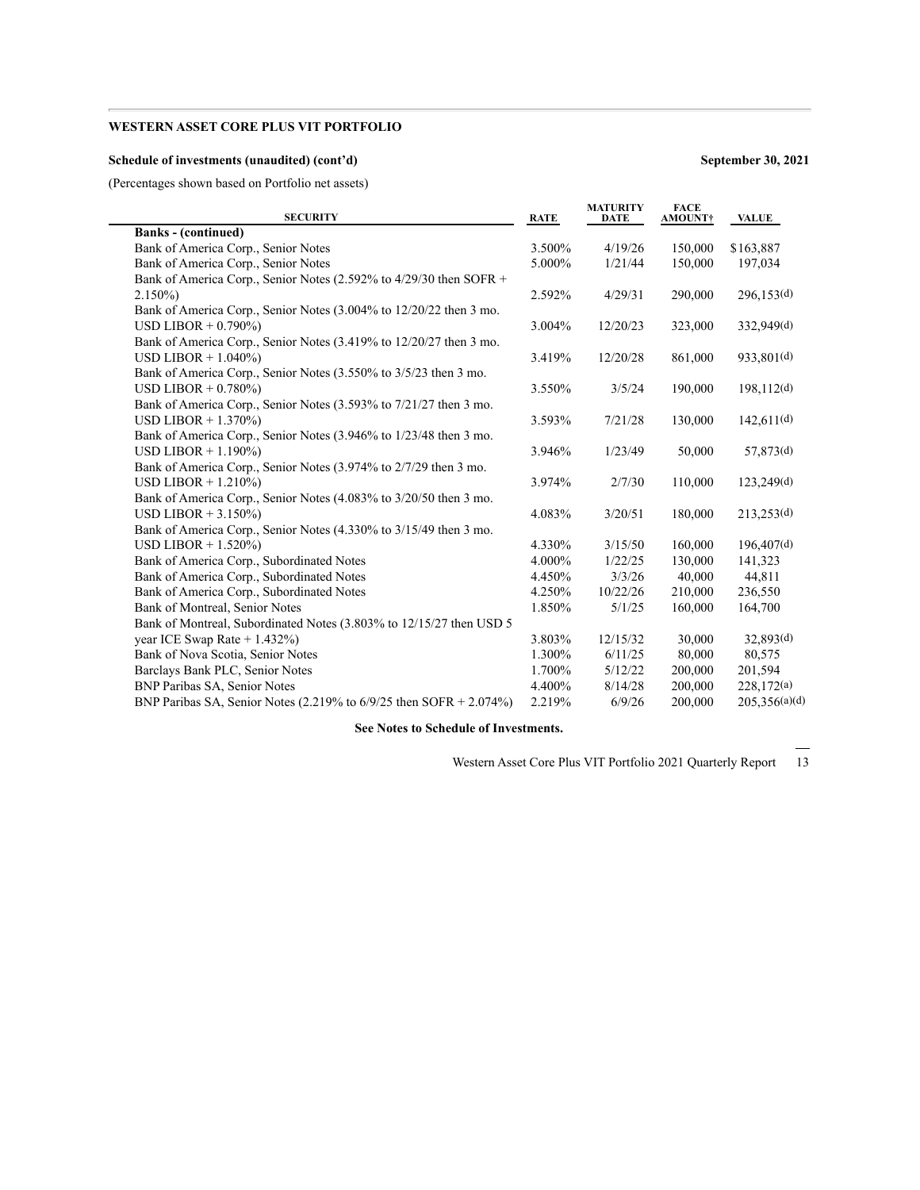**WESTERN ASSET CORE PLUS VIT PORTFOLIO**

**Schedule of investments (unaudited) (cont'd)** **September 30, 2021**

(Percentages shown based on Portfolio net assets)

| SECURITY | RATE | MATURITY DATE | FACE AMOUNT† | VALUE |
|---|---|---|---|---|
| **Banks - (continued)** | | | | |
| Bank of America Corp., Senior Notes | 3.500% | 4/19/26 | 150,000 | $163,887 |
| Bank of America Corp., Senior Notes | 5.000% | 1/21/44 | 150,000 | 197,034 |
| Bank of America Corp., Senior Notes (2.592% to 4/29/30 then SOFR + 2.150%) | 2.592% | 4/29/31 | 290,000 | 296,153(d) |
| Bank of America Corp., Senior Notes (3.004% to 12/20/22 then 3 mo. USD LIBOR + 0.790%) | 3.004% | 12/20/23 | 323,000 | 332,949(d) |
| Bank of America Corp., Senior Notes (3.419% to 12/20/27 then 3 mo. USD LIBOR + 1.040%) | 3.419% | 12/20/28 | 861,000 | 933,801(d) |
| Bank of America Corp., Senior Notes (3.550% to 3/5/23 then 3 mo. USD LIBOR + 0.780%) | 3.550% | 3/5/24 | 190,000 | 198,112(d) |
| Bank of America Corp., Senior Notes (3.593% to 7/21/27 then 3 mo. USD LIBOR + 1.370%) | 3.593% | 7/21/28 | 130,000 | 142,611(d) |
| Bank of America Corp., Senior Notes (3.946% to 1/23/48 then 3 mo. USD LIBOR + 1.190%) | 3.946% | 1/23/49 | 50,000 | 57,873(d) |
| Bank of America Corp., Senior Notes (3.974% to 2/7/29 then 3 mo. USD LIBOR + 1.210%) | 3.974% | 2/7/30 | 110,000 | 123,249(d) |
| Bank of America Corp., Senior Notes (4.083% to 3/20/50 then 3 mo. USD LIBOR + 3.150%) | 4.083% | 3/20/51 | 180,000 | 213,253(d) |
| Bank of America Corp., Senior Notes (4.330% to 3/15/49 then 3 mo. USD LIBOR + 1.520%) | 4.330% | 3/15/50 | 160,000 | 196,407(d) |
| Bank of America Corp., Subordinated Notes | 4.000% | 1/22/25 | 130,000 | 141,323 |
| Bank of America Corp., Subordinated Notes | 4.450% | 3/3/26 | 40,000 | 44,811 |
| Bank of America Corp., Subordinated Notes | 4.250% | 10/22/26 | 210,000 | 236,550 |
| Bank of Montreal, Senior Notes | 1.850% | 5/1/25 | 160,000 | 164,700 |
| Bank of Montreal, Subordinated Notes (3.803% to 12/15/27 then USD 5 year ICE Swap Rate + 1.432%) | 3.803% | 12/15/32 | 30,000 | 32,893(d) |
| Bank of Nova Scotia, Senior Notes | 1.300% | 6/11/25 | 80,000 | 80,575 |
| Barclays Bank PLC, Senior Notes | 1.700% | 5/12/22 | 200,000 | 201,594 |
| BNP Paribas SA, Senior Notes | 4.400% | 8/14/28 | 200,000 | 228,172(a) |
| BNP Paribas SA, Senior Notes (2.219% to 6/9/25 then SOFR + 2.074%) | 2.219% | 6/9/26 | 200,000 | 205,356(a)(d) |

**See Notes to Schedule of Investments.**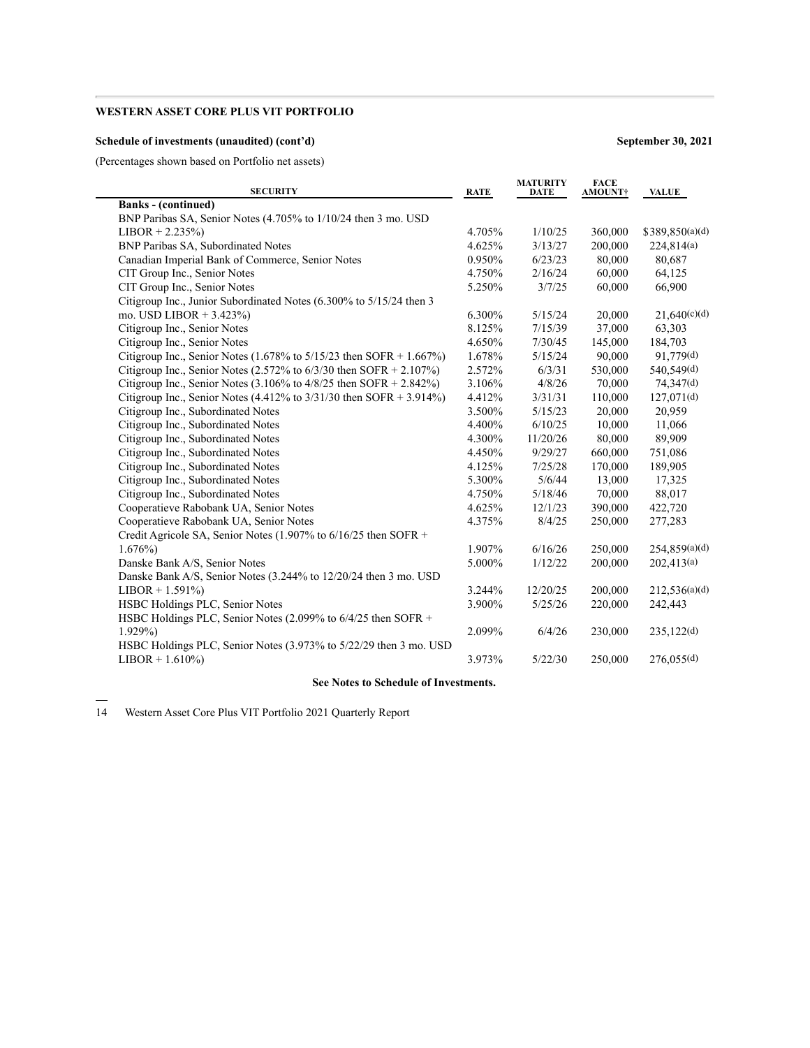**WESTERN ASSET CORE PLUS VIT PORTFOLIO**

**Schedule of investments (unaudited) (cont'd)** **September 30, 2021**

(Percentages shown based on Portfolio net assets)

| SECURITY | RATE | MATURITY DATE | FACE AMOUNT† | VALUE |
|---|---|---|---|---|
| **Banks - (continued)** | | | | |
| BNP Paribas SA, Senior Notes (4.705% to 1/10/24 then 3 mo. USD LIBOR + 2.235%) | 4.705% | 1/10/25 | 360,000 | $389,850(a)(d) |
| BNP Paribas SA, Subordinated Notes | 4.625% | 3/13/27 | 200,000 | 224,814(a) |
| Canadian Imperial Bank of Commerce, Senior Notes | 0.950% | 6/23/23 | 80,000 | 80,687 |
| CIT Group Inc., Senior Notes | 4.750% | 2/16/24 | 60,000 | 64,125 |
| CIT Group Inc., Senior Notes | 5.250% | 3/7/25 | 60,000 | 66,900 |
| Citigroup Inc., Junior Subordinated Notes (6.300% to 5/15/24 then 3 mo. USD LIBOR + 3.423%) | 6.300% | 5/15/24 | 20,000 | 21,640(c)(d) |
| Citigroup Inc., Senior Notes | 8.125% | 7/15/39 | 37,000 | 63,303 |
| Citigroup Inc., Senior Notes | 4.650% | 7/30/45 | 145,000 | 184,703 |
| Citigroup Inc., Senior Notes (1.678% to 5/15/23 then SOFR + 1.667%) | 1.678% | 5/15/24 | 90,000 | 91,779(d) |
| Citigroup Inc., Senior Notes (2.572% to 6/3/30 then SOFR + 2.107%) | 2.572% | 6/3/31 | 530,000 | 540,549(d) |
| Citigroup Inc., Senior Notes (3.106% to 4/8/25 then SOFR + 2.842%) | 3.106% | 4/8/26 | 70,000 | 74,347(d) |
| Citigroup Inc., Senior Notes (4.412% to 3/31/30 then SOFR + 3.914%) | 4.412% | 3/31/31 | 110,000 | 127,071(d) |
| Citigroup Inc., Subordinated Notes | 3.500% | 5/15/23 | 20,000 | 20,959 |
| Citigroup Inc., Subordinated Notes | 4.400% | 6/10/25 | 10,000 | 11,066 |
| Citigroup Inc., Subordinated Notes | 4.300% | 11/20/26 | 80,000 | 89,909 |
| Citigroup Inc., Subordinated Notes | 4.450% | 9/29/27 | 660,000 | 751,086 |
| Citigroup Inc., Subordinated Notes | 4.125% | 7/25/28 | 170,000 | 189,905 |
| Citigroup Inc., Subordinated Notes | 5.300% | 5/6/44 | 13,000 | 17,325 |
| Citigroup Inc., Subordinated Notes | 4.750% | 5/18/46 | 70,000 | 88,017 |
| Cooperatieve Rabobank UA, Senior Notes | 4.625% | 12/1/23 | 390,000 | 422,720 |
| Cooperatieve Rabobank UA, Senior Notes | 4.375% | 8/4/25 | 250,000 | 277,283 |
| Credit Agricole SA, Senior Notes (1.907% to 6/16/25 then SOFR + 1.676%) | 1.907% | 6/16/26 | 250,000 | 254,859(a)(d) |
| Danske Bank A/S, Senior Notes | 5.000% | 1/12/22 | 200,000 | 202,413(a) |
| Danske Bank A/S, Senior Notes (3.244% to 12/20/24 then 3 mo. USD LIBOR + 1.591%) | 3.244% | 12/20/25 | 200,000 | 212,536(a)(d) |
| HSBC Holdings PLC, Senior Notes | 3.900% | 5/25/26 | 220,000 | 242,443 |
| HSBC Holdings PLC, Senior Notes (2.099% to 6/4/25 then SOFR + 1.929%) | 2.099% | 6/4/26 | 230,000 | 235,122(d) |
| HSBC Holdings PLC, Senior Notes (3.973% to 5/22/29 then 3 mo. USD LIBOR + 1.610%) | 3.973% | 5/22/30 | 250,000 | 276,055(d) |

**See Notes to Schedule of Investments.**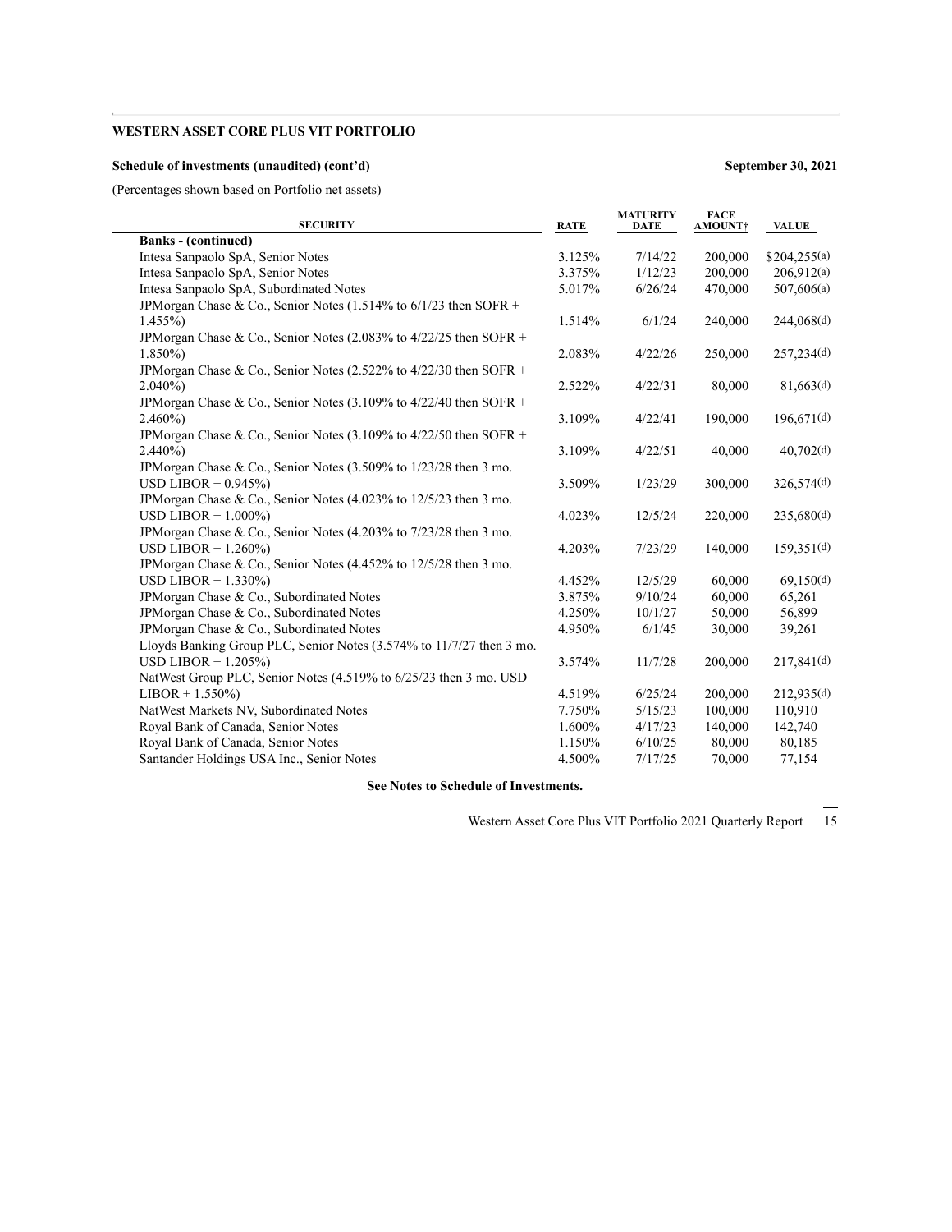**WESTERN ASSET CORE PLUS VIT PORTFOLIO**

**Schedule of investments (unaudited) (cont'd)** **September 30, 2021**

(Percentages shown based on Portfolio net assets)

| SECURITY | RATE | MATURITY DATE | FACE AMOUNT† | VALUE |
|---|---|---|---|---|
| **Banks - (continued)** | | | | |
| Intesa Sanpaolo SpA, Senior Notes | 3.125% | 7/14/22 | 200,000 | $204,255(a) |
| Intesa Sanpaolo SpA, Senior Notes | 3.375% | 1/12/23 | 200,000 | 206,912(a) |
| Intesa Sanpaolo SpA, Subordinated Notes | 5.017% | 6/26/24 | 470,000 | 507,606(a) |
| JPMorgan Chase & Co., Senior Notes (1.514% to 6/1/23 then SOFR + 1.455%) | 1.514% | 6/1/24 | 240,000 | 244,068(d) |
| JPMorgan Chase & Co., Senior Notes (2.083% to 4/22/25 then SOFR + 1.850%) | 2.083% | 4/22/26 | 250,000 | 257,234(d) |
| JPMorgan Chase & Co., Senior Notes (2.522% to 4/22/30 then SOFR + 2.040%) | 2.522% | 4/22/31 | 80,000 | 81,663(d) |
| JPMorgan Chase & Co., Senior Notes (3.109% to 4/22/40 then SOFR + 2.460%) | 3.109% | 4/22/41 | 190,000 | 196,671(d) |
| JPMorgan Chase & Co., Senior Notes (3.109% to 4/22/50 then SOFR + 2.440%) | 3.109% | 4/22/51 | 40,000 | 40,702(d) |
| JPMorgan Chase & Co., Senior Notes (3.509% to 1/23/28 then 3 mo. USD LIBOR + 0.945%) | 3.509% | 1/23/29 | 300,000 | 326,574(d) |
| JPMorgan Chase & Co., Senior Notes (4.023% to 12/5/23 then 3 mo. USD LIBOR + 1.000%) | 4.023% | 12/5/24 | 220,000 | 235,680(d) |
| JPMorgan Chase & Co., Senior Notes (4.203% to 7/23/28 then 3 mo. USD LIBOR + 1.260%) | 4.203% | 7/23/29 | 140,000 | 159,351(d) |
| JPMorgan Chase & Co., Senior Notes (4.452% to 12/5/28 then 3 mo. USD LIBOR + 1.330%) | 4.452% | 12/5/29 | 60,000 | 69,150(d) |
| JPMorgan Chase & Co., Subordinated Notes | 3.875% | 9/10/24 | 60,000 | 65,261 |
| JPMorgan Chase & Co., Subordinated Notes | 4.250% | 10/1/27 | 50,000 | 56,899 |
| JPMorgan Chase & Co., Subordinated Notes | 4.950% | 6/1/45 | 30,000 | 39,261 |
| Lloyds Banking Group PLC, Senior Notes (3.574% to 11/7/27 then 3 mo. USD LIBOR + 1.205%) | 3.574% | 11/7/28 | 200,000 | 217,841(d) |
| NatWest Group PLC, Senior Notes (4.519% to 6/25/23 then 3 mo. USD LIBOR + 1.550%) | 4.519% | 6/25/24 | 200,000 | 212,935(d) |
| NatWest Markets NV, Subordinated Notes | 7.750% | 5/15/23 | 100,000 | 110,910 |
| Royal Bank of Canada, Senior Notes | 1.600% | 4/17/23 | 140,000 | 142,740 |
| Royal Bank of Canada, Senior Notes | 1.150% | 6/10/25 | 80,000 | 80,185 |
| Santander Holdings USA Inc., Senior Notes | 4.500% | 7/17/25 | 70,000 | 77,154 |

**See Notes to Schedule of Investments.**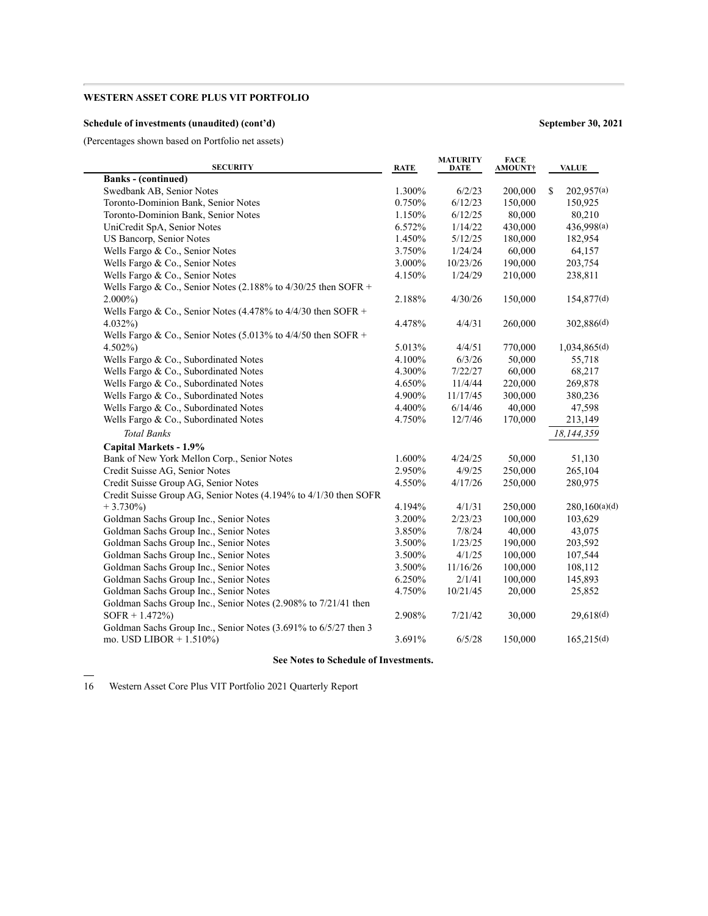**WESTERN ASSET CORE PLUS VIT PORTFOLIO**

**Schedule of investments (unaudited) (cont'd)** **September 30, 2021**

(Percentages shown based on Portfolio net assets)

| SECURITY | RATE | MATURITY DATE | FACE AMOUNT† | VALUE |
|---|---|---|---|---|
| **Banks - (continued)** | | | | |
| Swedbank AB, Senior Notes | 1.300% | 6/2/23 | 200,000 | $ 202,957(a) |
| Toronto-Dominion Bank, Senior Notes | 0.750% | 6/12/23 | 150,000 | 150,925 |
| Toronto-Dominion Bank, Senior Notes | 1.150% | 6/12/25 | 80,000 | 80,210 |
| UniCredit SpA, Senior Notes | 6.572% | 1/14/22 | 430,000 | 436,998(a) |
| US Bancorp, Senior Notes | 1.450% | 5/12/25 | 180,000 | 182,954 |
| Wells Fargo & Co., Senior Notes | 3.750% | 1/24/24 | 60,000 | 64,157 |
| Wells Fargo & Co., Senior Notes | 3.000% | 10/23/26 | 190,000 | 203,754 |
| Wells Fargo & Co., Senior Notes | 4.150% | 1/24/29 | 210,000 | 238,811 |
| Wells Fargo & Co., Senior Notes (2.188% to 4/30/25 then SOFR + 2.000%) | 2.188% | 4/30/26 | 150,000 | 154,877(d) |
| Wells Fargo & Co., Senior Notes (4.478% to 4/4/30 then SOFR + 4.032%) | 4.478% | 4/4/31 | 260,000 | 302,886(d) |
| Wells Fargo & Co., Senior Notes (5.013% to 4/4/50 then SOFR + 4.502%) | 5.013% | 4/4/51 | 770,000 | 1,034,865(d) |
| Wells Fargo & Co., Subordinated Notes | 4.100% | 6/3/26 | 50,000 | 55,718 |
| Wells Fargo & Co., Subordinated Notes | 4.300% | 7/22/27 | 60,000 | 68,217 |
| Wells Fargo & Co., Subordinated Notes | 4.650% | 11/4/44 | 220,000 | 269,878 |
| Wells Fargo & Co., Subordinated Notes | 4.900% | 11/17/45 | 300,000 | 380,236 |
| Wells Fargo & Co., Subordinated Notes | 4.400% | 6/14/46 | 40,000 | 47,598 |
| Wells Fargo & Co., Subordinated Notes | 4.750% | 12/7/46 | 170,000 | 213,149 |
| *Total Banks* | | | | *18,144,359* |
| **Capital Markets - 1.9%** | | | | |
| Bank of New York Mellon Corp., Senior Notes | 1.600% | 4/24/25 | 50,000 | 51,130 |
| Credit Suisse AG, Senior Notes | 2.950% | 4/9/25 | 250,000 | 265,104 |
| Credit Suisse Group AG, Senior Notes | 4.550% | 4/17/26 | 250,000 | 280,975 |
| Credit Suisse Group AG, Senior Notes (4.194% to 4/1/30 then SOFR + 3.730%) | 4.194% | 4/1/31 | 250,000 | 280,160(a)(d) |
| Goldman Sachs Group Inc., Senior Notes | 3.200% | 2/23/23 | 100,000 | 103,629 |
| Goldman Sachs Group Inc., Senior Notes | 3.850% | 7/8/24 | 40,000 | 43,075 |
| Goldman Sachs Group Inc., Senior Notes | 3.500% | 1/23/25 | 190,000 | 203,592 |
| Goldman Sachs Group Inc., Senior Notes | 3.500% | 4/1/25 | 100,000 | 107,544 |
| Goldman Sachs Group Inc., Senior Notes | 3.500% | 11/16/26 | 100,000 | 108,112 |
| Goldman Sachs Group Inc., Senior Notes | 6.250% | 2/1/41 | 100,000 | 145,893 |
| Goldman Sachs Group Inc., Senior Notes | 4.750% | 10/21/45 | 20,000 | 25,852 |
| Goldman Sachs Group Inc., Senior Notes (2.908% to 7/21/41 then SOFR + 1.472%) | 2.908% | 7/21/42 | 30,000 | 29,618(d) |
| Goldman Sachs Group Inc., Senior Notes (3.691% to 6/5/27 then 3 mo. USD LIBOR + 1.510%) | 3.691% | 6/5/28 | 150,000 | 165,215(d) |

**See Notes to Schedule of Investments.**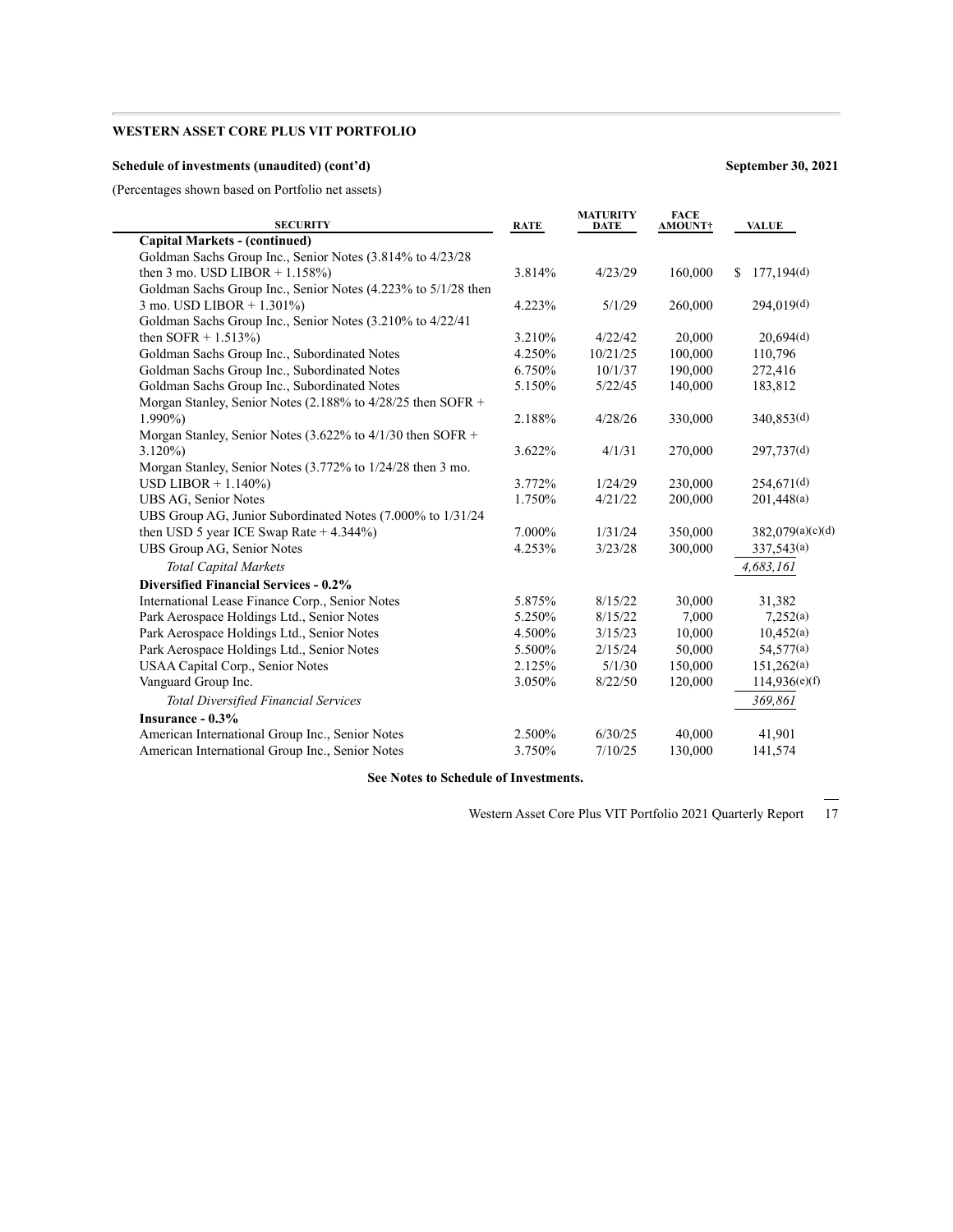**WESTERN ASSET CORE PLUS VIT PORTFOLIO**

**Schedule of investments (unaudited) (cont'd)** **September 30, 2021**

(Percentages shown based on Portfolio net assets)

| SECURITY | RATE | MATURITY DATE | FACE AMOUNT† | VALUE |
|---|---|---|---|---|
| **Capital Markets - (continued)** | | | | |
| Goldman Sachs Group Inc., Senior Notes (3.814% to 4/23/28 then 3 mo. USD LIBOR + 1.158%) | 3.814% | 4/23/29 | 160,000 | $ 177,194(d) |
| Goldman Sachs Group Inc., Senior Notes (4.223% to 5/1/28 then 3 mo. USD LIBOR + 1.301%) | 4.223% | 5/1/29 | 260,000 | 294,019(d) |
| Goldman Sachs Group Inc., Senior Notes (3.210% to 4/22/41 then SOFR + 1.513%) | 3.210% | 4/22/42 | 20,000 | 20,694(d) |
| Goldman Sachs Group Inc., Subordinated Notes | 4.250% | 10/21/25 | 100,000 | 110,796 |
| Goldman Sachs Group Inc., Subordinated Notes | 6.750% | 10/1/37 | 190,000 | 272,416 |
| Goldman Sachs Group Inc., Subordinated Notes | 5.150% | 5/22/45 | 140,000 | 183,812 |
| Morgan Stanley, Senior Notes (2.188% to 4/28/25 then SOFR + 1.990%) | 2.188% | 4/28/26 | 330,000 | 340,853(d) |
| Morgan Stanley, Senior Notes (3.622% to 4/1/30 then SOFR + 3.120%) | 3.622% | 4/1/31 | 270,000 | 297,737(d) |
| Morgan Stanley, Senior Notes (3.772% to 1/24/28 then 3 mo. USD LIBOR + 1.140%) | 3.772% | 1/24/29 | 230,000 | 254,671(d) |
| UBS AG, Senior Notes | 1.750% | 4/21/22 | 200,000 | 201,448(a) |
| UBS Group AG, Junior Subordinated Notes (7.000% to 1/31/24 then USD 5 year ICE Swap Rate + 4.344%) | 7.000% | 1/31/24 | 350,000 | 382,079(a)(c)(d) |
| UBS Group AG, Senior Notes | 4.253% | 3/23/28 | 300,000 | 337,543(a) |
| *Total Capital Markets* | | | | *4,683,161* |
| **Diversified Financial Services - 0.2%** | | | | |
| International Lease Finance Corp., Senior Notes | 5.875% | 8/15/22 | 30,000 | 31,382 |
| Park Aerospace Holdings Ltd., Senior Notes | 5.250% | 8/15/22 | 7,000 | 7,252(a) |
| Park Aerospace Holdings Ltd., Senior Notes | 4.500% | 3/15/23 | 10,000 | 10,452(a) |
| Park Aerospace Holdings Ltd., Senior Notes | 5.500% | 2/15/24 | 50,000 | 54,577(a) |
| USAA Capital Corp., Senior Notes | 2.125% | 5/1/30 | 150,000 | 151,262(a) |
| Vanguard Group Inc. | 3.050% | 8/22/50 | 120,000 | 114,936(e)(f) |
| *Total Diversified Financial Services* | | | | *369,861* |
| **Insurance - 0.3%** | | | | |
| American International Group Inc., Senior Notes | 2.500% | 6/30/25 | 40,000 | 41,901 |
| American International Group Inc., Senior Notes | 3.750% | 7/10/25 | 130,000 | 141,574 |

**See Notes to Schedule of Investments.**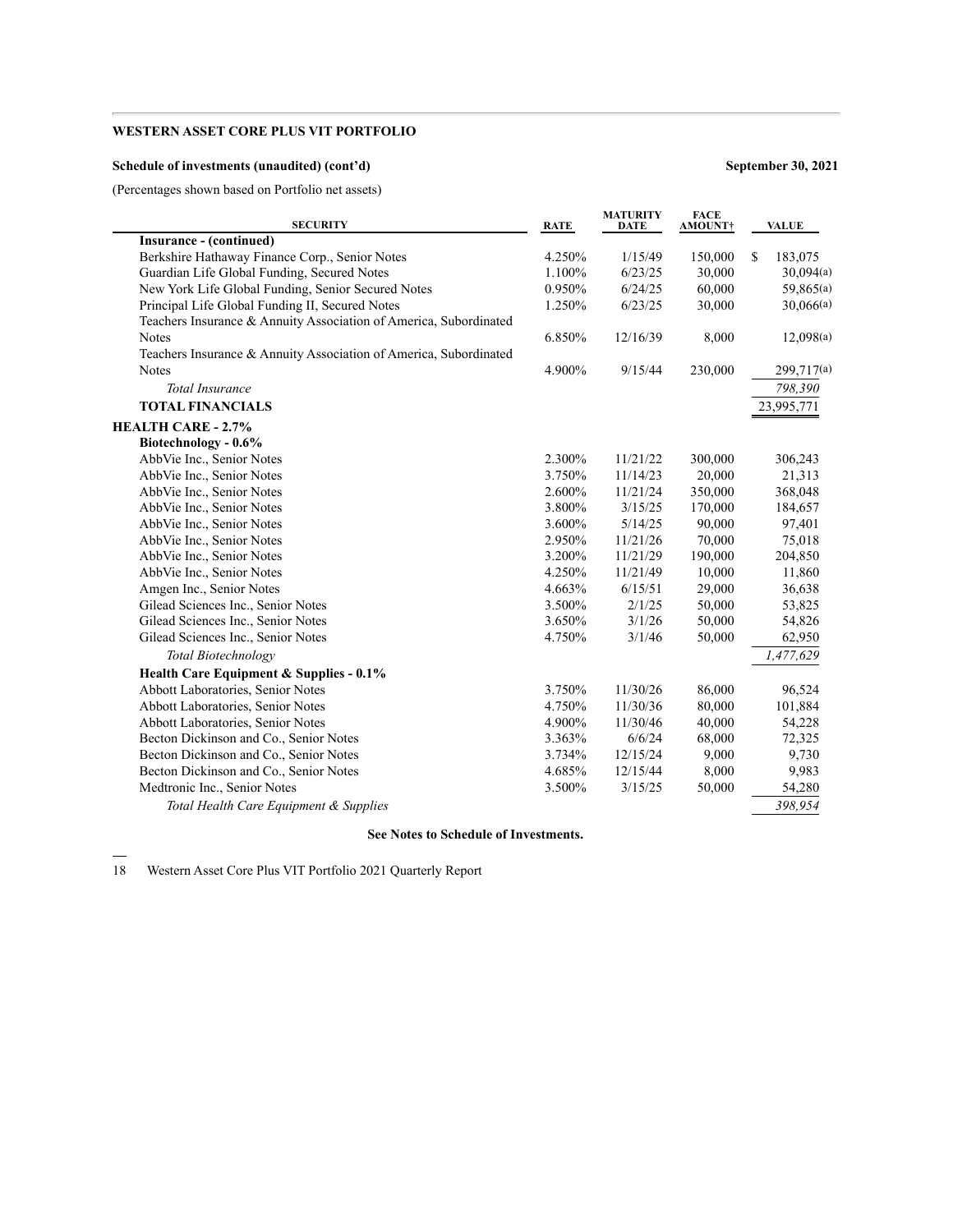**WESTERN ASSET CORE PLUS VIT PORTFOLIO**

**Schedule of investments (unaudited) (cont'd)** **September 30, 2021**

(Percentages shown based on Portfolio net assets)

| SECURITY | RATE | MATURITY DATE | FACE AMOUNT† | VALUE |
|---|---|---|---|---|
| **Insurance - (continued)** | | | | |
| Berkshire Hathaway Finance Corp., Senior Notes | 4.250% | 1/15/49 | 150,000 | $ 183,075 |
| Guardian Life Global Funding, Secured Notes | 1.100% | 6/23/25 | 30,000 | 30,094(a) |
| New York Life Global Funding, Senior Secured Notes | 0.950% | 6/24/25 | 60,000 | 59,865(a) |
| Principal Life Global Funding II, Secured Notes | 1.250% | 6/23/25 | 30,000 | 30,066(a) |
| Teachers Insurance & Annuity Association of America, Subordinated Notes | 6.850% | 12/16/39 | 8,000 | 12,098(a) |
| Teachers Insurance & Annuity Association of America, Subordinated Notes | 4.900% | 9/15/44 | 230,000 | 299,717(a) |
| *Total Insurance* | | | | *798,390* |
| **TOTAL FINANCIALS** | | | | 23,995,771 |
| **HEALTH CARE - 2.7%** | | | | |
| **Biotechnology - 0.6%** | | | | |
| AbbVie Inc., Senior Notes | 2.300% | 11/21/22 | 300,000 | 306,243 |
| AbbVie Inc., Senior Notes | 3.750% | 11/14/23 | 20,000 | 21,313 |
| AbbVie Inc., Senior Notes | 2.600% | 11/21/24 | 350,000 | 368,048 |
| AbbVie Inc., Senior Notes | 3.800% | 3/15/25 | 170,000 | 184,657 |
| AbbVie Inc., Senior Notes | 3.600% | 5/14/25 | 90,000 | 97,401 |
| AbbVie Inc., Senior Notes | 2.950% | 11/21/26 | 70,000 | 75,018 |
| AbbVie Inc., Senior Notes | 3.200% | 11/21/29 | 190,000 | 204,850 |
| AbbVie Inc., Senior Notes | 4.250% | 11/21/49 | 10,000 | 11,860 |
| Amgen Inc., Senior Notes | 4.663% | 6/15/51 | 29,000 | 36,638 |
| Gilead Sciences Inc., Senior Notes | 3.500% | 2/1/25 | 50,000 | 53,825 |
| Gilead Sciences Inc., Senior Notes | 3.650% | 3/1/26 | 50,000 | 54,826 |
| Gilead Sciences Inc., Senior Notes | 4.750% | 3/1/46 | 50,000 | 62,950 |
| *Total Biotechnology* | | | | *1,477,629* |
| **Health Care Equipment & Supplies - 0.1%** | | | | |
| Abbott Laboratories, Senior Notes | 3.750% | 11/30/26 | 86,000 | 96,524 |
| Abbott Laboratories, Senior Notes | 4.750% | 11/30/36 | 80,000 | 101,884 |
| Abbott Laboratories, Senior Notes | 4.900% | 11/30/46 | 40,000 | 54,228 |
| Becton Dickinson and Co., Senior Notes | 3.363% | 6/6/24 | 68,000 | 72,325 |
| Becton Dickinson and Co., Senior Notes | 3.734% | 12/15/24 | 9,000 | 9,730 |
| Becton Dickinson and Co., Senior Notes | 4.685% | 12/15/44 | 8,000 | 9,983 |
| Medtronic Inc., Senior Notes | 3.500% | 3/15/25 | 50,000 | 54,280 |
| *Total Health Care Equipment & Supplies* | | | | *398,954* |

**See Notes to Schedule of Investments.**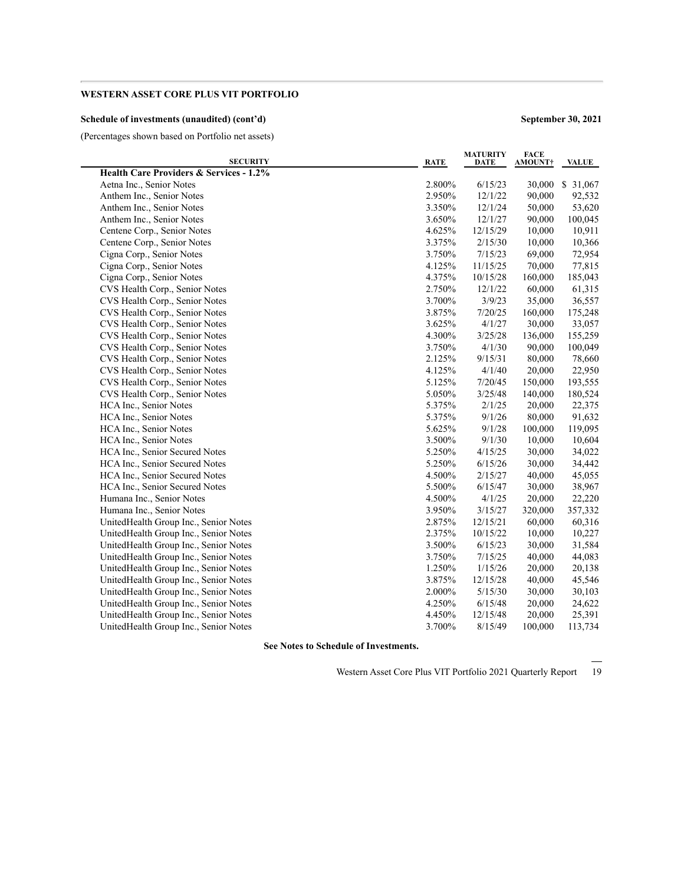**WESTERN ASSET CORE PLUS VIT PORTFOLIO**

**Schedule of investments (unaudited) (cont'd)** **September 30, 2021**

(Percentages shown based on Portfolio net assets)

| SECURITY | RATE | MATURITY DATE | FACE AMOUNT† | VALUE |
|---|---|---|---|---|
| **Health Care Providers & Services - 1.2%** | | | | |
| Aetna Inc., Senior Notes | 2.800% | 6/15/23 | 30,000 | $ 31,067 |
| Anthem Inc., Senior Notes | 2.950% | 12/1/22 | 90,000 | 92,532 |
| Anthem Inc., Senior Notes | 3.350% | 12/1/24 | 50,000 | 53,620 |
| Anthem Inc., Senior Notes | 3.650% | 12/1/27 | 90,000 | 100,045 |
| Centene Corp., Senior Notes | 4.625% | 12/15/29 | 10,000 | 10,911 |
| Centene Corp., Senior Notes | 3.375% | 2/15/30 | 10,000 | 10,366 |
| Cigna Corp., Senior Notes | 3.750% | 7/15/23 | 69,000 | 72,954 |
| Cigna Corp., Senior Notes | 4.125% | 11/15/25 | 70,000 | 77,815 |
| Cigna Corp., Senior Notes | 4.375% | 10/15/28 | 160,000 | 185,043 |
| CVS Health Corp., Senior Notes | 2.750% | 12/1/22 | 60,000 | 61,315 |
| CVS Health Corp., Senior Notes | 3.700% | 3/9/23 | 35,000 | 36,557 |
| CVS Health Corp., Senior Notes | 3.875% | 7/20/25 | 160,000 | 175,248 |
| CVS Health Corp., Senior Notes | 3.625% | 4/1/27 | 30,000 | 33,057 |
| CVS Health Corp., Senior Notes | 4.300% | 3/25/28 | 136,000 | 155,259 |
| CVS Health Corp., Senior Notes | 3.750% | 4/1/30 | 90,000 | 100,049 |
| CVS Health Corp., Senior Notes | 2.125% | 9/15/31 | 80,000 | 78,660 |
| CVS Health Corp., Senior Notes | 4.125% | 4/1/40 | 20,000 | 22,950 |
| CVS Health Corp., Senior Notes | 5.125% | 7/20/45 | 150,000 | 193,555 |
| CVS Health Corp., Senior Notes | 5.050% | 3/25/48 | 140,000 | 180,524 |
| HCA Inc., Senior Notes | 5.375% | 2/1/25 | 20,000 | 22,375 |
| HCA Inc., Senior Notes | 5.375% | 9/1/26 | 80,000 | 91,632 |
| HCA Inc., Senior Notes | 5.625% | 9/1/28 | 100,000 | 119,095 |
| HCA Inc., Senior Notes | 3.500% | 9/1/30 | 10,000 | 10,604 |
| HCA Inc., Senior Secured Notes | 5.250% | 4/15/25 | 30,000 | 34,022 |
| HCA Inc., Senior Secured Notes | 5.250% | 6/15/26 | 30,000 | 34,442 |
| HCA Inc., Senior Secured Notes | 4.500% | 2/15/27 | 40,000 | 45,055 |
| HCA Inc., Senior Secured Notes | 5.500% | 6/15/47 | 30,000 | 38,967 |
| Humana Inc., Senior Notes | 4.500% | 4/1/25 | 20,000 | 22,220 |
| Humana Inc., Senior Notes | 3.950% | 3/15/27 | 320,000 | 357,332 |
| UnitedHealth Group Inc., Senior Notes | 2.875% | 12/15/21 | 60,000 | 60,316 |
| UnitedHealth Group Inc., Senior Notes | 2.375% | 10/15/22 | 10,000 | 10,227 |
| UnitedHealth Group Inc., Senior Notes | 3.500% | 6/15/23 | 30,000 | 31,584 |
| UnitedHealth Group Inc., Senior Notes | 3.750% | 7/15/25 | 40,000 | 44,083 |
| UnitedHealth Group Inc., Senior Notes | 1.250% | 1/15/26 | 20,000 | 20,138 |
| UnitedHealth Group Inc., Senior Notes | 3.875% | 12/15/28 | 40,000 | 45,546 |
| UnitedHealth Group Inc., Senior Notes | 2.000% | 5/15/30 | 30,000 | 30,103 |
| UnitedHealth Group Inc., Senior Notes | 4.250% | 6/15/48 | 20,000 | 24,622 |
| UnitedHealth Group Inc., Senior Notes | 4.450% | 12/15/48 | 20,000 | 25,391 |
| UnitedHealth Group Inc., Senior Notes | 3.700% | 8/15/49 | 100,000 | 113,734 |

**See Notes to Schedule of Investments.**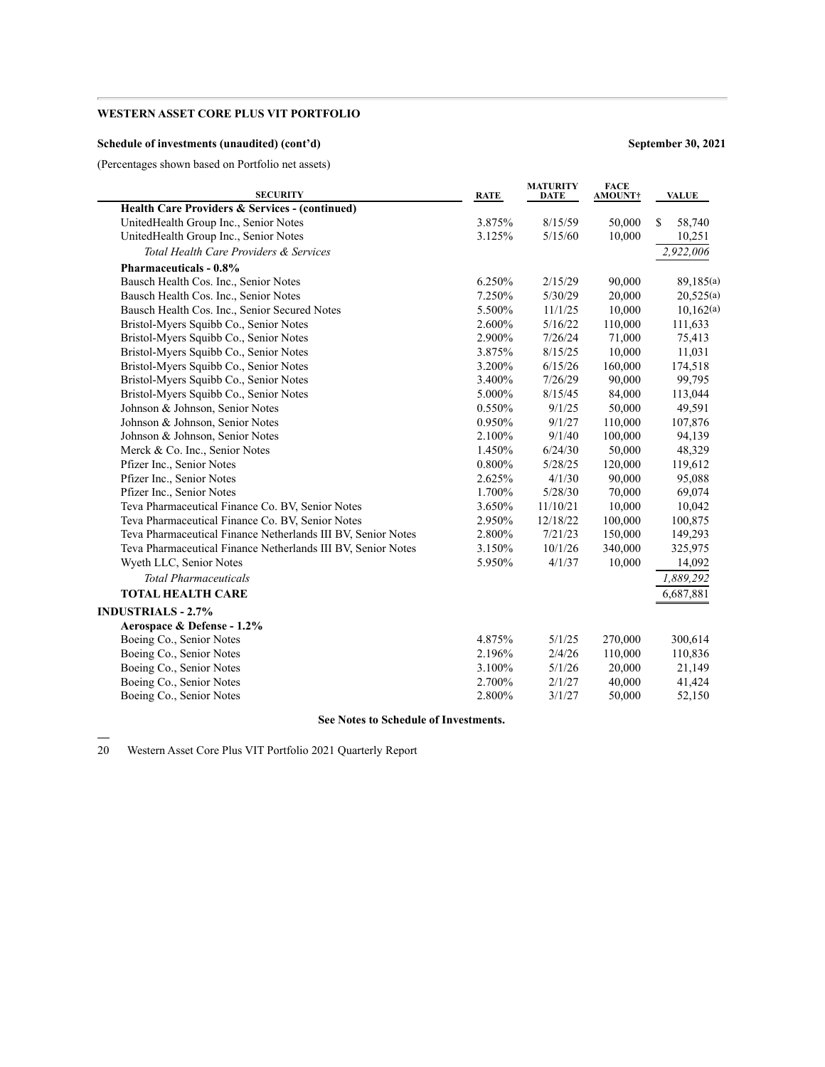**WESTERN ASSET CORE PLUS VIT PORTFOLIO**

**Schedule of investments (unaudited) (cont'd)** — **September 30, 2021**

(Percentages shown based on Portfolio net assets)

| SECURITY | RATE | MATURITY DATE | FACE AMOUNT† | VALUE |
|---|---|---|---|---|
| **Health Care Providers & Services - (continued)** | | | | |
| UnitedHealth Group Inc., Senior Notes | 3.875% | 8/15/59 | 50,000 | $ 58,740 |
| UnitedHealth Group Inc., Senior Notes | 3.125% | 5/15/60 | 10,000 | 10,251 |
| *Total Health Care Providers & Services* | | | | *2,922,006* |
| **Pharmaceuticals - 0.8%** | | | | |
| Bausch Health Cos. Inc., Senior Notes | 6.250% | 2/15/29 | 90,000 | 89,185(a) |
| Bausch Health Cos. Inc., Senior Notes | 7.250% | 5/30/29 | 20,000 | 20,525(a) |
| Bausch Health Cos. Inc., Senior Secured Notes | 5.500% | 11/1/25 | 10,000 | 10,162(a) |
| Bristol-Myers Squibb Co., Senior Notes | 2.600% | 5/16/22 | 110,000 | 111,633 |
| Bristol-Myers Squibb Co., Senior Notes | 2.900% | 7/26/24 | 71,000 | 75,413 |
| Bristol-Myers Squibb Co., Senior Notes | 3.875% | 8/15/25 | 10,000 | 11,031 |
| Bristol-Myers Squibb Co., Senior Notes | 3.200% | 6/15/26 | 160,000 | 174,518 |
| Bristol-Myers Squibb Co., Senior Notes | 3.400% | 7/26/29 | 90,000 | 99,795 |
| Bristol-Myers Squibb Co., Senior Notes | 5.000% | 8/15/45 | 84,000 | 113,044 |
| Johnson & Johnson, Senior Notes | 0.550% | 9/1/25 | 50,000 | 49,591 |
| Johnson & Johnson, Senior Notes | 0.950% | 9/1/27 | 110,000 | 107,876 |
| Johnson & Johnson, Senior Notes | 2.100% | 9/1/40 | 100,000 | 94,139 |
| Merck & Co. Inc., Senior Notes | 1.450% | 6/24/30 | 50,000 | 48,329 |
| Pfizer Inc., Senior Notes | 0.800% | 5/28/25 | 120,000 | 119,612 |
| Pfizer Inc., Senior Notes | 2.625% | 4/1/30 | 90,000 | 95,088 |
| Pfizer Inc., Senior Notes | 1.700% | 5/28/30 | 70,000 | 69,074 |
| Teva Pharmaceutical Finance Co. BV, Senior Notes | 3.650% | 11/10/21 | 10,000 | 10,042 |
| Teva Pharmaceutical Finance Co. BV, Senior Notes | 2.950% | 12/18/22 | 100,000 | 100,875 |
| Teva Pharmaceutical Finance Netherlands III BV, Senior Notes | 2.800% | 7/21/23 | 150,000 | 149,293 |
| Teva Pharmaceutical Finance Netherlands III BV, Senior Notes | 3.150% | 10/1/26 | 340,000 | 325,975 |
| Wyeth LLC, Senior Notes | 5.950% | 4/1/37 | 10,000 | 14,092 |
| *Total Pharmaceuticals* | | | | *1,889,292* |
| **TOTAL HEALTH CARE** | | | | 6,687,881 |
| **INDUSTRIALS - 2.7%** | | | | |
| **Aerospace & Defense - 1.2%** | | | | |
| Boeing Co., Senior Notes | 4.875% | 5/1/25 | 270,000 | 300,614 |
| Boeing Co., Senior Notes | 2.196% | 2/4/26 | 110,000 | 110,836 |
| Boeing Co., Senior Notes | 3.100% | 5/1/26 | 20,000 | 21,149 |
| Boeing Co., Senior Notes | 2.700% | 2/1/27 | 40,000 | 41,424 |
| Boeing Co., Senior Notes | 2.800% | 3/1/27 | 50,000 | 52,150 |

**See Notes to Schedule of Investments.**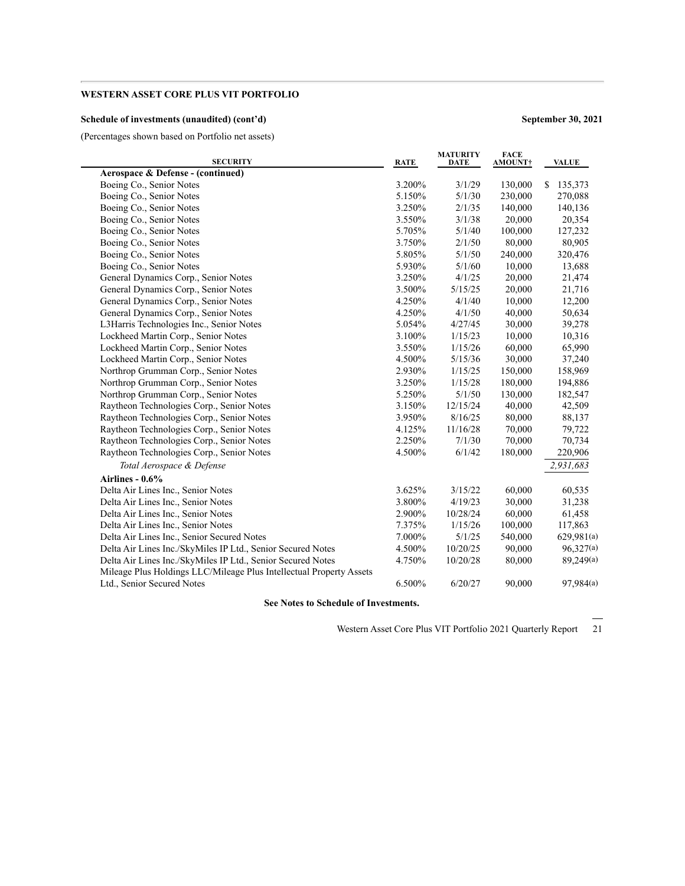**WESTERN ASSET CORE PLUS VIT PORTFOLIO**

**Schedule of investments (unaudited) (cont'd)** **September 30, 2021**

(Percentages shown based on Portfolio net assets)

| SECURITY | RATE | MATURITY DATE | FACE AMOUNT† | VALUE |
|---|---|---|---|---|
| **Aerospace & Defense - (continued)** | | | | |
| Boeing Co., Senior Notes | 3.200% | 3/1/29 | 130,000 | $ 135,373 |
| Boeing Co., Senior Notes | 5.150% | 5/1/30 | 230,000 | 270,088 |
| Boeing Co., Senior Notes | 3.250% | 2/1/35 | 140,000 | 140,136 |
| Boeing Co., Senior Notes | 3.550% | 3/1/38 | 20,000 | 20,354 |
| Boeing Co., Senior Notes | 5.705% | 5/1/40 | 100,000 | 127,232 |
| Boeing Co., Senior Notes | 3.750% | 2/1/50 | 80,000 | 80,905 |
| Boeing Co., Senior Notes | 5.805% | 5/1/50 | 240,000 | 320,476 |
| Boeing Co., Senior Notes | 5.930% | 5/1/60 | 10,000 | 13,688 |
| General Dynamics Corp., Senior Notes | 3.250% | 4/1/25 | 20,000 | 21,474 |
| General Dynamics Corp., Senior Notes | 3.500% | 5/15/25 | 20,000 | 21,716 |
| General Dynamics Corp., Senior Notes | 4.250% | 4/1/40 | 10,000 | 12,200 |
| General Dynamics Corp., Senior Notes | 4.250% | 4/1/50 | 40,000 | 50,634 |
| L3Harris Technologies Inc., Senior Notes | 5.054% | 4/27/45 | 30,000 | 39,278 |
| Lockheed Martin Corp., Senior Notes | 3.100% | 1/15/23 | 10,000 | 10,316 |
| Lockheed Martin Corp., Senior Notes | 3.550% | 1/15/26 | 60,000 | 65,990 |
| Lockheed Martin Corp., Senior Notes | 4.500% | 5/15/36 | 30,000 | 37,240 |
| Northrop Grumman Corp., Senior Notes | 2.930% | 1/15/25 | 150,000 | 158,969 |
| Northrop Grumman Corp., Senior Notes | 3.250% | 1/15/28 | 180,000 | 194,886 |
| Northrop Grumman Corp., Senior Notes | 5.250% | 5/1/50 | 130,000 | 182,547 |
| Raytheon Technologies Corp., Senior Notes | 3.150% | 12/15/24 | 40,000 | 42,509 |
| Raytheon Technologies Corp., Senior Notes | 3.950% | 8/16/25 | 80,000 | 88,137 |
| Raytheon Technologies Corp., Senior Notes | 4.125% | 11/16/28 | 70,000 | 79,722 |
| Raytheon Technologies Corp., Senior Notes | 2.250% | 7/1/30 | 70,000 | 70,734 |
| Raytheon Technologies Corp., Senior Notes | 4.500% | 6/1/42 | 180,000 | 220,906 |
| *Total Aerospace & Defense* | | | | *2,931,683* |
| **Airlines - 0.6%** | | | | |
| Delta Air Lines Inc., Senior Notes | 3.625% | 3/15/22 | 60,000 | 60,535 |
| Delta Air Lines Inc., Senior Notes | 3.800% | 4/19/23 | 30,000 | 31,238 |
| Delta Air Lines Inc., Senior Notes | 2.900% | 10/28/24 | 60,000 | 61,458 |
| Delta Air Lines Inc., Senior Notes | 7.375% | 1/15/26 | 100,000 | 117,863 |
| Delta Air Lines Inc., Senior Secured Notes | 7.000% | 5/1/25 | 540,000 | 629,981(a) |
| Delta Air Lines Inc./SkyMiles IP Ltd., Senior Secured Notes | 4.500% | 10/20/25 | 90,000 | 96,327(a) |
| Delta Air Lines Inc./SkyMiles IP Ltd., Senior Secured Notes | 4.750% | 10/20/28 | 80,000 | 89,249(a) |
| Mileage Plus Holdings LLC/Mileage Plus Intellectual Property Assets Ltd., Senior Secured Notes | 6.500% | 6/20/27 | 90,000 | 97,984(a) |

**See Notes to Schedule of Investments.**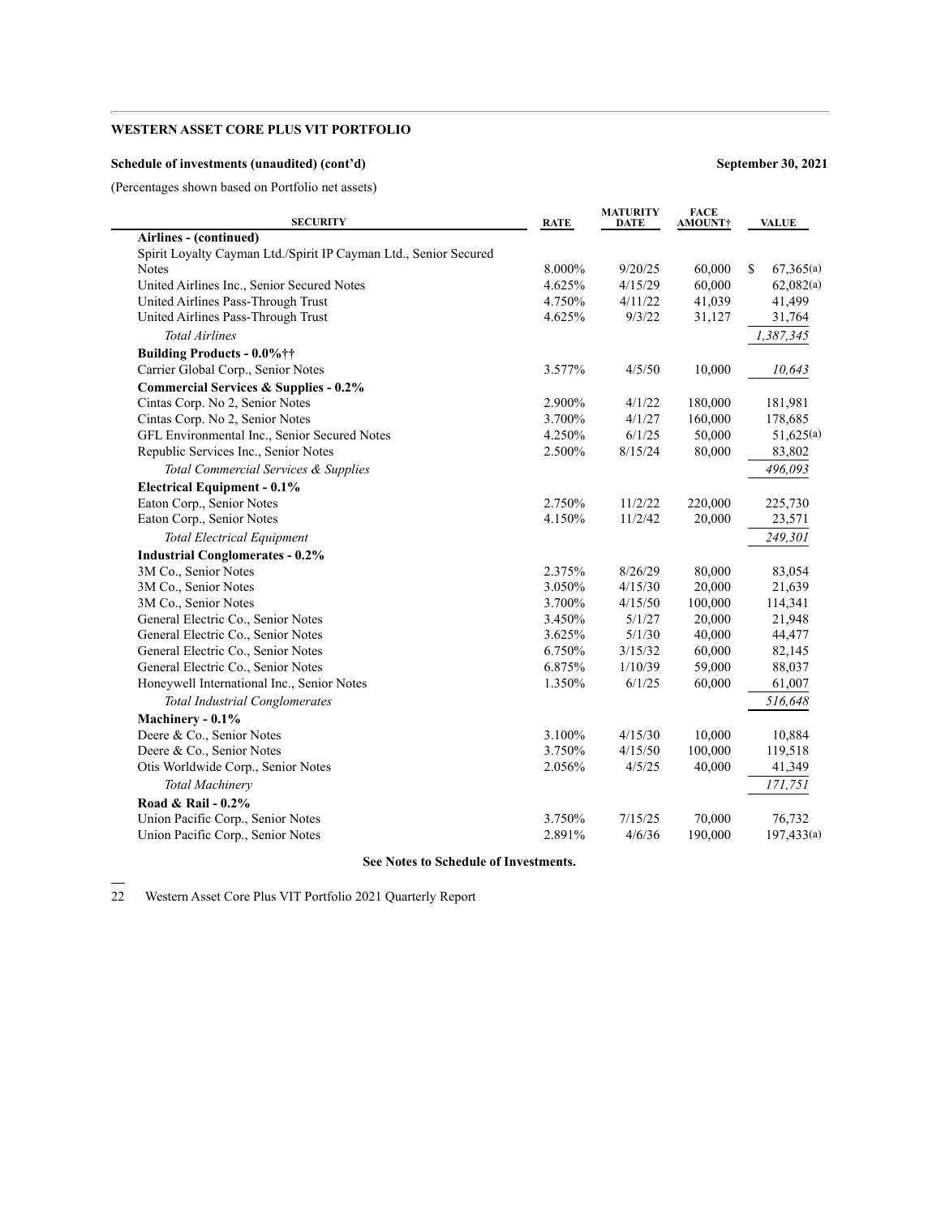**WESTERN ASSET CORE PLUS VIT PORTFOLIO**

**Schedule of investments (unaudited) (cont'd)** **September 30, 2021**

(Percentages shown based on Portfolio net assets)

| SECURITY | RATE | MATURITY DATE | FACE AMOUNT† | VALUE |
|---|---|---|---|---|
| **Airlines - (continued)** | | | | |
| Spirit Loyalty Cayman Ltd./Spirit IP Cayman Ltd., Senior Secured Notes | 8.000% | 9/20/25 | 60,000 | $ 67,365(a) |
| United Airlines Inc., Senior Secured Notes | 4.625% | 4/15/29 | 60,000 | 62,082(a) |
| United Airlines Pass-Through Trust | 4.750% | 4/11/22 | 41,039 | 41,499 |
| United Airlines Pass-Through Trust | 4.625% | 9/3/22 | 31,127 | 31,764 |
| *Total Airlines* | | | | *1,387,345* |
| **Building Products - 0.0%††** | | | | |
| Carrier Global Corp., Senior Notes | 3.577% | 4/5/50 | 10,000 | *10,643* |
| **Commercial Services & Supplies - 0.2%** | | | | |
| Cintas Corp. No 2, Senior Notes | 2.900% | 4/1/22 | 180,000 | 181,981 |
| Cintas Corp. No 2, Senior Notes | 3.700% | 4/1/27 | 160,000 | 178,685 |
| GFL Environmental Inc., Senior Secured Notes | 4.250% | 6/1/25 | 50,000 | 51,625(a) |
| Republic Services Inc., Senior Notes | 2.500% | 8/15/24 | 80,000 | 83,802 |
| *Total Commercial Services & Supplies* | | | | *496,093* |
| **Electrical Equipment - 0.1%** | | | | |
| Eaton Corp., Senior Notes | 2.750% | 11/2/22 | 220,000 | 225,730 |
| Eaton Corp., Senior Notes | 4.150% | 11/2/42 | 20,000 | 23,571 |
| *Total Electrical Equipment* | | | | *249,301* |
| **Industrial Conglomerates - 0.2%** | | | | |
| 3M Co., Senior Notes | 2.375% | 8/26/29 | 80,000 | 83,054 |
| 3M Co., Senior Notes | 3.050% | 4/15/30 | 20,000 | 21,639 |
| 3M Co., Senior Notes | 3.700% | 4/15/50 | 100,000 | 114,341 |
| General Electric Co., Senior Notes | 3.450% | 5/1/27 | 20,000 | 21,948 |
| General Electric Co., Senior Notes | 3.625% | 5/1/30 | 40,000 | 44,477 |
| General Electric Co., Senior Notes | 6.750% | 3/15/32 | 60,000 | 82,145 |
| General Electric Co., Senior Notes | 6.875% | 1/10/39 | 59,000 | 88,037 |
| Honeywell International Inc., Senior Notes | 1.350% | 6/1/25 | 60,000 | 61,007 |
| *Total Industrial Conglomerates* | | | | *516,648* |
| **Machinery - 0.1%** | | | | |
| Deere & Co., Senior Notes | 3.100% | 4/15/30 | 10,000 | 10,884 |
| Deere & Co., Senior Notes | 3.750% | 4/15/50 | 100,000 | 119,518 |
| Otis Worldwide Corp., Senior Notes | 2.056% | 4/5/25 | 40,000 | 41,349 |
| *Total Machinery* | | | | *171,751* |
| **Road & Rail - 0.2%** | | | | |
| Union Pacific Corp., Senior Notes | 3.750% | 7/15/25 | 70,000 | 76,732 |
| Union Pacific Corp., Senior Notes | 2.891% | 4/6/36 | 190,000 | 197,433(a) |

**See Notes to Schedule of Investments.**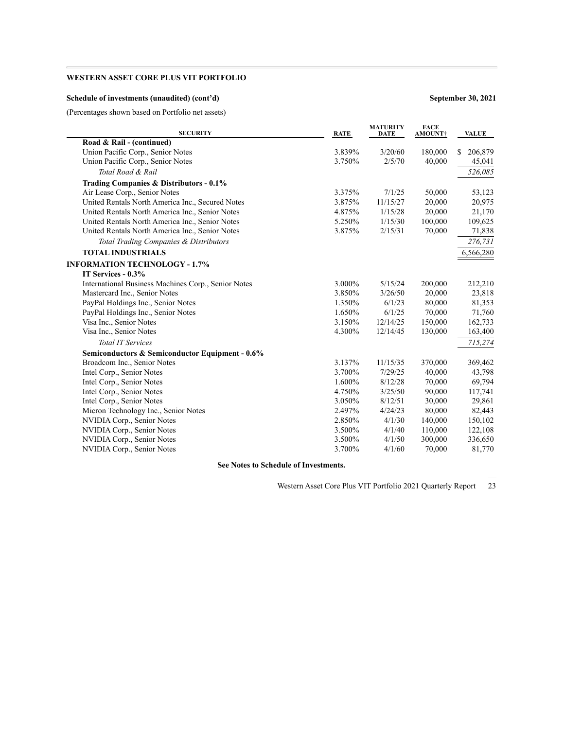**WESTERN ASSET CORE PLUS VIT PORTFOLIO**

**Schedule of investments (unaudited) (cont'd)** **September 30, 2021**

(Percentages shown based on Portfolio net assets)

| SECURITY | RATE | MATURITY DATE | FACE AMOUNT† | VALUE |
|---|---|---|---|---|
| **Road & Rail - (continued)** | | | | |
| Union Pacific Corp., Senior Notes | 3.839% | 3/20/60 | 180,000 | $ 206,879 |
| Union Pacific Corp., Senior Notes | 3.750% | 2/5/70 | 40,000 | 45,041 |
| *Total Road & Rail* | | | | *526,085* |
| **Trading Companies & Distributors - 0.1%** | | | | |
| Air Lease Corp., Senior Notes | 3.375% | 7/1/25 | 50,000 | 53,123 |
| United Rentals North America Inc., Secured Notes | 3.875% | 11/15/27 | 20,000 | 20,975 |
| United Rentals North America Inc., Senior Notes | 4.875% | 1/15/28 | 20,000 | 21,170 |
| United Rentals North America Inc., Senior Notes | 5.250% | 1/15/30 | 100,000 | 109,625 |
| United Rentals North America Inc., Senior Notes | 3.875% | 2/15/31 | 70,000 | 71,838 |
| *Total Trading Companies & Distributors* | | | | *276,731* |
| **TOTAL INDUSTRIALS** | | | | 6,566,280 |
| **INFORMATION TECHNOLOGY - 1.7%** | | | | |
| **IT Services - 0.3%** | | | | |
| International Business Machines Corp., Senior Notes | 3.000% | 5/15/24 | 200,000 | 212,210 |
| Mastercard Inc., Senior Notes | 3.850% | 3/26/50 | 20,000 | 23,818 |
| PayPal Holdings Inc., Senior Notes | 1.350% | 6/1/23 | 80,000 | 81,353 |
| PayPal Holdings Inc., Senior Notes | 1.650% | 6/1/25 | 70,000 | 71,760 |
| Visa Inc., Senior Notes | 3.150% | 12/14/25 | 150,000 | 162,733 |
| Visa Inc., Senior Notes | 4.300% | 12/14/45 | 130,000 | 163,400 |
| *Total IT Services* | | | | *715,274* |
| **Semiconductors & Semiconductor Equipment - 0.6%** | | | | |
| Broadcom Inc., Senior Notes | 3.137% | 11/15/35 | 370,000 | 369,462 |
| Intel Corp., Senior Notes | 3.700% | 7/29/25 | 40,000 | 43,798 |
| Intel Corp., Senior Notes | 1.600% | 8/12/28 | 70,000 | 69,794 |
| Intel Corp., Senior Notes | 4.750% | 3/25/50 | 90,000 | 117,741 |
| Intel Corp., Senior Notes | 3.050% | 8/12/51 | 30,000 | 29,861 |
| Micron Technology Inc., Senior Notes | 2.497% | 4/24/23 | 80,000 | 82,443 |
| NVIDIA Corp., Senior Notes | 2.850% | 4/1/30 | 140,000 | 150,102 |
| NVIDIA Corp., Senior Notes | 3.500% | 4/1/40 | 110,000 | 122,108 |
| NVIDIA Corp., Senior Notes | 3.500% | 4/1/50 | 300,000 | 336,650 |
| NVIDIA Corp., Senior Notes | 3.700% | 4/1/60 | 70,000 | 81,770 |

**See Notes to Schedule of Investments.**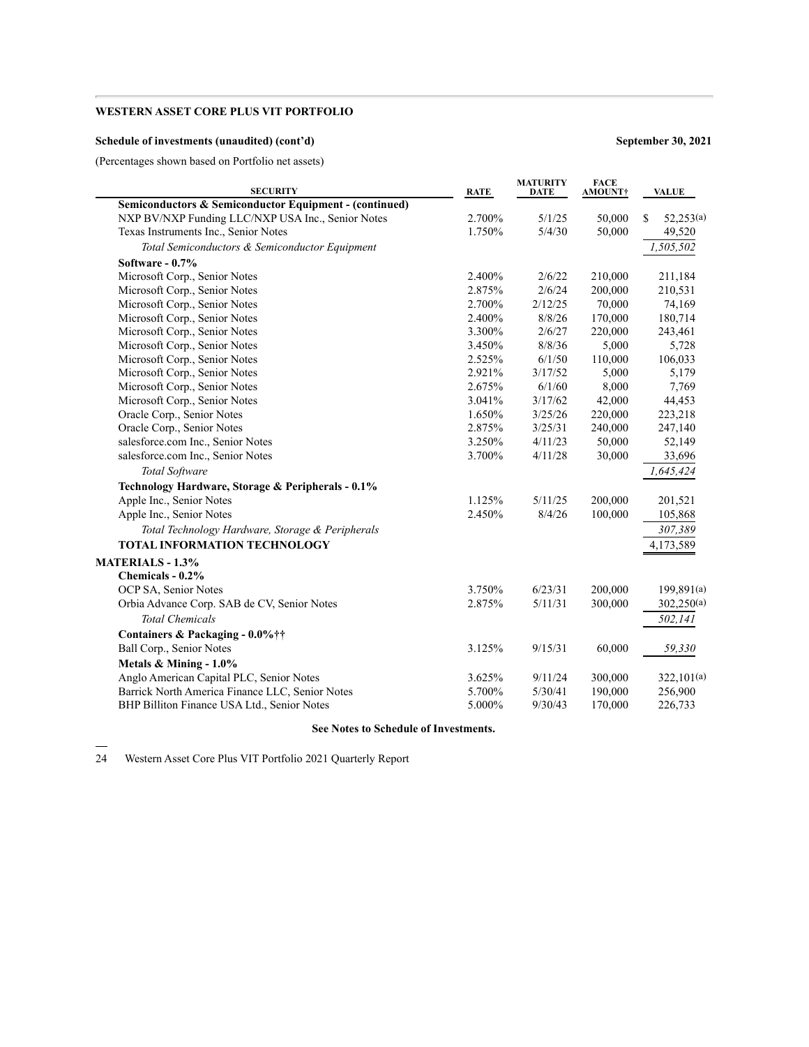## WESTERN ASSET CORE PLUS VIT PORTFOLIO

### Schedule of investments (unaudited) (cont'd)

**September 30, 2021**

(Percentages shown based on Portfolio net assets)

| SECURITY | RATE | MATURITY DATE | FACE AMOUNT† | VALUE |
|---|---|---|---|---|
| **Semiconductors & Semiconductor Equipment - (continued)** | | | | |
| NXP BV/NXP Funding LLC/NXP USA Inc., Senior Notes | 2.700% | 5/1/25 | 50,000 | $ 52,253(a) |
| Texas Instruments Inc., Senior Notes | 1.750% | 5/4/30 | 50,000 | 49,520 |
| *Total Semiconductors & Semiconductor Equipment* | | | | *1,505,502* |
| **Software - 0.7%** | | | | |
| Microsoft Corp., Senior Notes | 2.400% | 2/6/22 | 210,000 | 211,184 |
| Microsoft Corp., Senior Notes | 2.875% | 2/6/24 | 200,000 | 210,531 |
| Microsoft Corp., Senior Notes | 2.700% | 2/12/25 | 70,000 | 74,169 |
| Microsoft Corp., Senior Notes | 2.400% | 8/8/26 | 170,000 | 180,714 |
| Microsoft Corp., Senior Notes | 3.300% | 2/6/27 | 220,000 | 243,461 |
| Microsoft Corp., Senior Notes | 3.450% | 8/8/36 | 5,000 | 5,728 |
| Microsoft Corp., Senior Notes | 2.525% | 6/1/50 | 110,000 | 106,033 |
| Microsoft Corp., Senior Notes | 2.921% | 3/17/52 | 5,000 | 5,179 |
| Microsoft Corp., Senior Notes | 2.675% | 6/1/60 | 8,000 | 7,769 |
| Microsoft Corp., Senior Notes | 3.041% | 3/17/62 | 42,000 | 44,453 |
| Oracle Corp., Senior Notes | 1.650% | 3/25/26 | 220,000 | 223,218 |
| Oracle Corp., Senior Notes | 2.875% | 3/25/31 | 240,000 | 247,140 |
| salesforce.com Inc., Senior Notes | 3.250% | 4/11/23 | 50,000 | 52,149 |
| salesforce.com Inc., Senior Notes | 3.700% | 4/11/28 | 30,000 | 33,696 |
| *Total Software* | | | | *1,645,424* |
| **Technology Hardware, Storage & Peripherals - 0.1%** | | | | |
| Apple Inc., Senior Notes | 1.125% | 5/11/25 | 200,000 | 201,521 |
| Apple Inc., Senior Notes | 2.450% | 8/4/26 | 100,000 | 105,868 |
| *Total Technology Hardware, Storage & Peripherals* | | | | *307,389* |
| **TOTAL INFORMATION TECHNOLOGY** | | | | 4,173,589 |
| **MATERIALS - 1.3%** | | | | |
| **Chemicals - 0.2%** | | | | |
| OCP SA, Senior Notes | 3.750% | 6/23/31 | 200,000 | 199,891(a) |
| Orbia Advance Corp. SAB de CV, Senior Notes | 2.875% | 5/11/31 | 300,000 | 302,250(a) |
| *Total Chemicals* | | | | *502,141* |
| **Containers & Packaging - 0.0%††** | | | | |
| Ball Corp., Senior Notes | 3.125% | 9/15/31 | 60,000 | *59,330* |
| **Metals & Mining - 1.0%** | | | | |
| Anglo American Capital PLC, Senior Notes | 3.625% | 9/11/24 | 300,000 | 322,101(a) |
| Barrick North America Finance LLC, Senior Notes | 5.700% | 5/30/41 | 190,000 | 256,900 |
| BHP Billiton Finance USA Ltd., Senior Notes | 5.000% | 9/30/43 | 170,000 | 226,733 |

**See Notes to Schedule of Investments.**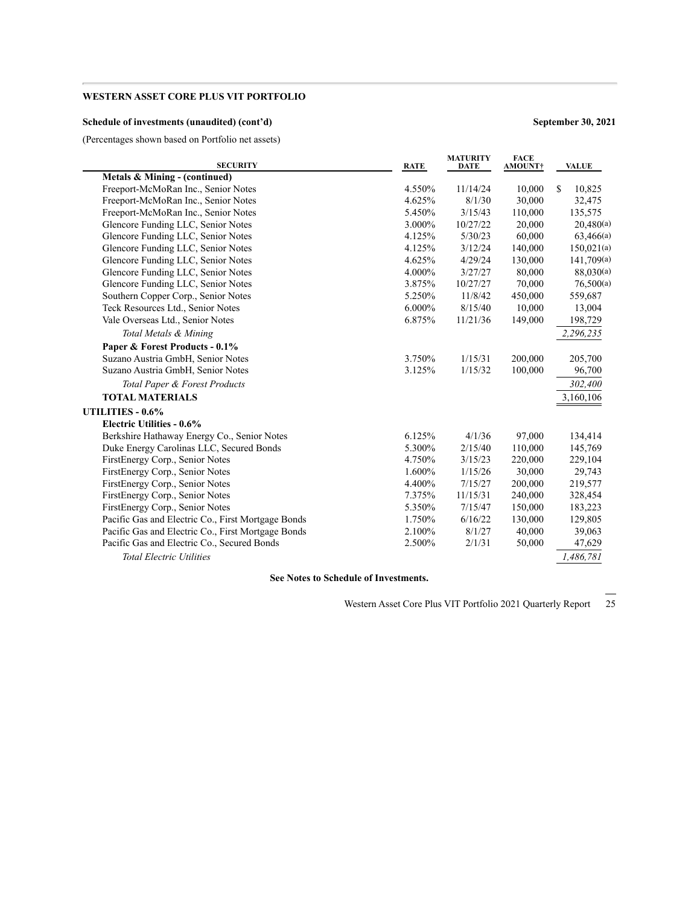**WESTERN ASSET CORE PLUS VIT PORTFOLIO**

**Schedule of investments (unaudited) (cont'd)** **September 30, 2021**

(Percentages shown based on Portfolio net assets)

| SECURITY | RATE | MATURITY DATE | FACE AMOUNT† | VALUE |
|---|---|---|---|---|
| **Metals & Mining - (continued)** | | | | |
| Freeport-McMoRan Inc., Senior Notes | 4.550% | 11/14/24 | 10,000 | $ 10,825 |
| Freeport-McMoRan Inc., Senior Notes | 4.625% | 8/1/30 | 30,000 | 32,475 |
| Freeport-McMoRan Inc., Senior Notes | 5.450% | 3/15/43 | 110,000 | 135,575 |
| Glencore Funding LLC, Senior Notes | 3.000% | 10/27/22 | 20,000 | 20,480(a) |
| Glencore Funding LLC, Senior Notes | 4.125% | 5/30/23 | 60,000 | 63,466(a) |
| Glencore Funding LLC, Senior Notes | 4.125% | 3/12/24 | 140,000 | 150,021(a) |
| Glencore Funding LLC, Senior Notes | 4.625% | 4/29/24 | 130,000 | 141,709(a) |
| Glencore Funding LLC, Senior Notes | 4.000% | 3/27/27 | 80,000 | 88,030(a) |
| Glencore Funding LLC, Senior Notes | 3.875% | 10/27/27 | 70,000 | 76,500(a) |
| Southern Copper Corp., Senior Notes | 5.250% | 11/8/42 | 450,000 | 559,687 |
| Teck Resources Ltd., Senior Notes | 6.000% | 8/15/40 | 10,000 | 13,004 |
| Vale Overseas Ltd., Senior Notes | 6.875% | 11/21/36 | 149,000 | 198,729 |
| *Total Metals & Mining* | | | | *2,296,235* |
| **Paper & Forest Products - 0.1%** | | | | |
| Suzano Austria GmbH, Senior Notes | 3.750% | 1/15/31 | 200,000 | 205,700 |
| Suzano Austria GmbH, Senior Notes | 3.125% | 1/15/32 | 100,000 | 96,700 |
| *Total Paper & Forest Products* | | | | *302,400* |
| **TOTAL MATERIALS** | | | | 3,160,106 |
| **UTILITIES - 0.6%** | | | | |
| **Electric Utilities - 0.6%** | | | | |
| Berkshire Hathaway Energy Co., Senior Notes | 6.125% | 4/1/36 | 97,000 | 134,414 |
| Duke Energy Carolinas LLC, Secured Bonds | 5.300% | 2/15/40 | 110,000 | 145,769 |
| FirstEnergy Corp., Senior Notes | 4.750% | 3/15/23 | 220,000 | 229,104 |
| FirstEnergy Corp., Senior Notes | 1.600% | 1/15/26 | 30,000 | 29,743 |
| FirstEnergy Corp., Senior Notes | 4.400% | 7/15/27 | 200,000 | 219,577 |
| FirstEnergy Corp., Senior Notes | 7.375% | 11/15/31 | 240,000 | 328,454 |
| FirstEnergy Corp., Senior Notes | 5.350% | 7/15/47 | 150,000 | 183,223 |
| Pacific Gas and Electric Co., First Mortgage Bonds | 1.750% | 6/16/22 | 130,000 | 129,805 |
| Pacific Gas and Electric Co., First Mortgage Bonds | 2.100% | 8/1/27 | 40,000 | 39,063 |
| Pacific Gas and Electric Co., Secured Bonds | 2.500% | 2/1/31 | 50,000 | 47,629 |
| *Total Electric Utilities* | | | | *1,486,781* |

**See Notes to Schedule of Investments.**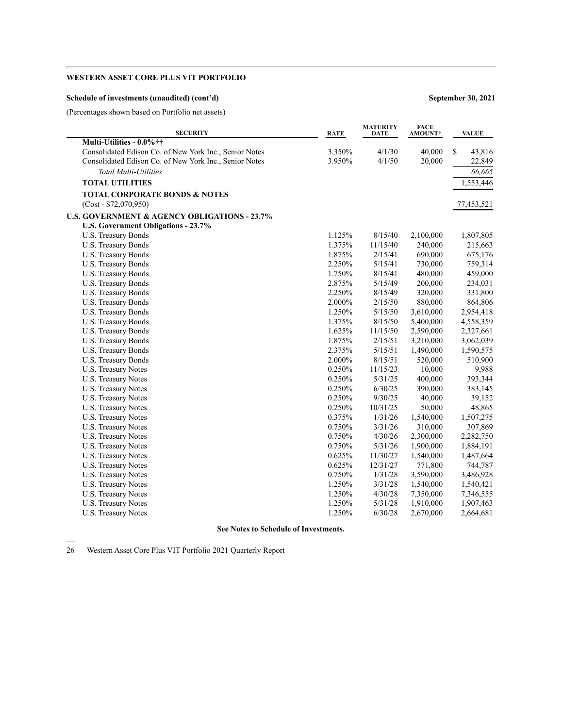**WESTERN ASSET CORE PLUS VIT PORTFOLIO**

**Schedule of investments (unaudited) (cont'd)** **September 30, 2021**

(Percentages shown based on Portfolio net assets)

| SECURITY | RATE | MATURITY DATE | FACE AMOUNT† | VALUE |
|---|---|---|---|---|
| **Multi-Utilities - 0.0%††** | | | | |
| Consolidated Edison Co. of New York Inc., Senior Notes | 3.350% | 4/1/30 | 40,000 | $ 43,816 |
| Consolidated Edison Co. of New York Inc., Senior Notes | 3.950% | 4/1/50 | 20,000 | 22,849 |
| *Total Multi-Utilities* | | | | *66,665* |
| **TOTAL UTILITIES** | | | | 1,553,446 |
| **TOTAL CORPORATE BONDS & NOTES** (Cost - $72,070,950) | | | | 77,453,521 |
| **U.S. GOVERNMENT & AGENCY OBLIGATIONS - 23.7%** | | | | |
| **U.S. Government Obligations - 23.7%** | | | | |
| U.S. Treasury Bonds | 1.125% | 8/15/40 | 2,100,000 | 1,807,805 |
| U.S. Treasury Bonds | 1.375% | 11/15/40 | 240,000 | 215,663 |
| U.S. Treasury Bonds | 1.875% | 2/15/41 | 690,000 | 675,176 |
| U.S. Treasury Bonds | 2.250% | 5/15/41 | 730,000 | 759,314 |
| U.S. Treasury Bonds | 1.750% | 8/15/41 | 480,000 | 459,000 |
| U.S. Treasury Bonds | 2.875% | 5/15/49 | 200,000 | 234,031 |
| U.S. Treasury Bonds | 2.250% | 8/15/49 | 320,000 | 331,800 |
| U.S. Treasury Bonds | 2.000% | 2/15/50 | 880,000 | 864,806 |
| U.S. Treasury Bonds | 1.250% | 5/15/50 | 3,610,000 | 2,954,418 |
| U.S. Treasury Bonds | 1.375% | 8/15/50 | 5,400,000 | 4,558,359 |
| U.S. Treasury Bonds | 1.625% | 11/15/50 | 2,590,000 | 2,327,661 |
| U.S. Treasury Bonds | 1.875% | 2/15/51 | 3,210,000 | 3,062,039 |
| U.S. Treasury Bonds | 2.375% | 5/15/51 | 1,490,000 | 1,590,575 |
| U.S. Treasury Bonds | 2.000% | 8/15/51 | 520,000 | 510,900 |
| U.S. Treasury Notes | 0.250% | 11/15/23 | 10,000 | 9,988 |
| U.S. Treasury Notes | 0.250% | 5/31/25 | 400,000 | 393,344 |
| U.S. Treasury Notes | 0.250% | 6/30/25 | 390,000 | 383,145 |
| U.S. Treasury Notes | 0.250% | 9/30/25 | 40,000 | 39,152 |
| U.S. Treasury Notes | 0.250% | 10/31/25 | 50,000 | 48,865 |
| U.S. Treasury Notes | 0.375% | 1/31/26 | 1,540,000 | 1,507,275 |
| U.S. Treasury Notes | 0.750% | 3/31/26 | 310,000 | 307,869 |
| U.S. Treasury Notes | 0.750% | 4/30/26 | 2,300,000 | 2,282,750 |
| U.S. Treasury Notes | 0.750% | 5/31/26 | 1,900,000 | 1,884,191 |
| U.S. Treasury Notes | 0.625% | 11/30/27 | 1,540,000 | 1,487,664 |
| U.S. Treasury Notes | 0.625% | 12/31/27 | 771,800 | 744,787 |
| U.S. Treasury Notes | 0.750% | 1/31/28 | 3,590,000 | 3,486,928 |
| U.S. Treasury Notes | 1.250% | 3/31/28 | 1,540,000 | 1,540,421 |
| U.S. Treasury Notes | 1.250% | 4/30/28 | 7,350,000 | 7,346,555 |
| U.S. Treasury Notes | 1.250% | 5/31/28 | 1,910,000 | 1,907,463 |
| U.S. Treasury Notes | 1.250% | 6/30/28 | 2,670,000 | 2,664,681 |

**See Notes to Schedule of Investments.**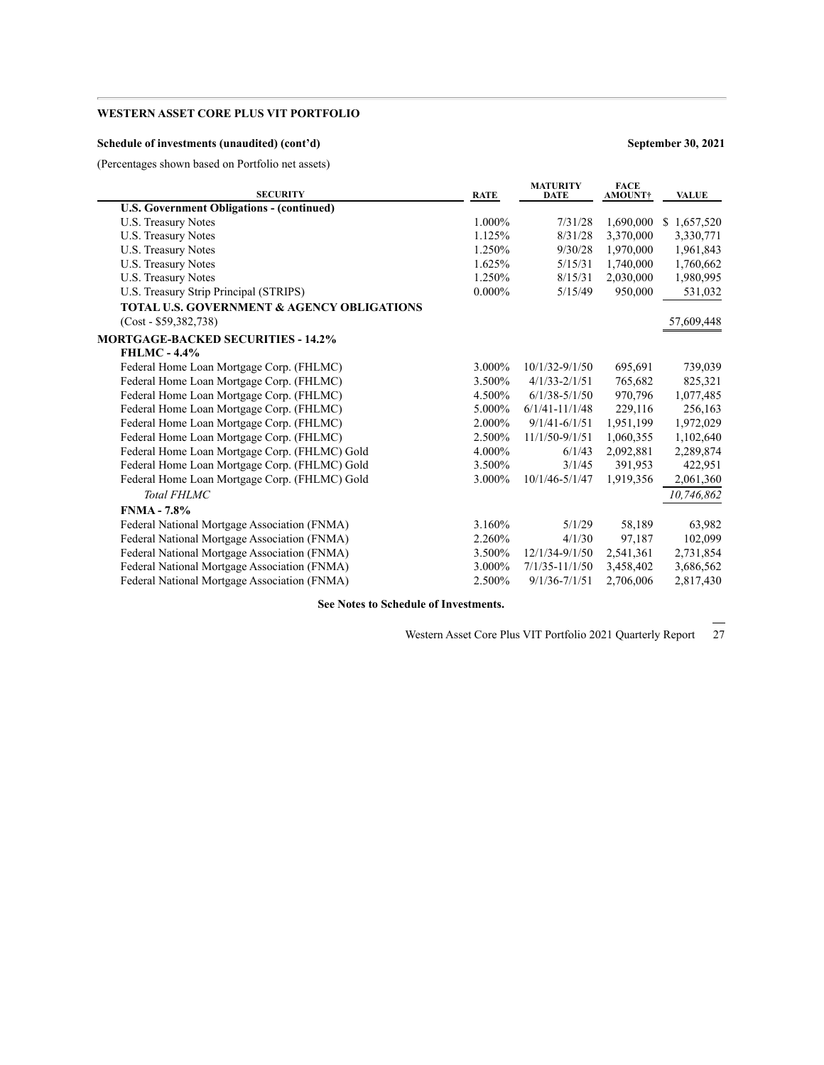**WESTERN ASSET CORE PLUS VIT PORTFOLIO**

**Schedule of investments (unaudited) (cont'd)** **September 30, 2021**

(Percentages shown based on Portfolio net assets)

| SECURITY | RATE | MATURITY DATE | FACE AMOUNT† | VALUE |
|---|---|---|---|---|
| **U.S. Government Obligations - (continued)** | | | | |
| U.S. Treasury Notes | 1.000% | 7/31/28 | 1,690,000 | $ 1,657,520 |
| U.S. Treasury Notes | 1.125% | 8/31/28 | 3,370,000 | 3,330,771 |
| U.S. Treasury Notes | 1.250% | 9/30/28 | 1,970,000 | 1,961,843 |
| U.S. Treasury Notes | 1.625% | 5/15/31 | 1,740,000 | 1,760,662 |
| U.S. Treasury Notes | 1.250% | 8/15/31 | 2,030,000 | 1,980,995 |
| U.S. Treasury Strip Principal (STRIPS) | 0.000% | 5/15/49 | 950,000 | 531,032 |
| **TOTAL U.S. GOVERNMENT & AGENCY OBLIGATIONS** (Cost - $59,382,738) | | | | 57,609,448 |
| **MORTGAGE-BACKED SECURITIES - 14.2%** | | | | |
| **FHLMC - 4.4%** | | | | |
| Federal Home Loan Mortgage Corp. (FHLMC) | 3.000% | 10/1/32-9/1/50 | 695,691 | 739,039 |
| Federal Home Loan Mortgage Corp. (FHLMC) | 3.500% | 4/1/33-2/1/51 | 765,682 | 825,321 |
| Federal Home Loan Mortgage Corp. (FHLMC) | 4.500% | 6/1/38-5/1/50 | 970,796 | 1,077,485 |
| Federal Home Loan Mortgage Corp. (FHLMC) | 5.000% | 6/1/41-11/1/48 | 229,116 | 256,163 |
| Federal Home Loan Mortgage Corp. (FHLMC) | 2.000% | 9/1/41-6/1/51 | 1,951,199 | 1,972,029 |
| Federal Home Loan Mortgage Corp. (FHLMC) | 2.500% | 11/1/50-9/1/51 | 1,060,355 | 1,102,640 |
| Federal Home Loan Mortgage Corp. (FHLMC) Gold | 4.000% | 6/1/43 | 2,092,881 | 2,289,874 |
| Federal Home Loan Mortgage Corp. (FHLMC) Gold | 3.500% | 3/1/45 | 391,953 | 422,951 |
| Federal Home Loan Mortgage Corp. (FHLMC) Gold | 3.000% | 10/1/46-5/1/47 | 1,919,356 | 2,061,360 |
| *Total FHLMC* | | | | *10,746,862* |
| **FNMA - 7.8%** | | | | |
| Federal National Mortgage Association (FNMA) | 3.160% | 5/1/29 | 58,189 | 63,982 |
| Federal National Mortgage Association (FNMA) | 2.260% | 4/1/30 | 97,187 | 102,099 |
| Federal National Mortgage Association (FNMA) | 3.500% | 12/1/34-9/1/50 | 2,541,361 | 2,731,854 |
| Federal National Mortgage Association (FNMA) | 3.000% | 7/1/35-11/1/50 | 3,458,402 | 3,686,562 |
| Federal National Mortgage Association (FNMA) | 2.500% | 9/1/36-7/1/51 | 2,706,006 | 2,817,430 |

**See Notes to Schedule of Investments.**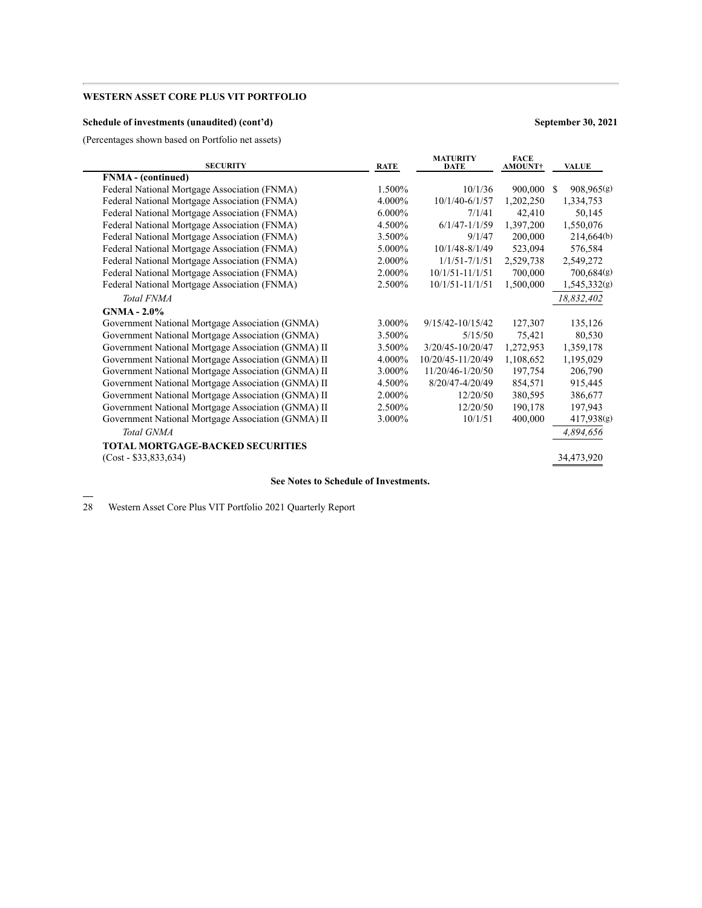**WESTERN ASSET CORE PLUS VIT PORTFOLIO**

**Schedule of investments (unaudited) (cont'd)** **September 30, 2021**

(Percentages shown based on Portfolio net assets)

| SECURITY | RATE | MATURITY DATE | FACE AMOUNT† | VALUE |
|---|---|---|---|---|
| **FNMA - (continued)** | | | | |
| Federal National Mortgage Association (FNMA) | 1.500% | 10/1/36 | 900,000 | $ 908,965(g) |
| Federal National Mortgage Association (FNMA) | 4.000% | 10/1/40-6/1/57 | 1,202,250 | 1,334,753 |
| Federal National Mortgage Association (FNMA) | 6.000% | 7/1/41 | 42,410 | 50,145 |
| Federal National Mortgage Association (FNMA) | 4.500% | 6/1/47-1/1/59 | 1,397,200 | 1,550,076 |
| Federal National Mortgage Association (FNMA) | 3.500% | 9/1/47 | 200,000 | 214,664(b) |
| Federal National Mortgage Association (FNMA) | 5.000% | 10/1/48-8/1/49 | 523,094 | 576,584 |
| Federal National Mortgage Association (FNMA) | 2.000% | 1/1/51-7/1/51 | 2,529,738 | 2,549,272 |
| Federal National Mortgage Association (FNMA) | 2.000% | 10/1/51-11/1/51 | 700,000 | 700,684(g) |
| Federal National Mortgage Association (FNMA) | 2.500% | 10/1/51-11/1/51 | 1,500,000 | 1,545,332(g) |
| *Total FNMA* | | | | *18,832,402* |
| **GNMA - 2.0%** | | | | |
| Government National Mortgage Association (GNMA) | 3.000% | 9/15/42-10/15/42 | 127,307 | 135,126 |
| Government National Mortgage Association (GNMA) | 3.500% | 5/15/50 | 75,421 | 80,530 |
| Government National Mortgage Association (GNMA) II | 3.500% | 3/20/45-10/20/47 | 1,272,953 | 1,359,178 |
| Government National Mortgage Association (GNMA) II | 4.000% | 10/20/45-11/20/49 | 1,108,652 | 1,195,029 |
| Government National Mortgage Association (GNMA) II | 3.000% | 11/20/46-1/20/50 | 197,754 | 206,790 |
| Government National Mortgage Association (GNMA) II | 4.500% | 8/20/47-4/20/49 | 854,571 | 915,445 |
| Government National Mortgage Association (GNMA) II | 2.000% | 12/20/50 | 380,595 | 386,677 |
| Government National Mortgage Association (GNMA) II | 2.500% | 12/20/50 | 190,178 | 197,943 |
| Government National Mortgage Association (GNMA) II | 3.000% | 10/1/51 | 400,000 | 417,938(g) |
| *Total GNMA* | | | | *4,894,656* |
| **TOTAL MORTGAGE-BACKED SECURITIES** (Cost - $33,833,634) | | | | 34,473,920 |

**See Notes to Schedule of Investments.**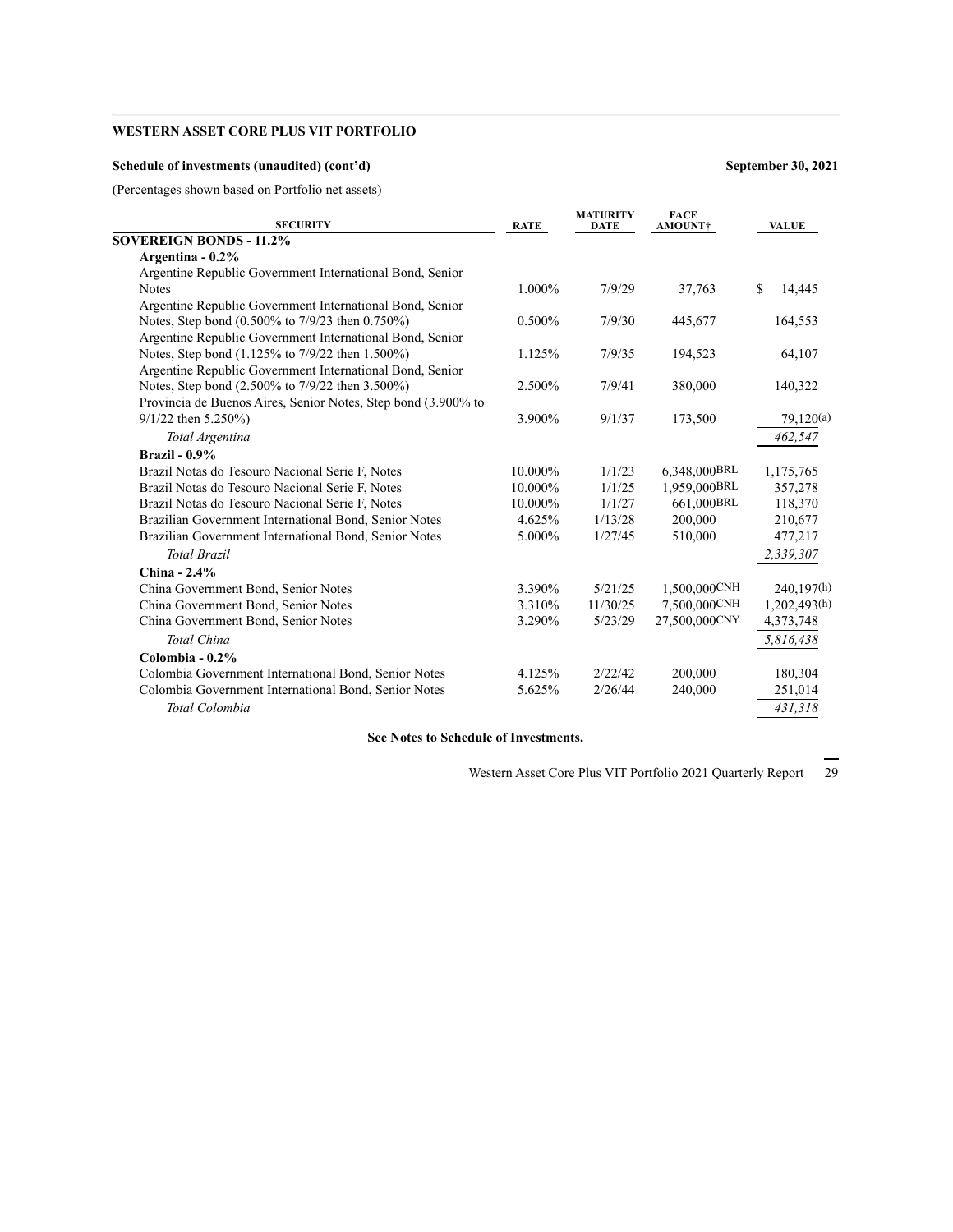**WESTERN ASSET CORE PLUS VIT PORTFOLIO**

**Schedule of investments (unaudited) (cont'd)** **September 30, 2021**

(Percentages shown based on Portfolio net assets)

| SECURITY | RATE | MATURITY DATE | FACE AMOUNT† | VALUE |
|---|---|---|---|---|
| **SOVEREIGN BONDS - 11.2%** | | | | |
| **Argentina - 0.2%** | | | | |
| Argentine Republic Government International Bond, Senior Notes | 1.000% | 7/9/29 | 37,763 | $ 14,445 |
| Argentine Republic Government International Bond, Senior Notes, Step bond (0.500% to 7/9/23 then 0.750%) | 0.500% | 7/9/30 | 445,677 | 164,553 |
| Argentine Republic Government International Bond, Senior Notes, Step bond (1.125% to 7/9/22 then 1.500%) | 1.125% | 7/9/35 | 194,523 | 64,107 |
| Argentine Republic Government International Bond, Senior Notes, Step bond (2.500% to 7/9/22 then 3.500%) | 2.500% | 7/9/41 | 380,000 | 140,322 |
| Provincia de Buenos Aires, Senior Notes, Step bond (3.900% to 9/1/22 then 5.250%) | 3.900% | 9/1/37 | 173,500 | 79,120(a) |
| *Total Argentina* | | | | *462,547* |
| **Brazil - 0.9%** | | | | |
| Brazil Notas do Tesouro Nacional Serie F, Notes | 10.000% | 1/1/23 | 6,348,000BRL | 1,175,765 |
| Brazil Notas do Tesouro Nacional Serie F, Notes | 10.000% | 1/1/25 | 1,959,000BRL | 357,278 |
| Brazil Notas do Tesouro Nacional Serie F, Notes | 10.000% | 1/1/27 | 661,000BRL | 118,370 |
| Brazilian Government International Bond, Senior Notes | 4.625% | 1/13/28 | 200,000 | 210,677 |
| Brazilian Government International Bond, Senior Notes | 5.000% | 1/27/45 | 510,000 | 477,217 |
| *Total Brazil* | | | | *2,339,307* |
| **China - 2.4%** | | | | |
| China Government Bond, Senior Notes | 3.390% | 5/21/25 | 1,500,000CNH | 240,197(h) |
| China Government Bond, Senior Notes | 3.310% | 11/30/25 | 7,500,000CNH | 1,202,493(h) |
| China Government Bond, Senior Notes | 3.290% | 5/23/29 | 27,500,000CNY | 4,373,748 |
| *Total China* | | | | *5,816,438* |
| **Colombia - 0.2%** | | | | |
| Colombia Government International Bond, Senior Notes | 4.125% | 2/22/42 | 200,000 | 180,304 |
| Colombia Government International Bond, Senior Notes | 5.625% | 2/26/44 | 240,000 | 251,014 |
| *Total Colombia* | | | | *431,318* |

**See Notes to Schedule of Investments.**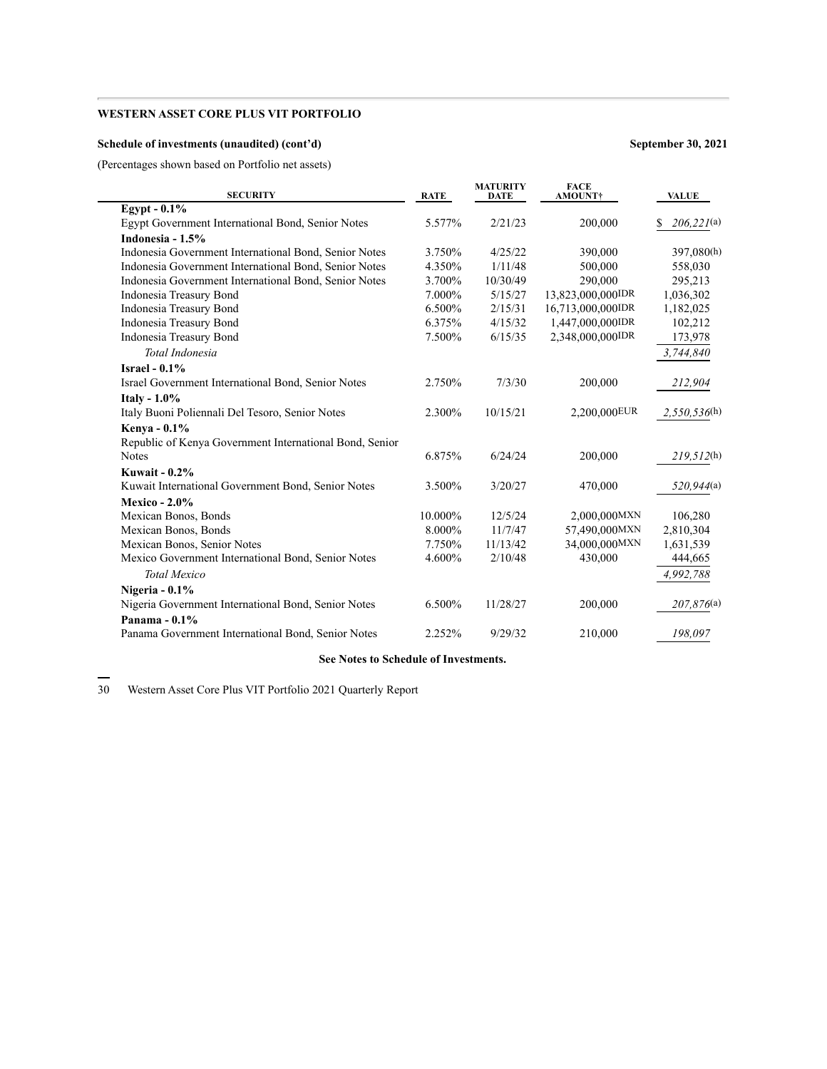**WESTERN ASSET CORE PLUS VIT PORTFOLIO**

**Schedule of investments (unaudited) (cont'd)** **September 30, 2021**

(Percentages shown based on Portfolio net assets)

| SECURITY | RATE | MATURITY DATE | FACE AMOUNT† | VALUE |
|---|---|---|---|---|
| **Egypt - 0.1%** | | | | |
| Egypt Government International Bond, Senior Notes | 5.577% | 2/21/23 | 200,000 | $ *206,221*(a) |
| **Indonesia - 1.5%** | | | | |
| Indonesia Government International Bond, Senior Notes | 3.750% | 4/25/22 | 390,000 | 397,080(h) |
| Indonesia Government International Bond, Senior Notes | 4.350% | 1/11/48 | 500,000 | 558,030 |
| Indonesia Government International Bond, Senior Notes | 3.700% | 10/30/49 | 290,000 | 295,213 |
| Indonesia Treasury Bond | 7.000% | 5/15/27 | 13,823,000,000IDR | 1,036,302 |
| Indonesia Treasury Bond | 6.500% | 2/15/31 | 16,713,000,000IDR | 1,182,025 |
| Indonesia Treasury Bond | 6.375% | 4/15/32 | 1,447,000,000IDR | 102,212 |
| Indonesia Treasury Bond | 7.500% | 6/15/35 | 2,348,000,000IDR | 173,978 |
| *Total Indonesia* | | | | *3,744,840* |
| **Israel - 0.1%** | | | | |
| Israel Government International Bond, Senior Notes | 2.750% | 7/3/30 | 200,000 | *212,904* |
| **Italy - 1.0%** | | | | |
| Italy Buoni Poliennali Del Tesoro, Senior Notes | 2.300% | 10/15/21 | 2,200,000EUR | *2,550,536*(h) |
| **Kenya - 0.1%** | | | | |
| Republic of Kenya Government International Bond, Senior Notes | 6.875% | 6/24/24 | 200,000 | *219,512*(h) |
| **Kuwait - 0.2%** | | | | |
| Kuwait International Government Bond, Senior Notes | 3.500% | 3/20/27 | 470,000 | *520,944*(a) |
| **Mexico - 2.0%** | | | | |
| Mexican Bonos, Bonds | 10.000% | 12/5/24 | 2,000,000MXN | 106,280 |
| Mexican Bonos, Bonds | 8.000% | 11/7/47 | 57,490,000MXN | 2,810,304 |
| Mexican Bonos, Senior Notes | 7.750% | 11/13/42 | 34,000,000MXN | 1,631,539 |
| Mexico Government International Bond, Senior Notes | 4.600% | 2/10/48 | 430,000 | 444,665 |
| *Total Mexico* | | | | *4,992,788* |
| **Nigeria - 0.1%** | | | | |
| Nigeria Government International Bond, Senior Notes | 6.500% | 11/28/27 | 200,000 | *207,876*(a) |
| **Panama - 0.1%** | | | | |
| Panama Government International Bond, Senior Notes | 2.252% | 9/29/32 | 210,000 | *198,097* |

**See Notes to Schedule of Investments.**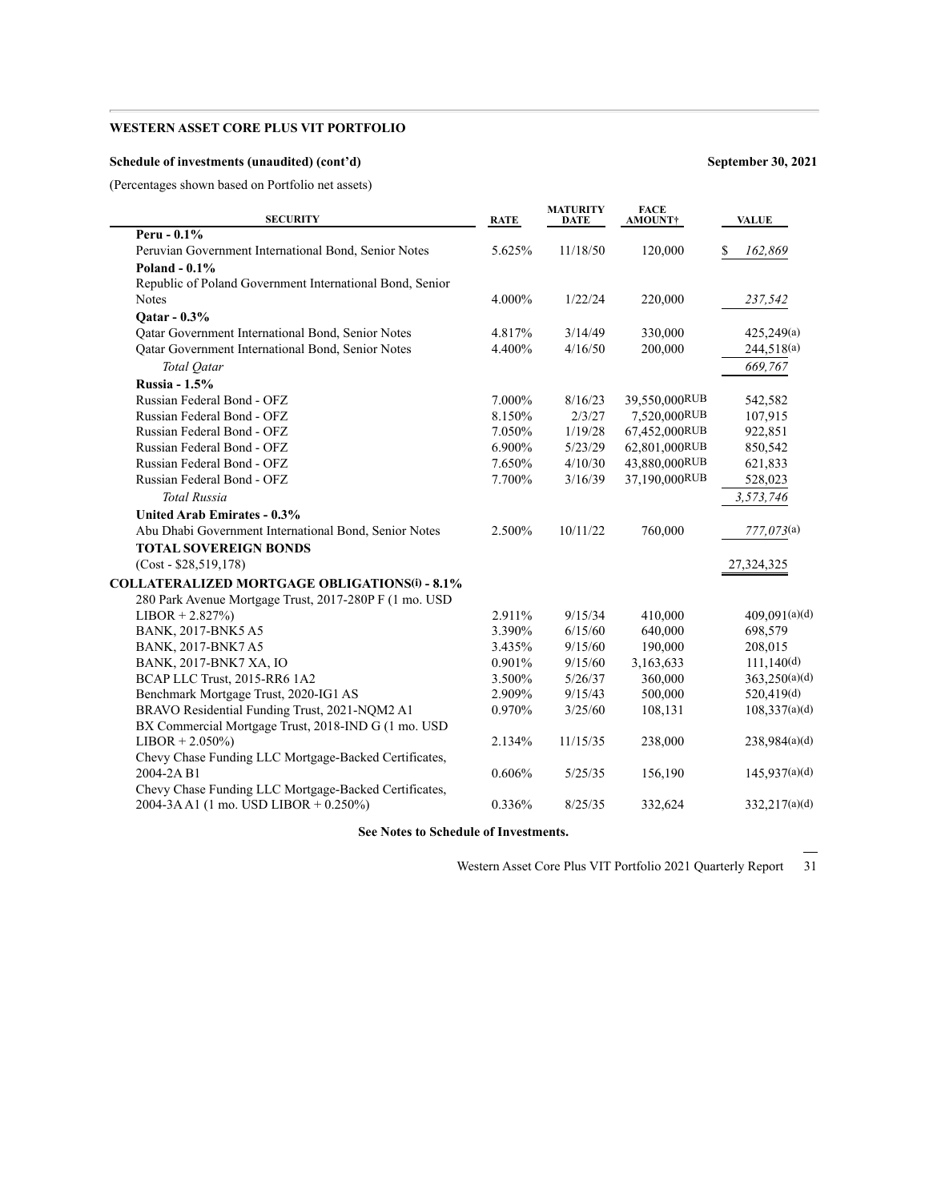**WESTERN ASSET CORE PLUS VIT PORTFOLIO**

**Schedule of investments (unaudited) (cont'd)** **September 30, 2021**

(Percentages shown based on Portfolio net assets)

| SECURITY | RATE | MATURITY DATE | FACE AMOUNT† | VALUE |
|---|---|---|---|---|
| **Peru - 0.1%** | | | | |
| Peruvian Government International Bond, Senior Notes | 5.625% | 11/18/50 | 120,000 | $ *162,869* |
| **Poland - 0.1%** | | | | |
| Republic of Poland Government International Bond, Senior Notes | 4.000% | 1/22/24 | 220,000 | *237,542* |
| **Qatar - 0.3%** | | | | |
| Qatar Government International Bond, Senior Notes | 4.817% | 3/14/49 | 330,000 | 425,249(a) |
| Qatar Government International Bond, Senior Notes | 4.400% | 4/16/50 | 200,000 | 244,518(a) |
| *Total Qatar* | | | | *669,767* |
| **Russia - 1.5%** | | | | |
| Russian Federal Bond - OFZ | 7.000% | 8/16/23 | 39,550,000RUB | 542,582 |
| Russian Federal Bond - OFZ | 8.150% | 2/3/27 | 7,520,000RUB | 107,915 |
| Russian Federal Bond - OFZ | 7.050% | 1/19/28 | 67,452,000RUB | 922,851 |
| Russian Federal Bond - OFZ | 6.900% | 5/23/29 | 62,801,000RUB | 850,542 |
| Russian Federal Bond - OFZ | 7.650% | 4/10/30 | 43,880,000RUB | 621,833 |
| Russian Federal Bond - OFZ | 7.700% | 3/16/39 | 37,190,000RUB | 528,023 |
| *Total Russia* | | | | *3,573,746* |
| **United Arab Emirates - 0.3%** | | | | |
| Abu Dhabi Government International Bond, Senior Notes | 2.500% | 10/11/22 | 760,000 | *777,073*(a) |
| **TOTAL SOVEREIGN BONDS** | | | | |
| (Cost - $28,519,178) | | | | 27,324,325 |
| **COLLATERALIZED MORTGAGE OBLIGATIONS(i) - 8.1%** | | | | |
| 280 Park Avenue Mortgage Trust, 2017-280P F (1 mo. USD LIBOR + 2.827%) | 2.911% | 9/15/34 | 410,000 | 409,091(a)(d) |
| BANK, 2017-BNK5 A5 | 3.390% | 6/15/60 | 640,000 | 698,579 |
| BANK, 2017-BNK7 A5 | 3.435% | 9/15/60 | 190,000 | 208,015 |
| BANK, 2017-BNK7 XA, IO | 0.901% | 9/15/60 | 3,163,633 | 111,140(d) |
| BCAP LLC Trust, 2015-RR6 1A2 | 3.500% | 5/26/37 | 360,000 | 363,250(a)(d) |
| Benchmark Mortgage Trust, 2020-IG1 AS | 2.909% | 9/15/43 | 500,000 | 520,419(d) |
| BRAVO Residential Funding Trust, 2021-NQM2 A1 | 0.970% | 3/25/60 | 108,131 | 108,337(a)(d) |
| BX Commercial Mortgage Trust, 2018-IND G (1 mo. USD LIBOR + 2.050%) | 2.134% | 11/15/35 | 238,000 | 238,984(a)(d) |
| Chevy Chase Funding LLC Mortgage-Backed Certificates, 2004-2A B1 | 0.606% | 5/25/35 | 156,190 | 145,937(a)(d) |
| Chevy Chase Funding LLC Mortgage-Backed Certificates, 2004-3A A1 (1 mo. USD LIBOR + 0.250%) | 0.336% | 8/25/35 | 332,624 | 332,217(a)(d) |

**See Notes to Schedule of Investments.**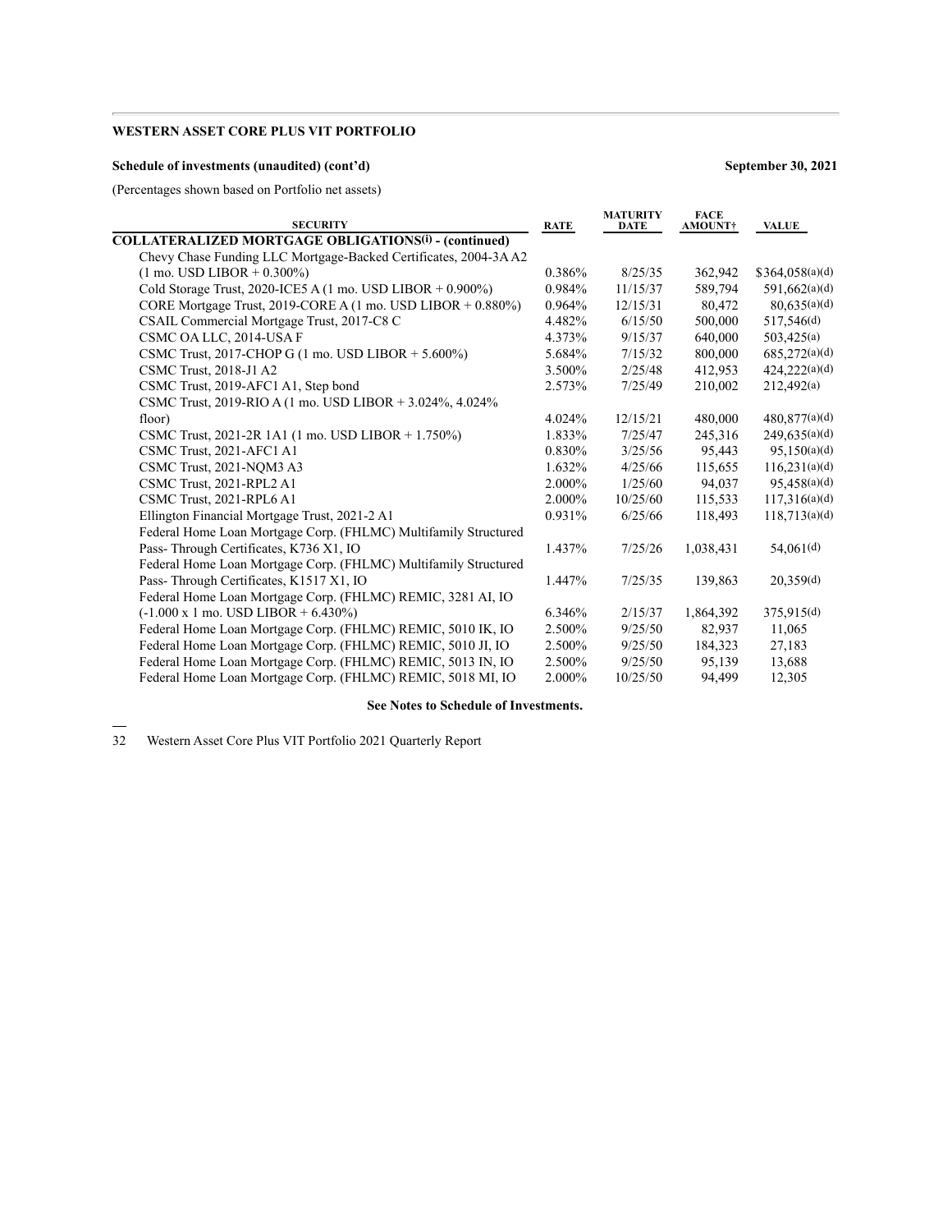**WESTERN ASSET CORE PLUS VIT PORTFOLIO**

**Schedule of investments (unaudited) (cont'd)** **September 30, 2021**

(Percentages shown based on Portfolio net assets)

| SECURITY | RATE | MATURITY DATE | FACE AMOUNT† | VALUE |
|---|---|---|---|---|
| **COLLATERALIZED MORTGAGE OBLIGATIONS[i] - (continued)** | | | | |
| Chevy Chase Funding LLC Mortgage-Backed Certificates, 2004-3A A2 (1 mo. USD LIBOR + 0.300%) | 0.386% | 8/25/35 | 362,942 | $364,058[(a)(d)] |
| Cold Storage Trust, 2020-ICE5 A (1 mo. USD LIBOR + 0.900%) | 0.984% | 11/15/37 | 589,794 | 591,662[(a)(d)] |
| CORE Mortgage Trust, 2019-CORE A (1 mo. USD LIBOR + 0.880%) | 0.964% | 12/15/31 | 80,472 | 80,635[(a)(d)] |
| CSAIL Commercial Mortgage Trust, 2017-C8 C | 4.482% | 6/15/50 | 500,000 | 517,546[(d)] |
| CSMC OA LLC, 2014-USA F | 4.373% | 9/15/37 | 640,000 | 503,425[(a)] |
| CSMC Trust, 2017-CHOP G (1 mo. USD LIBOR + 5.600%) | 5.684% | 7/15/32 | 800,000 | 685,272[(a)(d)] |
| CSMC Trust, 2018-J1 A2 | 3.500% | 2/25/48 | 412,953 | 424,222[(a)(d)] |
| CSMC Trust, 2019-AFC1 A1, Step bond | 2.573% | 7/25/49 | 210,002 | 212,492[(a)] |
| CSMC Trust, 2019-RIO A (1 mo. USD LIBOR + 3.024%, 4.024% floor) | 4.024% | 12/15/21 | 480,000 | 480,877[(a)(d)] |
| CSMC Trust, 2021-2R 1A1 (1 mo. USD LIBOR + 1.750%) | 1.833% | 7/25/47 | 245,316 | 249,635[(a)(d)] |
| CSMC Trust, 2021-AFC1 A1 | 0.830% | 3/25/56 | 95,443 | 95,150[(a)(d)] |
| CSMC Trust, 2021-NQM3 A3 | 1.632% | 4/25/66 | 115,655 | 116,231[(a)(d)] |
| CSMC Trust, 2021-RPL2 A1 | 2.000% | 1/25/60 | 94,037 | 95,458[(a)(d)] |
| CSMC Trust, 2021-RPL6 A1 | 2.000% | 10/25/60 | 115,533 | 117,316[(a)(d)] |
| Ellington Financial Mortgage Trust, 2021-2 A1 | 0.931% | 6/25/66 | 118,493 | 118,713[(a)(d)] |
| Federal Home Loan Mortgage Corp. (FHLMC) Multifamily Structured Pass- Through Certificates, K736 X1, IO | 1.437% | 7/25/26 | 1,038,431 | 54,061[(d)] |
| Federal Home Loan Mortgage Corp. (FHLMC) Multifamily Structured Pass- Through Certificates, K1517 X1, IO | 1.447% | 7/25/35 | 139,863 | 20,359[(d)] |
| Federal Home Loan Mortgage Corp. (FHLMC) REMIC, 3281 AI, IO (-1.000 x 1 mo. USD LIBOR + 6.430%) | 6.346% | 2/15/37 | 1,864,392 | 375,915[(d)] |
| Federal Home Loan Mortgage Corp. (FHLMC) REMIC, 5010 IK, IO | 2.500% | 9/25/50 | 82,937 | 11,065 |
| Federal Home Loan Mortgage Corp. (FHLMC) REMIC, 5010 JI, IO | 2.500% | 9/25/50 | 184,323 | 27,183 |
| Federal Home Loan Mortgage Corp. (FHLMC) REMIC, 5013 IN, IO | 2.500% | 9/25/50 | 95,139 | 13,688 |
| Federal Home Loan Mortgage Corp. (FHLMC) REMIC, 5018 MI, IO | 2.000% | 10/25/50 | 94,499 | 12,305 |

**See Notes to Schedule of Investments.**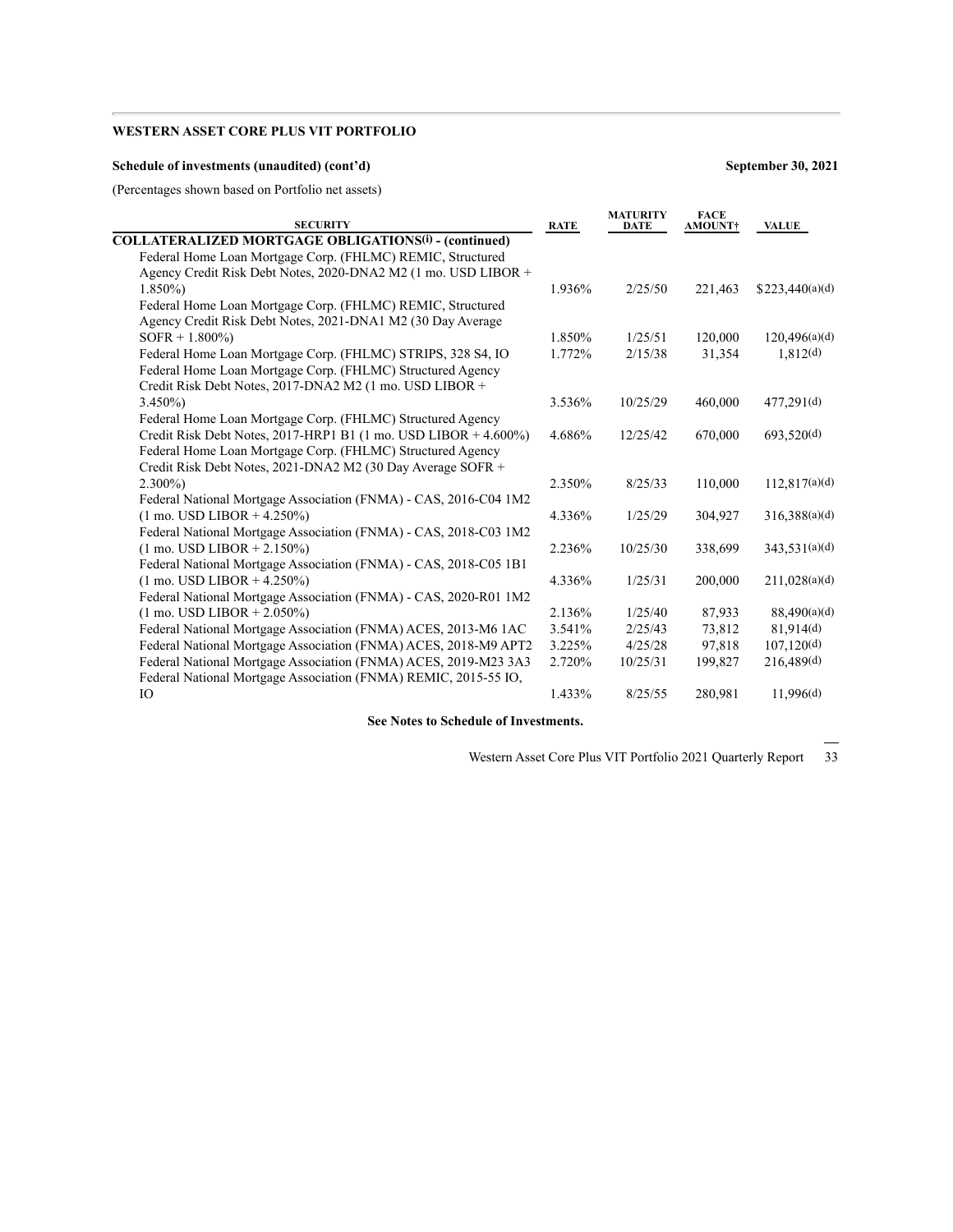**WESTERN ASSET CORE PLUS VIT PORTFOLIO**

**Schedule of investments (unaudited) (cont'd)** **September 30, 2021**

(Percentages shown based on Portfolio net assets)

| SECURITY | RATE | MATURITY DATE | FACE AMOUNT† | VALUE |
|---|---|---|---|---|
| **COLLATERALIZED MORTGAGE OBLIGATIONS[(i)] - (continued)** | | | | |
| Federal Home Loan Mortgage Corp. (FHLMC) REMIC, Structured Agency Credit Risk Debt Notes, 2020-DNA2 M2 (1 mo. USD LIBOR + 1.850%) | 1.936% | 2/25/50 | 221,463 | $223,440(a)(d) |
| Federal Home Loan Mortgage Corp. (FHLMC) REMIC, Structured Agency Credit Risk Debt Notes, 2021-DNA1 M2 (30 Day Average SOFR + 1.800%) | 1.850% | 1/25/51 | 120,000 | 120,496(a)(d) |
| Federal Home Loan Mortgage Corp. (FHLMC) STRIPS, 328 S4, IO | 1.772% | 2/15/38 | 31,354 | 1,812(d) |
| Federal Home Loan Mortgage Corp. (FHLMC) Structured Agency Credit Risk Debt Notes, 2017-DNA2 M2 (1 mo. USD LIBOR + 3.450%) | 3.536% | 10/25/29 | 460,000 | 477,291(d) |
| Federal Home Loan Mortgage Corp. (FHLMC) Structured Agency Credit Risk Debt Notes, 2017-HRP1 B1 (1 mo. USD LIBOR + 4.600%) | 4.686% | 12/25/42 | 670,000 | 693,520(d) |
| Federal Home Loan Mortgage Corp. (FHLMC) Structured Agency Credit Risk Debt Notes, 2021-DNA2 M2 (30 Day Average SOFR + 2.300%) | 2.350% | 8/25/33 | 110,000 | 112,817(a)(d) |
| Federal National Mortgage Association (FNMA) - CAS, 2016-C04 1M2 (1 mo. USD LIBOR + 4.250%) | 4.336% | 1/25/29 | 304,927 | 316,388(a)(d) |
| Federal National Mortgage Association (FNMA) - CAS, 2018-C03 1M2 (1 mo. USD LIBOR + 2.150%) | 2.236% | 10/25/30 | 338,699 | 343,531(a)(d) |
| Federal National Mortgage Association (FNMA) - CAS, 2018-C05 1B1 (1 mo. USD LIBOR + 4.250%) | 4.336% | 1/25/31 | 200,000 | 211,028(a)(d) |
| Federal National Mortgage Association (FNMA) - CAS, 2020-R01 1M2 (1 mo. USD LIBOR + 2.050%) | 2.136% | 1/25/40 | 87,933 | 88,490(a)(d) |
| Federal National Mortgage Association (FNMA) ACES, 2013-M6 1AC | 3.541% | 2/25/43 | 73,812 | 81,914(d) |
| Federal National Mortgage Association (FNMA) ACES, 2018-M9 APT2 | 3.225% | 4/25/28 | 97,818 | 107,120(d) |
| Federal National Mortgage Association (FNMA) ACES, 2019-M23 3A3 | 2.720% | 10/25/31 | 199,827 | 216,489(d) |
| Federal National Mortgage Association (FNMA) REMIC, 2015-55 IO, IO | 1.433% | 8/25/55 | 280,981 | 11,996(d) |

**See Notes to Schedule of Investments.**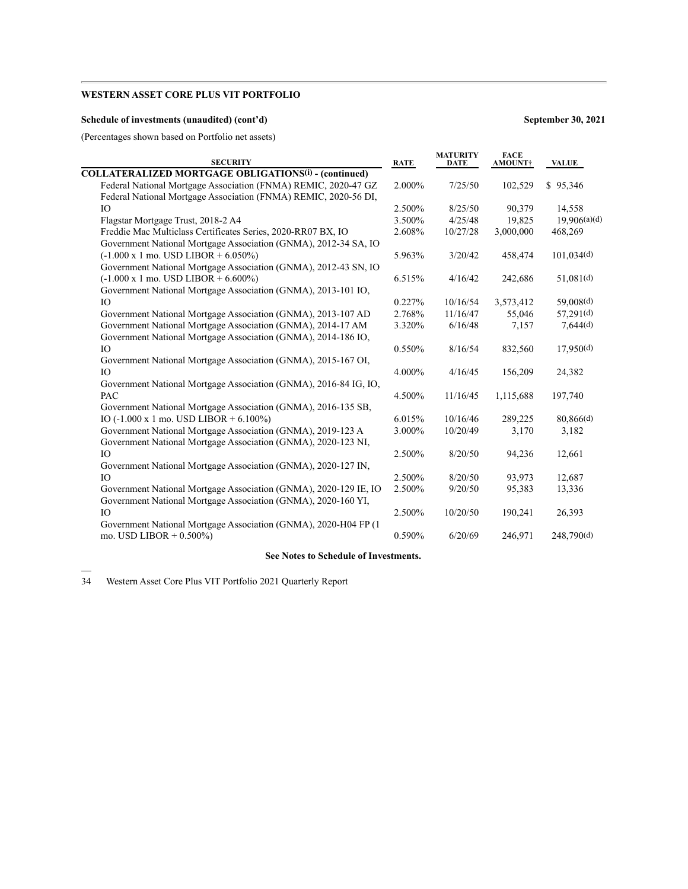**WESTERN ASSET CORE PLUS VIT PORTFOLIO**

**Schedule of investments (unaudited) (cont'd)** **September 30, 2021**

(Percentages shown based on Portfolio net assets)

| SECURITY | RATE | MATURITY DATE | FACE AMOUNT† | VALUE |
|---|---|---|---|---|
| **COLLATERALIZED MORTGAGE OBLIGATIONS(i) - (continued)** | | | | |
| Federal National Mortgage Association (FNMA) REMIC, 2020-47 GZ | 2.000% | 7/25/50 | 102,529 | $ 95,346 |
| Federal National Mortgage Association (FNMA) REMIC, 2020-56 DI, IO | 2.500% | 8/25/50 | 90,379 | 14,558 |
| Flagstar Mortgage Trust, 2018-2 A4 | 3.500% | 4/25/48 | 19,825 | 19,906(a)(d) |
| Freddie Mac Multiclass Certificates Series, 2020-RR07 BX, IO | 2.608% | 10/27/28 | 3,000,000 | 468,269 |
| Government National Mortgage Association (GNMA), 2012-34 SA, IO (-1.000 x 1 mo. USD LIBOR + 6.050%) | 5.963% | 3/20/42 | 458,474 | 101,034(d) |
| Government National Mortgage Association (GNMA), 2012-43 SN, IO (-1.000 x 1 mo. USD LIBOR + 6.600%) | 6.515% | 4/16/42 | 242,686 | 51,081(d) |
| Government National Mortgage Association (GNMA), 2013-101 IO, IO | 0.227% | 10/16/54 | 3,573,412 | 59,008(d) |
| Government National Mortgage Association (GNMA), 2013-107 AD | 2.768% | 11/16/47 | 55,046 | 57,291(d) |
| Government National Mortgage Association (GNMA), 2014-17 AM | 3.320% | 6/16/48 | 7,157 | 7,644(d) |
| Government National Mortgage Association (GNMA), 2014-186 IO, IO | 0.550% | 8/16/54 | 832,560 | 17,950(d) |
| Government National Mortgage Association (GNMA), 2015-167 OI, IO | 4.000% | 4/16/45 | 156,209 | 24,382 |
| Government National Mortgage Association (GNMA), 2016-84 IG, IO, PAC | 4.500% | 11/16/45 | 1,115,688 | 197,740 |
| Government National Mortgage Association (GNMA), 2016-135 SB, IO (-1.000 x 1 mo. USD LIBOR + 6.100%) | 6.015% | 10/16/46 | 289,225 | 80,866(d) |
| Government National Mortgage Association (GNMA), 2019-123 A | 3.000% | 10/20/49 | 3,170 | 3,182 |
| Government National Mortgage Association (GNMA), 2020-123 NI, IO | 2.500% | 8/20/50 | 94,236 | 12,661 |
| Government National Mortgage Association (GNMA), 2020-127 IN, IO | 2.500% | 8/20/50 | 93,973 | 12,687 |
| Government National Mortgage Association (GNMA), 2020-129 IE, IO | 2.500% | 9/20/50 | 95,383 | 13,336 |
| Government National Mortgage Association (GNMA), 2020-160 YI, IO | 2.500% | 10/20/50 | 190,241 | 26,393 |
| Government National Mortgage Association (GNMA), 2020-H04 FP (1 mo. USD LIBOR + 0.500%) | 0.590% | 6/20/69 | 246,971 | 248,790(d) |

**See Notes to Schedule of Investments.**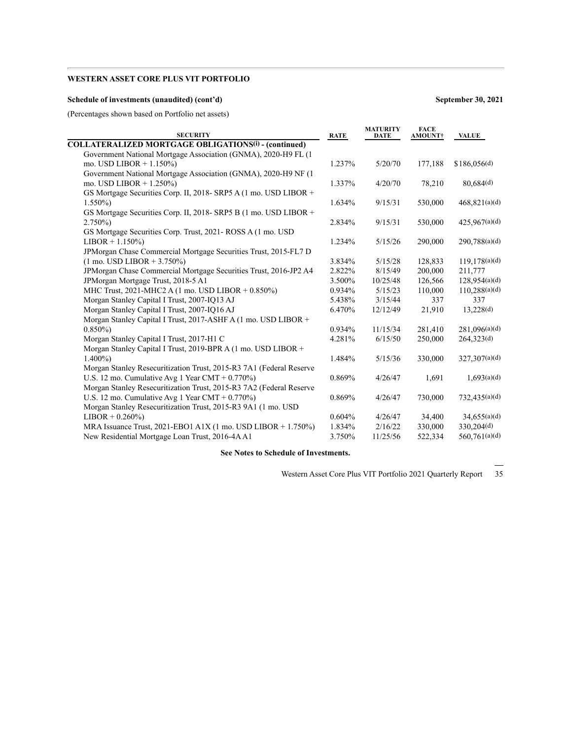**WESTERN ASSET CORE PLUS VIT PORTFOLIO**

**Schedule of investments (unaudited) (cont'd)** **September 30, 2021**

(Percentages shown based on Portfolio net assets)

| SECURITY | RATE | MATURITY DATE | FACE AMOUNT† | VALUE |
|---|---|---|---|---|
| **COLLATERALIZED MORTGAGE OBLIGATIONS(i) - (continued)** | | | | |
| Government National Mortgage Association (GNMA), 2020-H9 FL (1 mo. USD LIBOR + 1.150%) | 1.237% | 5/20/70 | 177,188 | $186,056(d) |
| Government National Mortgage Association (GNMA), 2020-H9 NF (1 mo. USD LIBOR + 1.250%) | 1.337% | 4/20/70 | 78,210 | 80,684(d) |
| GS Mortgage Securities Corp. II, 2018- SRP5 A (1 mo. USD LIBOR + 1.550%) | 1.634% | 9/15/31 | 530,000 | 468,821(a)(d) |
| GS Mortgage Securities Corp. II, 2018- SRP5 B (1 mo. USD LIBOR + 2.750%) | 2.834% | 9/15/31 | 530,000 | 425,967(a)(d) |
| GS Mortgage Securities Corp. Trust, 2021- ROSS A (1 mo. USD LIBOR + 1.150%) | 1.234% | 5/15/26 | 290,000 | 290,788(a)(d) |
| JPMorgan Chase Commercial Mortgage Securities Trust, 2015-FL7 D (1 mo. USD LIBOR + 3.750%) | 3.834% | 5/15/28 | 128,833 | 119,178(a)(d) |
| JPMorgan Chase Commercial Mortgage Securities Trust, 2016-JP2 A4 | 2.822% | 8/15/49 | 200,000 | 211,777 |
| JPMorgan Mortgage Trust, 2018-5 A1 | 3.500% | 10/25/48 | 126,566 | 128,954(a)(d) |
| MHC Trust, 2021-MHC2 A (1 mo. USD LIBOR + 0.850%) | 0.934% | 5/15/23 | 110,000 | 110,288(a)(d) |
| Morgan Stanley Capital I Trust, 2007-IQ13 AJ | 5.438% | 3/15/44 | 337 | 337 |
| Morgan Stanley Capital I Trust, 2007-IQ16 AJ | 6.470% | 12/12/49 | 21,910 | 13,228(d) |
| Morgan Stanley Capital I Trust, 2017-ASHF A (1 mo. USD LIBOR + 0.850%) | 0.934% | 11/15/34 | 281,410 | 281,096(a)(d) |
| Morgan Stanley Capital I Trust, 2017-H1 C | 4.281% | 6/15/50 | 250,000 | 264,323(d) |
| Morgan Stanley Capital I Trust, 2019-BPR A (1 mo. USD LIBOR + 1.400%) | 1.484% | 5/15/36 | 330,000 | 327,307(a)(d) |
| Morgan Stanley Resecuritization Trust, 2015-R3 7A1 (Federal Reserve U.S. 12 mo. Cumulative Avg 1 Year CMT + 0.770%) | 0.869% | 4/26/47 | 1,691 | 1,693(a)(d) |
| Morgan Stanley Resecuritization Trust, 2015-R3 7A2 (Federal Reserve U.S. 12 mo. Cumulative Avg 1 Year CMT + 0.770%) | 0.869% | 4/26/47 | 730,000 | 732,435(a)(d) |
| Morgan Stanley Resecuritization Trust, 2015-R3 9A1 (1 mo. USD LIBOR + 0.260%) | 0.604% | 4/26/47 | 34,400 | 34,655(a)(d) |
| MRA Issuance Trust, 2021-EBO1 A1X (1 mo. USD LIBOR + 1.750%) | 1.834% | 2/16/22 | 330,000 | 330,204(d) |
| New Residential Mortgage Loan Trust, 2016-4A A1 | 3.750% | 11/25/56 | 522,334 | 560,761(a)(d) |

**See Notes to Schedule of Investments.**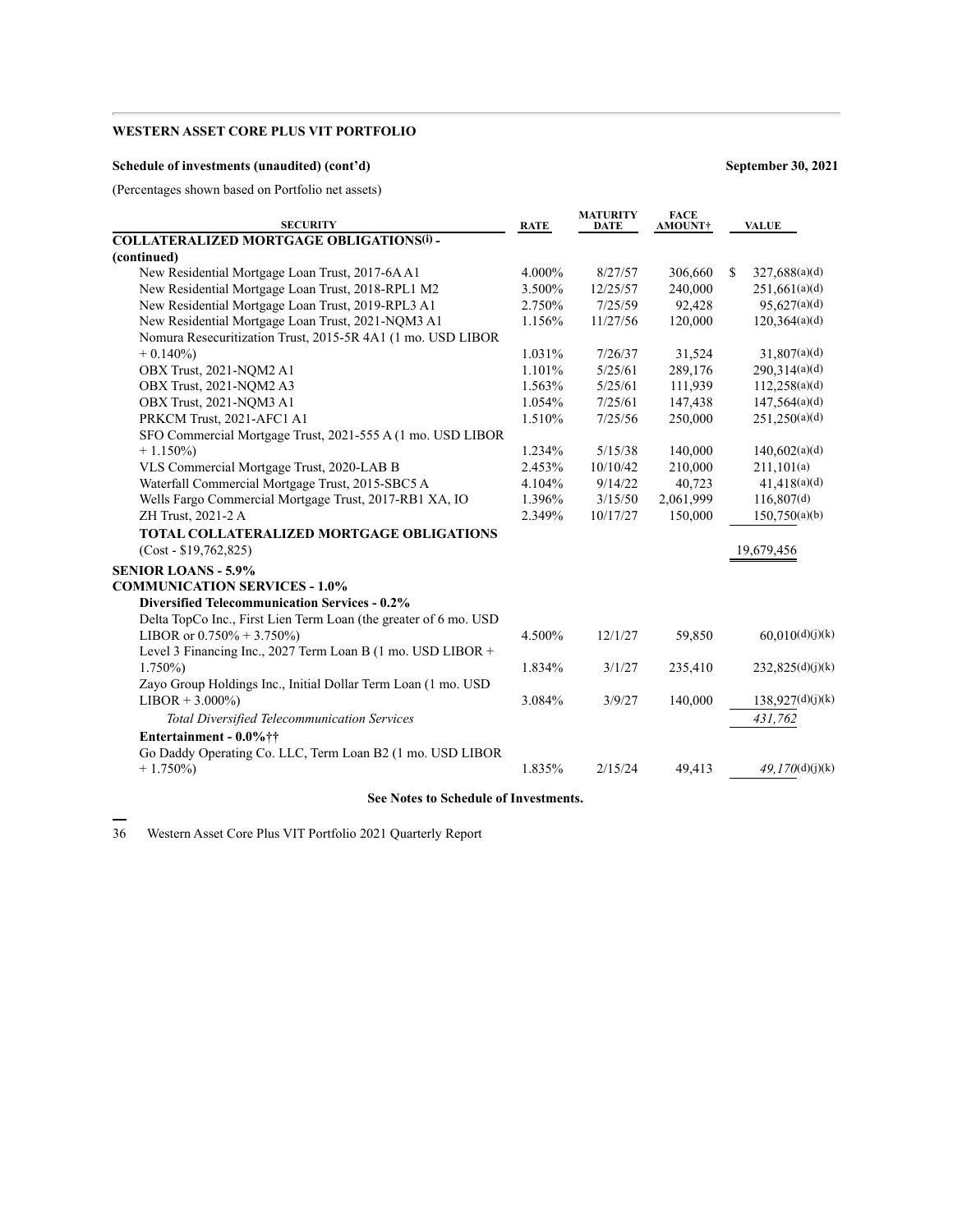**WESTERN ASSET CORE PLUS VIT PORTFOLIO**

**Schedule of investments (unaudited) (cont'd)** **September 30, 2021**

(Percentages shown based on Portfolio net assets)

| SECURITY | RATE | MATURITY DATE | FACE AMOUNT† | VALUE |
|---|---|---|---|---|
| **COLLATERALIZED MORTGAGE OBLIGATIONS(i) - (continued)** | | | | |
| New Residential Mortgage Loan Trust, 2017-6A A1 | 4.000% | 8/27/57 | 306,660 | $ 327,688(a)(d) |
| New Residential Mortgage Loan Trust, 2018-RPL1 M2 | 3.500% | 12/25/57 | 240,000 | 251,661(a)(d) |
| New Residential Mortgage Loan Trust, 2019-RPL3 A1 | 2.750% | 7/25/59 | 92,428 | 95,627(a)(d) |
| New Residential Mortgage Loan Trust, 2021-NQM3 A1 | 1.156% | 11/27/56 | 120,000 | 120,364(a)(d) |
| Nomura Resecuritization Trust, 2015-5R 4A1 (1 mo. USD LIBOR + 0.140%) | 1.031% | 7/26/37 | 31,524 | 31,807(a)(d) |
| OBX Trust, 2021-NQM2 A1 | 1.101% | 5/25/61 | 289,176 | 290,314(a)(d) |
| OBX Trust, 2021-NQM2 A3 | 1.563% | 5/25/61 | 111,939 | 112,258(a)(d) |
| OBX Trust, 2021-NQM3 A1 | 1.054% | 7/25/61 | 147,438 | 147,564(a)(d) |
| PRKCM Trust, 2021-AFC1 A1 | 1.510% | 7/25/56 | 250,000 | 251,250(a)(d) |
| SFO Commercial Mortgage Trust, 2021-555 A (1 mo. USD LIBOR + 1.150%) | 1.234% | 5/15/38 | 140,000 | 140,602(a)(d) |
| VLS Commercial Mortgage Trust, 2020-LAB B | 2.453% | 10/10/42 | 210,000 | 211,101(a) |
| Waterfall Commercial Mortgage Trust, 2015-SBC5 A | 4.104% | 9/14/22 | 40,723 | 41,418(a)(d) |
| Wells Fargo Commercial Mortgage Trust, 2017-RB1 XA, IO | 1.396% | 3/15/50 | 2,061,999 | 116,807(d) |
| ZH Trust, 2021-2 A | 2.349% | 10/17/27 | 150,000 | 150,750(a)(b) |
| **TOTAL COLLATERALIZED MORTGAGE OBLIGATIONS** (Cost - $19,762,825) | | | | 19,679,456 |
| **SENIOR LOANS - 5.9%** | | | | |
| **COMMUNICATION SERVICES - 1.0%** | | | | |
| **Diversified Telecommunication Services - 0.2%** | | | | |
| Delta TopCo Inc., First Lien Term Loan (the greater of 6 mo. USD LIBOR or 0.750% + 3.750%) | 4.500% | 12/1/27 | 59,850 | 60,010(d)(j)(k) |
| Level 3 Financing Inc., 2027 Term Loan B (1 mo. USD LIBOR + 1.750%) | 1.834% | 3/1/27 | 235,410 | 232,825(d)(j)(k) |
| Zayo Group Holdings Inc., Initial Dollar Term Loan (1 mo. USD LIBOR + 3.000%) | 3.084% | 3/9/27 | 140,000 | 138,927(d)(j)(k) |
| *Total Diversified Telecommunication Services* | | | | *431,762* |
| **Entertainment - 0.0%††** | | | | |
| Go Daddy Operating Co. LLC, Term Loan B2 (1 mo. USD LIBOR + 1.750%) | 1.835% | 2/15/24 | 49,413 | *49,170*(d)(j)(k) |

**See Notes to Schedule of Investments.**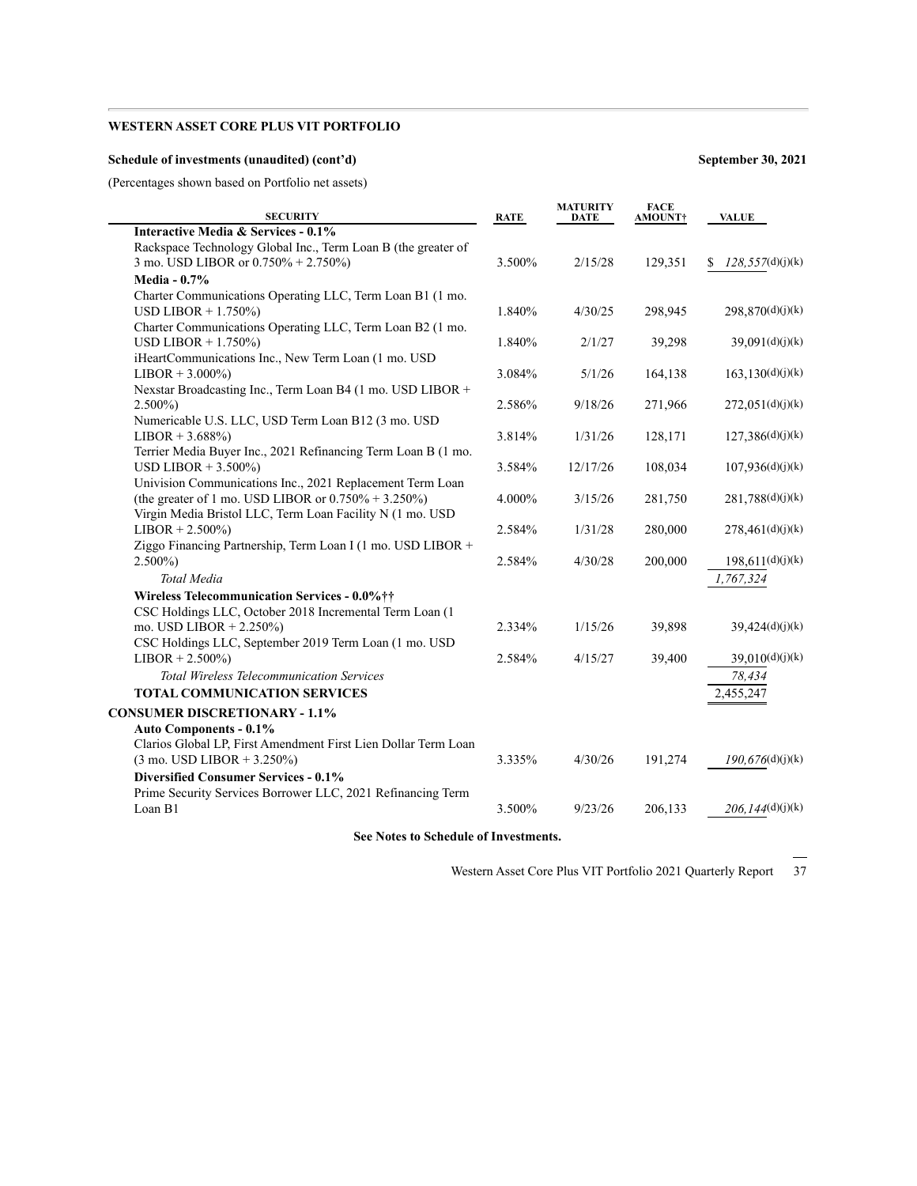**WESTERN ASSET CORE PLUS VIT PORTFOLIO**

**Schedule of investments (unaudited) (cont'd)** **September 30, 2021**

(Percentages shown based on Portfolio net assets)

| SECURITY | RATE | MATURITY DATE | FACE AMOUNT† | VALUE |
|---|---|---|---|---|
| **Interactive Media & Services - 0.1%** | | | | |
| Rackspace Technology Global Inc., Term Loan B (the greater of 3 mo. USD LIBOR or 0.750% + 2.750%) | 3.500% | 2/15/28 | 129,351 | $ *128,557*(d)(j)(k) |
| **Media - 0.7%** | | | | |
| Charter Communications Operating LLC, Term Loan B1 (1 mo. USD LIBOR + 1.750%) | 1.840% | 4/30/25 | 298,945 | 298,870(d)(j)(k) |
| Charter Communications Operating LLC, Term Loan B2 (1 mo. USD LIBOR + 1.750%) | 1.840% | 2/1/27 | 39,298 | 39,091(d)(j)(k) |
| iHeartCommunications Inc., New Term Loan (1 mo. USD LIBOR + 3.000%) | 3.084% | 5/1/26 | 164,138 | 163,130(d)(j)(k) |
| Nexstar Broadcasting Inc., Term Loan B4 (1 mo. USD LIBOR + 2.500%) | 2.586% | 9/18/26 | 271,966 | 272,051(d)(j)(k) |
| Numericable U.S. LLC, USD Term Loan B12 (3 mo. USD LIBOR + 3.688%) | 3.814% | 1/31/26 | 128,171 | 127,386(d)(j)(k) |
| Terrier Media Buyer Inc., 2021 Refinancing Term Loan B (1 mo. USD LIBOR + 3.500%) | 3.584% | 12/17/26 | 108,034 | 107,936(d)(j)(k) |
| Univision Communications Inc., 2021 Replacement Term Loan (the greater of 1 mo. USD LIBOR or 0.750% + 3.250%) | 4.000% | 3/15/26 | 281,750 | 281,788(d)(j)(k) |
| Virgin Media Bristol LLC, Term Loan Facility N (1 mo. USD LIBOR + 2.500%) | 2.584% | 1/31/28 | 280,000 | 278,461(d)(j)(k) |
| Ziggo Financing Partnership, Term Loan I (1 mo. USD LIBOR + 2.500%) | 2.584% | 4/30/28 | 200,000 | 198,611(d)(j)(k) |
| *Total Media* | | | | *1,767,324* |
| **Wireless Telecommunication Services - 0.0%††** | | | | |
| CSC Holdings LLC, October 2018 Incremental Term Loan (1 mo. USD LIBOR + 2.250%) | 2.334% | 1/15/26 | 39,898 | 39,424(d)(j)(k) |
| CSC Holdings LLC, September 2019 Term Loan (1 mo. USD LIBOR + 2.500%) | 2.584% | 4/15/27 | 39,400 | 39,010(d)(j)(k) |
| *Total Wireless Telecommunication Services* | | | | *78,434* |
| **TOTAL COMMUNICATION SERVICES** | | | | 2,455,247 |
| **CONSUMER DISCRETIONARY - 1.1%** | | | | |
| **Auto Components - 0.1%** | | | | |
| Clarios Global LP, First Amendment First Lien Dollar Term Loan (3 mo. USD LIBOR + 3.250%) | 3.335% | 4/30/26 | 191,274 | *190,676*(d)(j)(k) |
| **Diversified Consumer Services - 0.1%** | | | | |
| Prime Security Services Borrower LLC, 2021 Refinancing Term Loan B1 | 3.500% | 9/23/26 | 206,133 | *206,144*(d)(j)(k) |

**See Notes to Schedule of Investments.**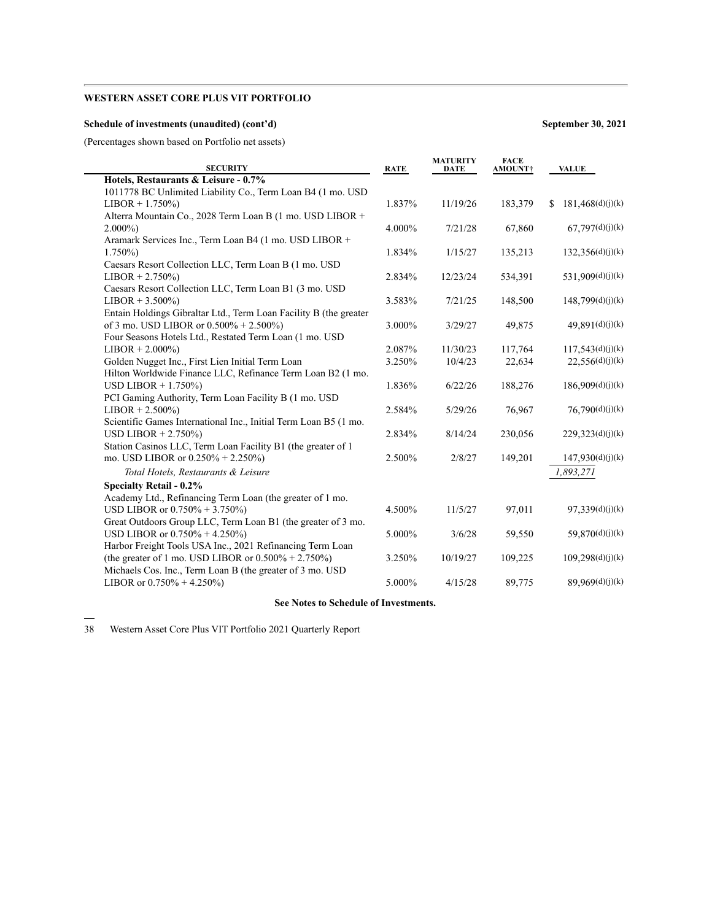**WESTERN ASSET CORE PLUS VIT PORTFOLIO**

**Schedule of investments (unaudited) (cont'd)** **September 30, 2021**

(Percentages shown based on Portfolio net assets)

| SECURITY | RATE | MATURITY DATE | FACE AMOUNT† | VALUE |
|---|---|---|---|---|
| **Hotels, Restaurants & Leisure - 0.7%** | | | | |
| 1011778 BC Unlimited Liability Co., Term Loan B4 (1 mo. USD LIBOR + 1.750%) | 1.837% | 11/19/26 | 183,379 | $ 181,468(d)(j)(k) |
| Alterra Mountain Co., 2028 Term Loan B (1 mo. USD LIBOR + 2.000%) | 4.000% | 7/21/28 | 67,860 | 67,797(d)(j)(k) |
| Aramark Services Inc., Term Loan B4 (1 mo. USD LIBOR + 1.750%) | 1.834% | 1/15/27 | 135,213 | 132,356(d)(j)(k) |
| Caesars Resort Collection LLC, Term Loan B (1 mo. USD LIBOR + 2.750%) | 2.834% | 12/23/24 | 534,391 | 531,909(d)(j)(k) |
| Caesars Resort Collection LLC, Term Loan B1 (3 mo. USD LIBOR + 3.500%) | 3.583% | 7/21/25 | 148,500 | 148,799(d)(j)(k) |
| Entain Holdings Gibraltar Ltd., Term Loan Facility B (the greater of 3 mo. USD LIBOR or 0.500% + 2.500%) | 3.000% | 3/29/27 | 49,875 | 49,891(d)(j)(k) |
| Four Seasons Hotels Ltd., Restated Term Loan (1 mo. USD LIBOR + 2.000%) | 2.087% | 11/30/23 | 117,764 | 117,543(d)(j)(k) |
| Golden Nugget Inc., First Lien Initial Term Loan | 3.250% | 10/4/23 | 22,634 | 22,556(d)(j)(k) |
| Hilton Worldwide Finance LLC, Refinance Term Loan B2 (1 mo. USD LIBOR + 1.750%) | 1.836% | 6/22/26 | 188,276 | 186,909(d)(j)(k) |
| PCI Gaming Authority, Term Loan Facility B (1 mo. USD LIBOR + 2.500%) | 2.584% | 5/29/26 | 76,967 | 76,790(d)(j)(k) |
| Scientific Games International Inc., Initial Term Loan B5 (1 mo. USD LIBOR + 2.750%) | 2.834% | 8/14/24 | 230,056 | 229,323(d)(j)(k) |
| Station Casinos LLC, Term Loan Facility B1 (the greater of 1 mo. USD LIBOR or 0.250% + 2.250%) | 2.500% | 2/8/27 | 149,201 | 147,930(d)(j)(k) |
| *Total Hotels, Restaurants & Leisure* | | | | *1,893,271* |
| **Specialty Retail - 0.2%** | | | | |
| Academy Ltd., Refinancing Term Loan (the greater of 1 mo. USD LIBOR or 0.750% + 3.750%) | 4.500% | 11/5/27 | 97,011 | 97,339(d)(j)(k) |
| Great Outdoors Group LLC, Term Loan B1 (the greater of 3 mo. USD LIBOR or 0.750% + 4.250%) | 5.000% | 3/6/28 | 59,550 | 59,870(d)(j)(k) |
| Harbor Freight Tools USA Inc., 2021 Refinancing Term Loan (the greater of 1 mo. USD LIBOR or 0.500% + 2.750%) | 3.250% | 10/19/27 | 109,225 | 109,298(d)(j)(k) |
| Michaels Cos. Inc., Term Loan B (the greater of 3 mo. USD LIBOR or 0.750% + 4.250%) | 5.000% | 4/15/28 | 89,775 | 89,969(d)(j)(k) |

**See Notes to Schedule of Investments.**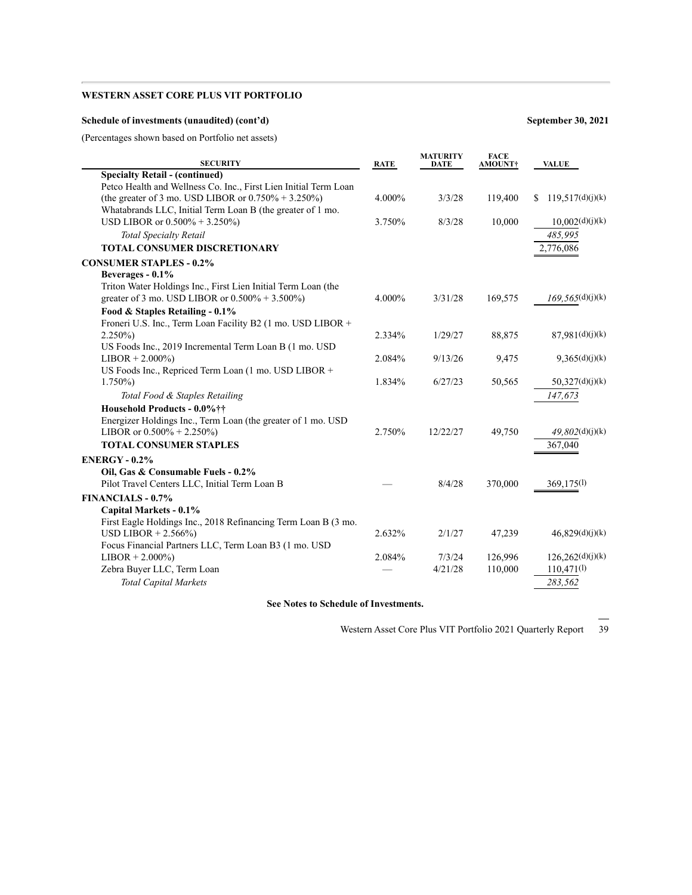**WESTERN ASSET CORE PLUS VIT PORTFOLIO**

**Schedule of investments (unaudited) (cont'd)** **September 30, 2021**

(Percentages shown based on Portfolio net assets)

| SECURITY | RATE | MATURITY DATE | FACE AMOUNT† | VALUE |
|---|---|---|---|---|
| **Specialty Retail - (continued)** | | | | |
| Petco Health and Wellness Co. Inc., First Lien Initial Term Loan (the greater of 3 mo. USD LIBOR or 0.750% + 3.250%) | 4.000% | 3/3/28 | 119,400 | $ 119,517(d)(j)(k) |
| Whatabrands LLC, Initial Term Loan B (the greater of 1 mo. USD LIBOR or 0.500% + 3.250%) | 3.750% | 8/3/28 | 10,000 | 10,002(d)(j)(k) |
| *Total Specialty Retail* | | | | *485,995* |
| **TOTAL CONSUMER DISCRETIONARY** | | | | 2,776,086 |
| **CONSUMER STAPLES - 0.2%** | | | | |
| **Beverages - 0.1%** | | | | |
| Triton Water Holdings Inc., First Lien Initial Term Loan (the greater of 3 mo. USD LIBOR or 0.500% + 3.500%) | 4.000% | 3/31/28 | 169,575 | *169,565*(d)(j)(k) |
| **Food & Staples Retailing - 0.1%** | | | | |
| Froneri U.S. Inc., Term Loan Facility B2 (1 mo. USD LIBOR + 2.250%) | 2.334% | 1/29/27 | 88,875 | 87,981(d)(j)(k) |
| US Foods Inc., 2019 Incremental Term Loan B (1 mo. USD LIBOR + 2.000%) | 2.084% | 9/13/26 | 9,475 | 9,365(d)(j)(k) |
| US Foods Inc., Repriced Term Loan (1 mo. USD LIBOR + 1.750%) | 1.834% | 6/27/23 | 50,565 | 50,327(d)(j)(k) |
| *Total Food & Staples Retailing* | | | | *147,673* |
| **Household Products - 0.0%††** | | | | |
| Energizer Holdings Inc., Term Loan (the greater of 1 mo. USD LIBOR or 0.500% + 2.250%) | 2.750% | 12/22/27 | 49,750 | *49,802*(d)(j)(k) |
| **TOTAL CONSUMER STAPLES** | | | | 367,040 |
| **ENERGY - 0.2%** | | | | |
| **Oil, Gas & Consumable Fuels - 0.2%** | | | | |
| Pilot Travel Centers LLC, Initial Term Loan B | — | 8/4/28 | 370,000 | 369,175(l) |
| **FINANCIALS - 0.7%** | | | | |
| **Capital Markets - 0.1%** | | | | |
| First Eagle Holdings Inc., 2018 Refinancing Term Loan B (3 mo. USD LIBOR + 2.566%) | 2.632% | 2/1/27 | 47,239 | 46,829(d)(j)(k) |
| Focus Financial Partners LLC, Term Loan B3 (1 mo. USD LIBOR + 2.000%) | 2.084% | 7/3/24 | 126,996 | 126,262(d)(j)(k) |
| Zebra Buyer LLC, Term Loan | — | 4/21/28 | 110,000 | 110,471(l) |
| *Total Capital Markets* | | | | *283,562* |

**See Notes to Schedule of Investments.**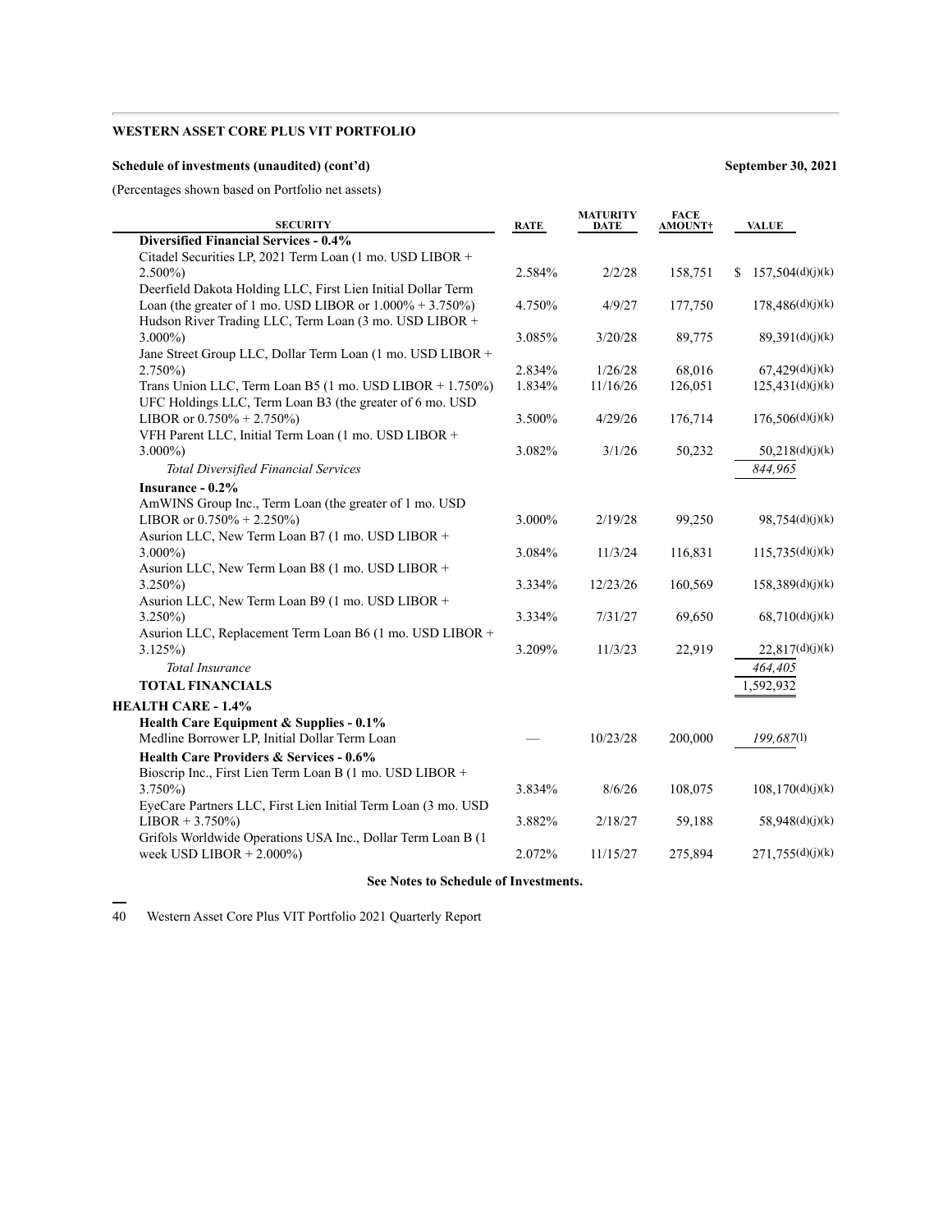**WESTERN ASSET CORE PLUS VIT PORTFOLIO**

**Schedule of investments (unaudited) (cont'd)** **September 30, 2021**

(Percentages shown based on Portfolio net assets)

| SECURITY | RATE | MATURITY DATE | FACE AMOUNT† | VALUE |
|---|---|---|---|---|
| **Diversified Financial Services - 0.4%** | | | | |
| Citadel Securities LP, 2021 Term Loan (1 mo. USD LIBOR + 2.500%) | 2.584% | 2/2/28 | 158,751 | $ 157,504(d)(j)(k) |
| Deerfield Dakota Holding LLC, First Lien Initial Dollar Term Loan (the greater of 1 mo. USD LIBOR or 1.000% + 3.750%) | 4.750% | 4/9/27 | 177,750 | 178,486(d)(j)(k) |
| Hudson River Trading LLC, Term Loan (3 mo. USD LIBOR + 3.000%) | 3.085% | 3/20/28 | 89,775 | 89,391(d)(j)(k) |
| Jane Street Group LLC, Dollar Term Loan (1 mo. USD LIBOR + 2.750%) | 2.834% | 1/26/28 | 68,016 | 67,429(d)(j)(k) |
| Trans Union LLC, Term Loan B5 (1 mo. USD LIBOR + 1.750%) | 1.834% | 11/16/26 | 126,051 | 125,431(d)(j)(k) |
| UFC Holdings LLC, Term Loan B3 (the greater of 6 mo. USD LIBOR or 0.750% + 2.750%) | 3.500% | 4/29/26 | 176,714 | 176,506(d)(j)(k) |
| VFH Parent LLC, Initial Term Loan (1 mo. USD LIBOR + 3.000%) | 3.082% | 3/1/26 | 50,232 | 50,218(d)(j)(k) |
| *Total Diversified Financial Services* | | | | *844,965* |
| **Insurance - 0.2%** | | | | |
| AmWINS Group Inc., Term Loan (the greater of 1 mo. USD LIBOR or 0.750% + 2.250%) | 3.000% | 2/19/28 | 99,250 | 98,754(d)(j)(k) |
| Asurion LLC, New Term Loan B7 (1 mo. USD LIBOR + 3.000%) | 3.084% | 11/3/24 | 116,831 | 115,735(d)(j)(k) |
| Asurion LLC, New Term Loan B8 (1 mo. USD LIBOR + 3.250%) | 3.334% | 12/23/26 | 160,569 | 158,389(d)(j)(k) |
| Asurion LLC, New Term Loan B9 (1 mo. USD LIBOR + 3.250%) | 3.334% | 7/31/27 | 69,650 | 68,710(d)(j)(k) |
| Asurion LLC, Replacement Term Loan B6 (1 mo. USD LIBOR + 3.125%) | 3.209% | 11/3/23 | 22,919 | 22,817(d)(j)(k) |
| *Total Insurance* | | | | *464,405* |
| **TOTAL FINANCIALS** | | | | 1,592,932 |
| **HEALTH CARE - 1.4%** | | | | |
| **Health Care Equipment & Supplies - 0.1%** | | | | |
| Medline Borrower LP, Initial Dollar Term Loan | — | 10/23/28 | 200,000 | *199,687*(l) |
| **Health Care Providers & Services - 0.6%** | | | | |
| Bioscrip Inc., First Lien Term Loan B (1 mo. USD LIBOR + 3.750%) | 3.834% | 8/6/26 | 108,075 | 108,170(d)(j)(k) |
| EyeCare Partners LLC, First Lien Initial Term Loan (3 mo. USD LIBOR + 3.750%) | 3.882% | 2/18/27 | 59,188 | 58,948(d)(j)(k) |
| Grifols Worldwide Operations USA Inc., Dollar Term Loan B (1 week USD LIBOR + 2.000%) | 2.072% | 11/15/27 | 275,894 | 271,755(d)(j)(k) |

**See Notes to Schedule of Investments.**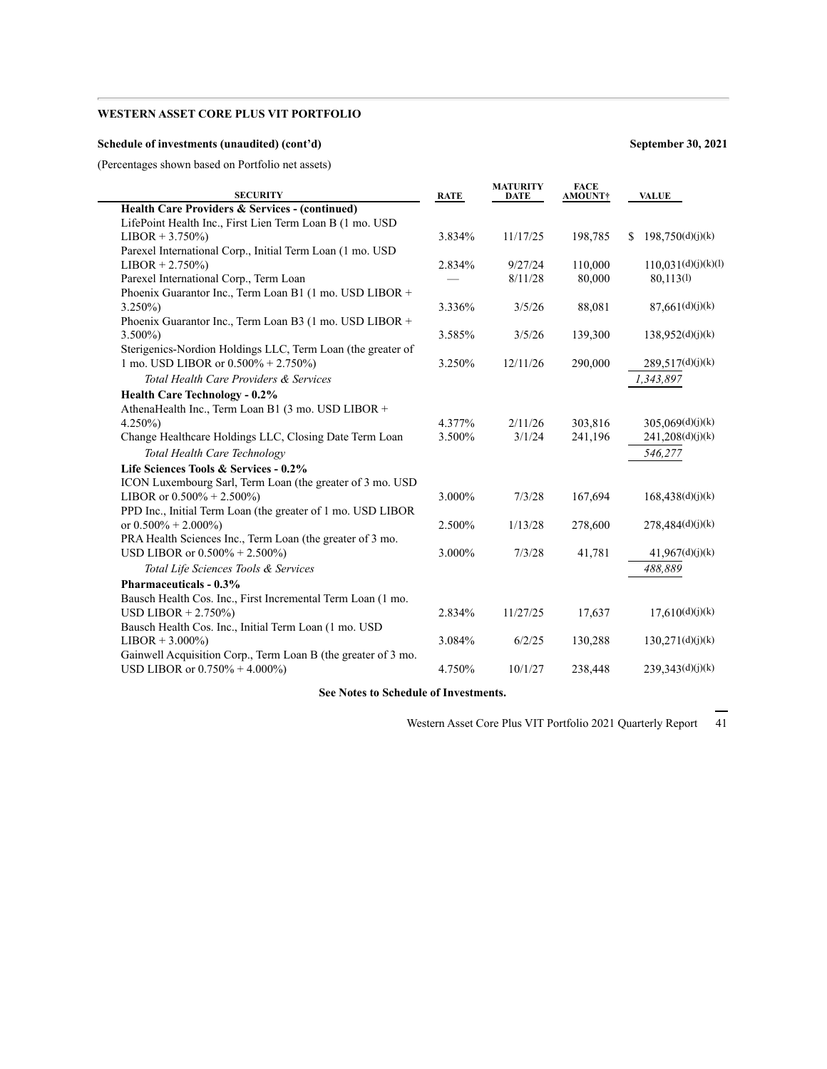**WESTERN ASSET CORE PLUS VIT PORTFOLIO**

**Schedule of investments (unaudited) (cont'd)** **September 30, 2021**

(Percentages shown based on Portfolio net assets)

| SECURITY | RATE | MATURITY DATE | FACE AMOUNT† | VALUE |
|---|---|---|---|---|
| **Health Care Providers & Services - (continued)** | | | | |
| LifePoint Health Inc., First Lien Term Loan B (1 mo. USD LIBOR + 3.750%) | 3.834% | 11/17/25 | 198,785 | $ 198,750(d)(j)(k) |
| Parexel International Corp., Initial Term Loan (1 mo. USD LIBOR + 2.750%) | 2.834% | 9/27/24 | 110,000 | 110,031(d)(j)(k)(l) |
| Parexel International Corp., Term Loan | — | 8/11/28 | 80,000 | 80,113(l) |
| Phoenix Guarantor Inc., Term Loan B1 (1 mo. USD LIBOR + 3.250%) | 3.336% | 3/5/26 | 88,081 | 87,661(d)(j)(k) |
| Phoenix Guarantor Inc., Term Loan B3 (1 mo. USD LIBOR + 3.500%) | 3.585% | 3/5/26 | 139,300 | 138,952(d)(j)(k) |
| Sterigenics-Nordion Holdings LLC, Term Loan (the greater of 1 mo. USD LIBOR or 0.500% + 2.750%) | 3.250% | 12/11/26 | 290,000 | 289,517(d)(j)(k) |
| *Total Health Care Providers & Services* | | | | *1,343,897* |
| **Health Care Technology - 0.2%** | | | | |
| AthenaHealth Inc., Term Loan B1 (3 mo. USD LIBOR + 4.250%) | 4.377% | 2/11/26 | 303,816 | 305,069(d)(j)(k) |
| Change Healthcare Holdings LLC, Closing Date Term Loan | 3.500% | 3/1/24 | 241,196 | 241,208(d)(j)(k) |
| *Total Health Care Technology* | | | | *546,277* |
| **Life Sciences Tools & Services - 0.2%** | | | | |
| ICON Luxembourg Sarl, Term Loan (the greater of 3 mo. USD LIBOR or 0.500% + 2.500%) | 3.000% | 7/3/28 | 167,694 | 168,438(d)(j)(k) |
| PPD Inc., Initial Term Loan (the greater of 1 mo. USD LIBOR or 0.500% + 2.000%) | 2.500% | 1/13/28 | 278,600 | 278,484(d)(j)(k) |
| PRA Health Sciences Inc., Term Loan (the greater of 3 mo. USD LIBOR or 0.500% + 2.500%) | 3.000% | 7/3/28 | 41,781 | 41,967(d)(j)(k) |
| *Total Life Sciences Tools & Services* | | | | *488,889* |
| **Pharmaceuticals - 0.3%** | | | | |
| Bausch Health Cos. Inc., First Incremental Term Loan (1 mo. USD LIBOR + 2.750%) | 2.834% | 11/27/25 | 17,637 | 17,610(d)(j)(k) |
| Bausch Health Cos. Inc., Initial Term Loan (1 mo. USD LIBOR + 3.000%) | 3.084% | 6/2/25 | 130,288 | 130,271(d)(j)(k) |
| Gainwell Acquisition Corp., Term Loan B (the greater of 3 mo. USD LIBOR or 0.750% + 4.000%) | 4.750% | 10/1/27 | 238,448 | 239,343(d)(j)(k) |

**See Notes to Schedule of Investments.**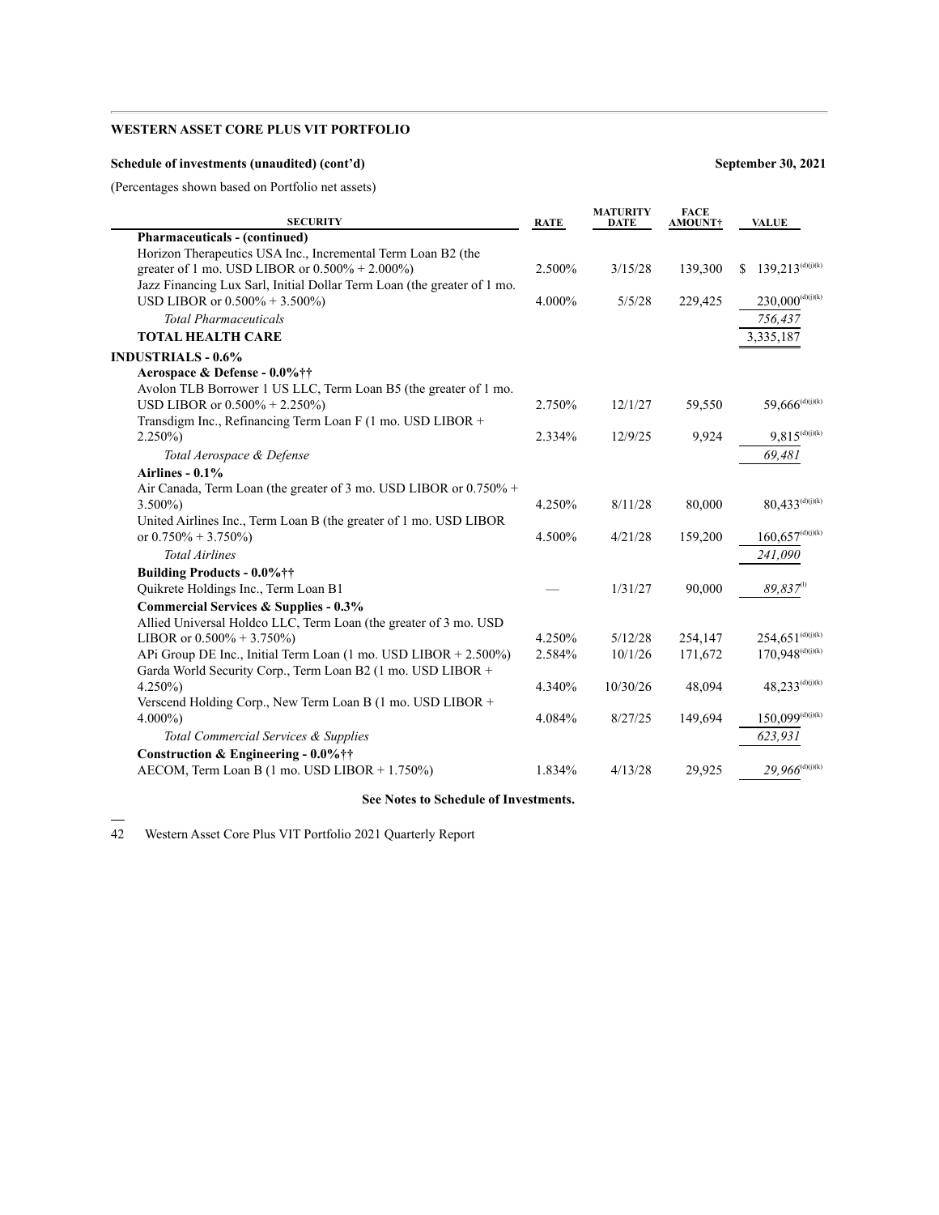**WESTERN ASSET CORE PLUS VIT PORTFOLIO**

**Schedule of investments (unaudited) (cont'd)** **September 30, 2021**

(Percentages shown based on Portfolio net assets)

| SECURITY | RATE | MATURITY DATE | FACE AMOUNT† | VALUE |
|---|---|---|---|---|
| **Pharmaceuticals - (continued)** | | | | |
| Horizon Therapeutics USA Inc., Incremental Term Loan B2 (the greater of 1 mo. USD LIBOR or 0.500% + 2.000%) | 2.500% | 3/15/28 | 139,300 | $ 139,213(d)(j)(k) |
| Jazz Financing Lux Sarl, Initial Dollar Term Loan (the greater of 1 mo. USD LIBOR or 0.500% + 3.500%) | 4.000% | 5/5/28 | 229,425 | 230,000(d)(j)(k) |
| *Total Pharmaceuticals* | | | | *756,437* |
| **TOTAL HEALTH CARE** | | | | 3,335,187 |
| **INDUSTRIALS - 0.6%** | | | | |
| **Aerospace & Defense - 0.0%††** | | | | |
| Avolon TLB Borrower 1 US LLC, Term Loan B5 (the greater of 1 mo. USD LIBOR or 0.500% + 2.250%) | 2.750% | 12/1/27 | 59,550 | 59,666(d)(j)(k) |
| Transdigm Inc., Refinancing Term Loan F (1 mo. USD LIBOR + 2.250%) | 2.334% | 12/9/25 | 9,924 | 9,815(d)(j)(k) |
| *Total Aerospace & Defense* | | | | *69,481* |
| **Airlines - 0.1%** | | | | |
| Air Canada, Term Loan (the greater of 3 mo. USD LIBOR or 0.750% + 3.500%) | 4.250% | 8/11/28 | 80,000 | 80,433(d)(j)(k) |
| United Airlines Inc., Term Loan B (the greater of 1 mo. USD LIBOR or 0.750% + 3.750%) | 4.500% | 4/21/28 | 159,200 | 160,657(d)(j)(k) |
| *Total Airlines* | | | | *241,090* |
| **Building Products - 0.0%††** | | | | |
| Quikrete Holdings Inc., Term Loan B1 | — | 1/31/27 | 90,000 | *89,837*(l) |
| **Commercial Services & Supplies - 0.3%** | | | | |
| Allied Universal Holdco LLC, Term Loan (the greater of 3 mo. USD LIBOR or 0.500% + 3.750%) | 4.250% | 5/12/28 | 254,147 | 254,651(d)(j)(k) |
| APi Group DE Inc., Initial Term Loan (1 mo. USD LIBOR + 2.500%) | 2.584% | 10/1/26 | 171,672 | 170,948(d)(j)(k) |
| Garda World Security Corp., Term Loan B2 (1 mo. USD LIBOR + 4.250%) | 4.340% | 10/30/26 | 48,094 | 48,233(d)(j)(k) |
| Verscend Holding Corp., New Term Loan B (1 mo. USD LIBOR + 4.000%) | 4.084% | 8/27/25 | 149,694 | 150,099(d)(j)(k) |
| *Total Commercial Services & Supplies* | | | | *623,931* |
| **Construction & Engineering - 0.0%††** | | | | |
| AECOM, Term Loan B (1 mo. USD LIBOR + 1.750%) | 1.834% | 4/13/28 | 29,925 | *29,966*(d)(j)(k) |

**See Notes to Schedule of Investments.**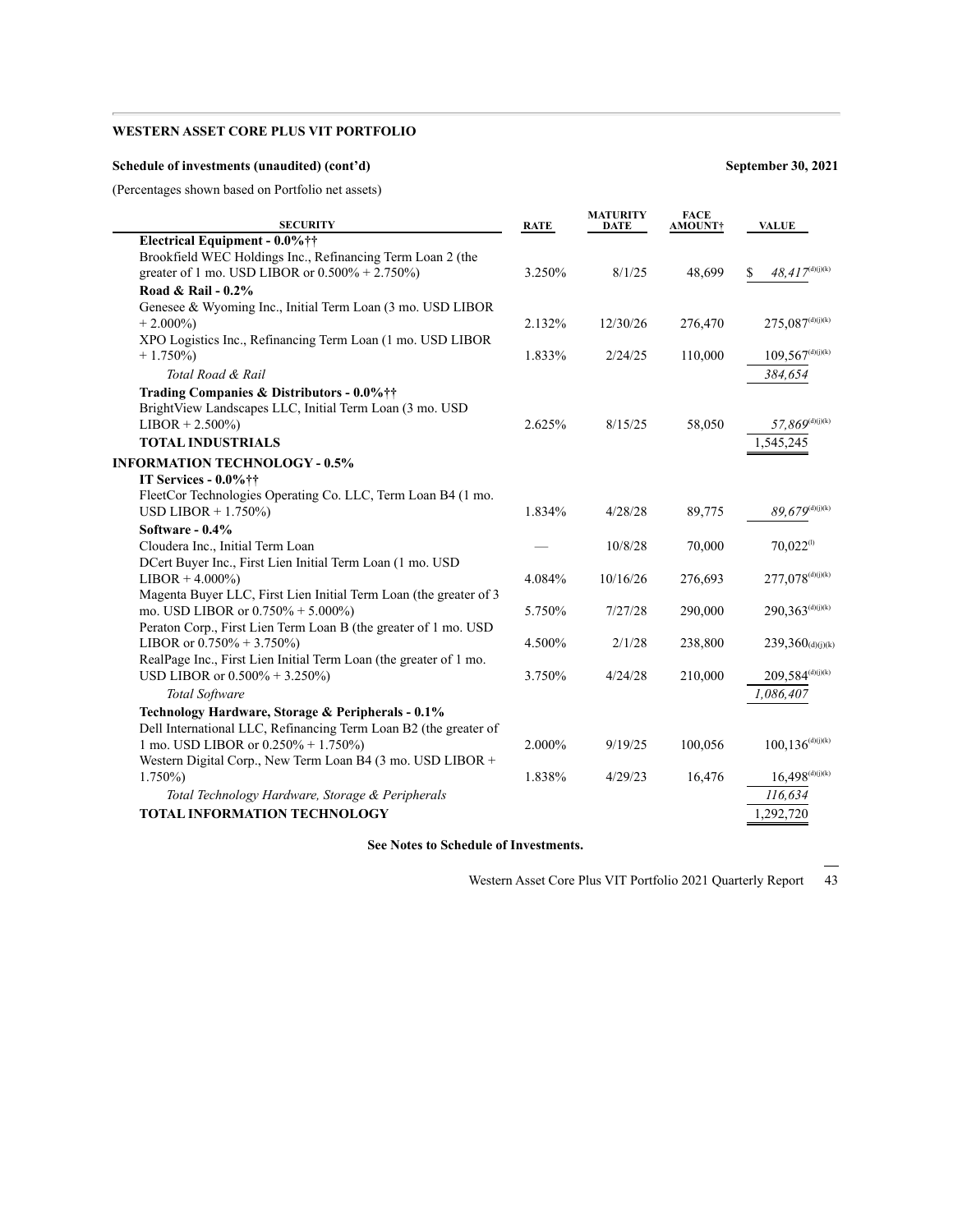**WESTERN ASSET CORE PLUS VIT PORTFOLIO**

**Schedule of investments (unaudited) (cont'd)** **September 30, 2021**

(Percentages shown based on Portfolio net assets)

| SECURITY | RATE | MATURITY DATE | FACE AMOUNT† | VALUE |
|---|---|---|---|---|
| **Electrical Equipment - 0.0%††** | | | | |
| Brookfield WEC Holdings Inc., Refinancing Term Loan 2 (the greater of 1 mo. USD LIBOR or 0.500% + 2.750%) | 3.250% | 8/1/25 | 48,699 | $ *48,417*(d)(j)(k) |
| **Road & Rail - 0.2%** | | | | |
| Genesee & Wyoming Inc., Initial Term Loan (3 mo. USD LIBOR + 2.000%) | 2.132% | 12/30/26 | 276,470 | 275,087(d)(j)(k) |
| XPO Logistics Inc., Refinancing Term Loan (1 mo. USD LIBOR + 1.750%) | 1.833% | 2/24/25 | 110,000 | 109,567(d)(j)(k) |
| *Total Road & Rail* | | | | *384,654* |
| **Trading Companies & Distributors - 0.0%††** | | | | |
| BrightView Landscapes LLC, Initial Term Loan (3 mo. USD LIBOR + 2.500%) | 2.625% | 8/15/25 | 58,050 | *57,869*(d)(j)(k) |
| **TOTAL INDUSTRIALS** | | | | 1,545,245 |
| **INFORMATION TECHNOLOGY - 0.5%** | | | | |
| **IT Services - 0.0%††** | | | | |
| FleetCor Technologies Operating Co. LLC, Term Loan B4 (1 mo. USD LIBOR + 1.750%) | 1.834% | 4/28/28 | 89,775 | *89,679*(d)(j)(k) |
| **Software - 0.4%** | | | | |
| Cloudera Inc., Initial Term Loan | — | 10/8/28 | 70,000 | 70,022(l) |
| DCert Buyer Inc., First Lien Initial Term Loan (1 mo. USD LIBOR + 4.000%) | 4.084% | 10/16/26 | 276,693 | 277,078(d)(j)(k) |
| Magenta Buyer LLC, First Lien Initial Term Loan (the greater of 3 mo. USD LIBOR or 0.750% + 5.000%) | 5.750% | 7/27/28 | 290,000 | 290,363(d)(j)(k) |
| Peraton Corp., First Lien Term Loan B (the greater of 1 mo. USD LIBOR or 0.750% + 3.750%) | 4.500% | 2/1/28 | 238,800 | 239,360(d)(j)(k) |
| RealPage Inc., First Lien Initial Term Loan (the greater of 1 mo. USD LIBOR or 0.500% + 3.250%) | 3.750% | 4/24/28 | 210,000 | 209,584(d)(j)(k) |
| *Total Software* | | | | *1,086,407* |
| **Technology Hardware, Storage & Peripherals - 0.1%** | | | | |
| Dell International LLC, Refinancing Term Loan B2 (the greater of 1 mo. USD LIBOR or 0.250% + 1.750%) | 2.000% | 9/19/25 | 100,056 | 100,136(d)(j)(k) |
| Western Digital Corp., New Term Loan B4 (3 mo. USD LIBOR + 1.750%) | 1.838% | 4/29/23 | 16,476 | 16,498(d)(j)(k) |
| *Total Technology Hardware, Storage & Peripherals* | | | | *116,634* |
| **TOTAL INFORMATION TECHNOLOGY** | | | | 1,292,720 |

**See Notes to Schedule of Investments.**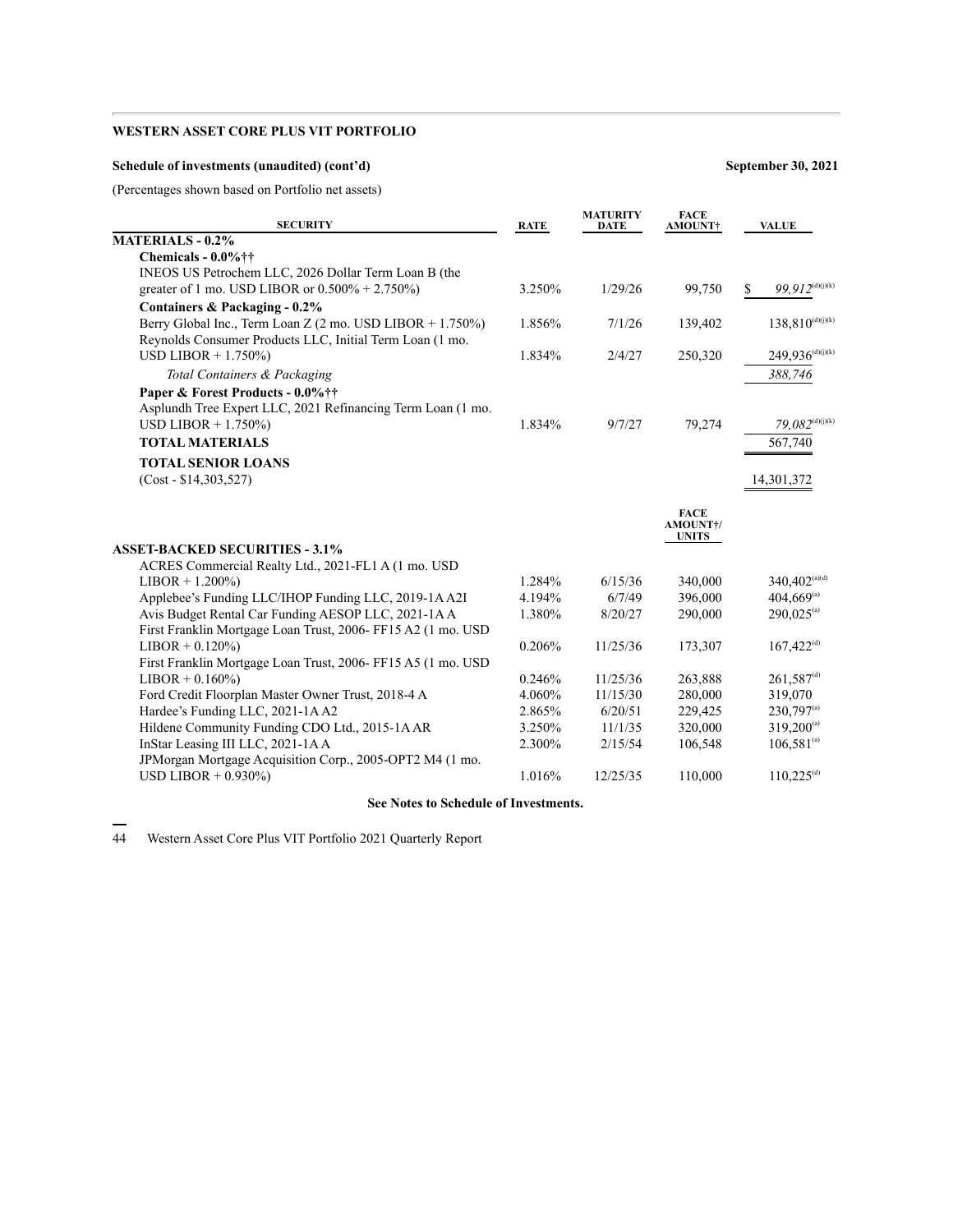**WESTERN ASSET CORE PLUS VIT PORTFOLIO**

**Schedule of investments (unaudited) (cont'd)** **September 30, 2021**

(Percentages shown based on Portfolio net assets)

| SECURITY | RATE | MATURITY DATE | FACE AMOUNT† | VALUE |
|---|---|---|---|---|
| **MATERIALS - 0.2%** | | | | |
| **Chemicals - 0.0%††** | | | | |
| INEOS US Petrochem LLC, 2026 Dollar Term Loan B (the greater of 1 mo. USD LIBOR or 0.500% + 2.750%) | 3.250% | 1/29/26 | 99,750 | $ *99,912*(d)(j)(k) |
| **Containers & Packaging - 0.2%** | | | | |
| Berry Global Inc., Term Loan Z (2 mo. USD LIBOR + 1.750%) | 1.856% | 7/1/26 | 139,402 | 138,810(d)(j)(k) |
| Reynolds Consumer Products LLC, Initial Term Loan (1 mo. USD LIBOR + 1.750%) | 1.834% | 2/4/27 | 250,320 | 249,936(d)(j)(k) |
| *Total Containers & Packaging* | | | | *388,746* |
| **Paper & Forest Products - 0.0%††** | | | | |
| Asplundh Tree Expert LLC, 2021 Refinancing Term Loan (1 mo. USD LIBOR + 1.750%) | 1.834% | 9/7/27 | 79,274 | *79,082*(d)(j)(k) |
| **TOTAL MATERIALS** | | | | 567,740 |
| **TOTAL SENIOR LOANS** (Cost - $14,303,527) | | | | 14,301,372 |

| SECURITY | RATE | MATURITY DATE | FACE AMOUNT†/ UNITS | VALUE |
|---|---|---|---|---|
| **ASSET-BACKED SECURITIES - 3.1%** | | | | |
| ACRES Commercial Realty Ltd., 2021-FL1 A (1 mo. USD LIBOR + 1.200%) | 1.284% | 6/15/36 | 340,000 | 340,402(a)(d) |
| Applebee's Funding LLC/IHOP Funding LLC, 2019-1A A2I | 4.194% | 6/7/49 | 396,000 | 404,669(a) |
| Avis Budget Rental Car Funding AESOP LLC, 2021-1A A | 1.380% | 8/20/27 | 290,000 | 290,025(a) |
| First Franklin Mortgage Loan Trust, 2006- FF15 A2 (1 mo. USD LIBOR + 0.120%) | 0.206% | 11/25/36 | 173,307 | 167,422(d) |
| First Franklin Mortgage Loan Trust, 2006- FF15 A5 (1 mo. USD LIBOR + 0.160%) | 0.246% | 11/25/36 | 263,888 | 261,587(d) |
| Ford Credit Floorplan Master Owner Trust, 2018-4 A | 4.060% | 11/15/30 | 280,000 | 319,070 |
| Hardee's Funding LLC, 2021-1A A2 | 2.865% | 6/20/51 | 229,425 | 230,797(a) |
| Hildene Community Funding CDO Ltd., 2015-1A AR | 3.250% | 11/1/35 | 320,000 | 319,200(a) |
| InStar Leasing III LLC, 2021-1A A | 2.300% | 2/15/54 | 106,548 | 106,581(a) |
| JPMorgan Mortgage Acquisition Corp., 2005-OPT2 M4 (1 mo. USD LIBOR + 0.930%) | 1.016% | 12/25/35 | 110,000 | 110,225(d) |

**See Notes to Schedule of Investments.**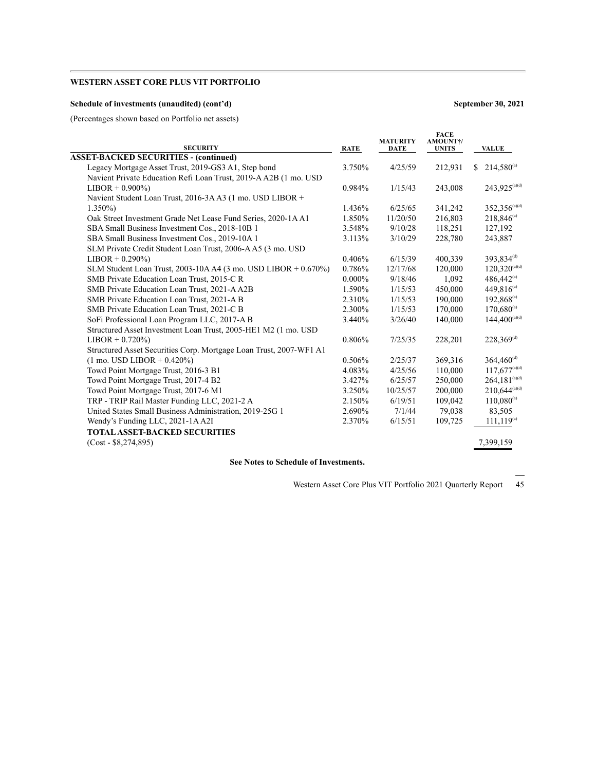**WESTERN ASSET CORE PLUS VIT PORTFOLIO**

**Schedule of investments (unaudited) (cont'd)** **September 30, 2021**

(Percentages shown based on Portfolio net assets)

| SECURITY | RATE | MATURITY DATE | FACE AMOUNT†/ UNITS | VALUE |
|---|---|---|---|---|
| **ASSET-BACKED SECURITIES - (continued)** | | | | |
| Legacy Mortgage Asset Trust, 2019-GS3 A1, Step bond | 3.750% | 4/25/59 | 212,931 | $ 214,580[(a)] |
| Navient Private Education Refi Loan Trust, 2019-A A2B (1 mo. USD LIBOR + 0.900%) | 0.984% | 1/15/43 | 243,008 | 243,925[(a)(d)] |
| Navient Student Loan Trust, 2016-3A A3 (1 mo. USD LIBOR + 1.350%) | 1.436% | 6/25/65 | 341,242 | 352,356[(a)(d)] |
| Oak Street Investment Grade Net Lease Fund Series, 2020-1A A1 | 1.850% | 11/20/50 | 216,803 | 218,846[(a)] |
| SBA Small Business Investment Cos., 2018-10B 1 | 3.548% | 9/10/28 | 118,251 | 127,192 |
| SBA Small Business Investment Cos., 2019-10A 1 | 3.113% | 3/10/29 | 228,780 | 243,887 |
| SLM Private Credit Student Loan Trust, 2006-A A5 (3 mo. USD LIBOR + 0.290%) | 0.406% | 6/15/39 | 400,339 | 393,834[(d)] |
| SLM Student Loan Trust, 2003-10A A4 (3 mo. USD LIBOR + 0.670%) | 0.786% | 12/17/68 | 120,000 | 120,320[(a)(d)] |
| SMB Private Education Loan Trust, 2015-C R | 0.000% | 9/18/46 | 1,092 | 486,442[(a)] |
| SMB Private Education Loan Trust, 2021-A A2B | 1.590% | 1/15/53 | 450,000 | 449,816[(a)] |
| SMB Private Education Loan Trust, 2021-A B | 2.310% | 1/15/53 | 190,000 | 192,868[(a)] |
| SMB Private Education Loan Trust, 2021-C B | 2.300% | 1/15/53 | 170,000 | 170,680[(a)] |
| SoFi Professional Loan Program LLC, 2017-A B | 3.440% | 3/26/40 | 140,000 | 144,400[(a)(d)] |
| Structured Asset Investment Loan Trust, 2005-HE1 M2 (1 mo. USD LIBOR + 0.720%) | 0.806% | 7/25/35 | 228,201 | 228,369[(d)] |
| Structured Asset Securities Corp. Mortgage Loan Trust, 2007-WF1 A1 (1 mo. USD LIBOR + 0.420%) | 0.506% | 2/25/37 | 369,316 | 364,460[(d)] |
| Towd Point Mortgage Trust, 2016-3 B1 | 4.083% | 4/25/56 | 110,000 | 117,677[(a)(d)] |
| Towd Point Mortgage Trust, 2017-4 B2 | 3.427% | 6/25/57 | 250,000 | 264,181[(a)(d)] |
| Towd Point Mortgage Trust, 2017-6 M1 | 3.250% | 10/25/57 | 200,000 | 210,644[(a)(d)] |
| TRP - TRIP Rail Master Funding LLC, 2021-2 A | 2.150% | 6/19/51 | 109,042 | 110,080[(a)] |
| United States Small Business Administration, 2019-25G 1 | 2.690% | 7/1/44 | 79,038 | 83,505 |
| Wendy's Funding LLC, 2021-1A A2I | 2.370% | 6/15/51 | 109,725 | 111,119[(a)] |
| **TOTAL ASSET-BACKED SECURITIES** (Cost - $8,274,895) | | | | 7,399,159 |

**See Notes to Schedule of Investments.**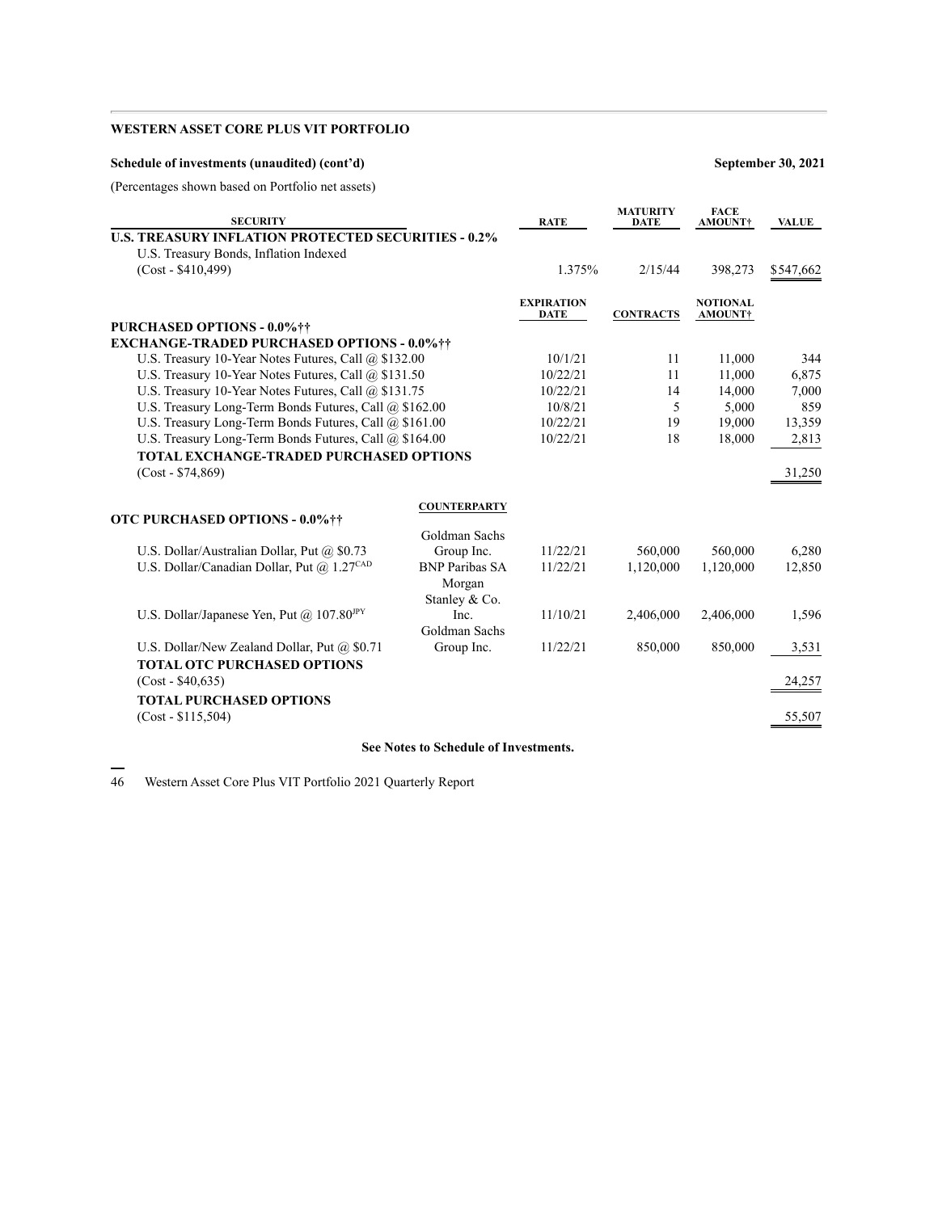**WESTERN ASSET CORE PLUS VIT PORTFOLIO**

**Schedule of investments (unaudited) (cont'd)** **September 30, 2021**

(Percentages shown based on Portfolio net assets)

| SECURITY | | RATE | MATURITY DATE | FACE AMOUNT† | VALUE |
|---|---|---|---|---|---|
| **U.S. TREASURY INFLATION PROTECTED SECURITIES - 0.2%** | | | | | |
| U.S. Treasury Bonds, Inflation Indexed (Cost - $410,499) | | 1.375% | 2/15/44 | 398,273 | $547,662 |
| | | **EXPIRATION DATE** | **CONTRACTS** | **NOTIONAL AMOUNT†** | |
| **PURCHASED OPTIONS - 0.0%††** | | | | | |
| **EXCHANGE-TRADED PURCHASED OPTIONS - 0.0%††** | | | | | |
| U.S. Treasury 10-Year Notes Futures, Call @ $132.00 | | 10/1/21 | 11 | 11,000 | 344 |
| U.S. Treasury 10-Year Notes Futures, Call @ $131.50 | | 10/22/21 | 11 | 11,000 | 6,875 |
| U.S. Treasury 10-Year Notes Futures, Call @ $131.75 | | 10/22/21 | 14 | 14,000 | 7,000 |
| U.S. Treasury Long-Term Bonds Futures, Call @ $162.00 | | 10/8/21 | 5 | 5,000 | 859 |
| U.S. Treasury Long-Term Bonds Futures, Call @ $161.00 | | 10/22/21 | 19 | 19,000 | 13,359 |
| U.S. Treasury Long-Term Bonds Futures, Call @ $164.00 | | 10/22/21 | 18 | 18,000 | 2,813 |
| **TOTAL EXCHANGE-TRADED PURCHASED OPTIONS** (Cost - $74,869) | | | | | 31,250 |
| | **COUNTERPARTY** | | | | |
| **OTC PURCHASED OPTIONS - 0.0%††** | | | | | |
| U.S. Dollar/Australian Dollar, Put @ $0.73 | Goldman Sachs Group Inc. | 11/22/21 | 560,000 | 560,000 | 6,280 |
| U.S. Dollar/Canadian Dollar, Put @ 1.27[CAD] | BNP Paribas SA | 11/22/21 | 1,120,000 | 1,120,000 | 12,850 |
| U.S. Dollar/Japanese Yen, Put @ 107.80[JPY] | Morgan Stanley & Co. Inc. | 11/10/21 | 2,406,000 | 2,406,000 | 1,596 |
| U.S. Dollar/New Zealand Dollar, Put @ $0.71 | Goldman Sachs Group Inc. | 11/22/21 | 850,000 | 850,000 | 3,531 |
| **TOTAL OTC PURCHASED OPTIONS** (Cost - $40,635) | | | | | 24,257 |
| **TOTAL PURCHASED OPTIONS** (Cost - $115,504) | | | | | 55,507 |

**See Notes to Schedule of Investments.**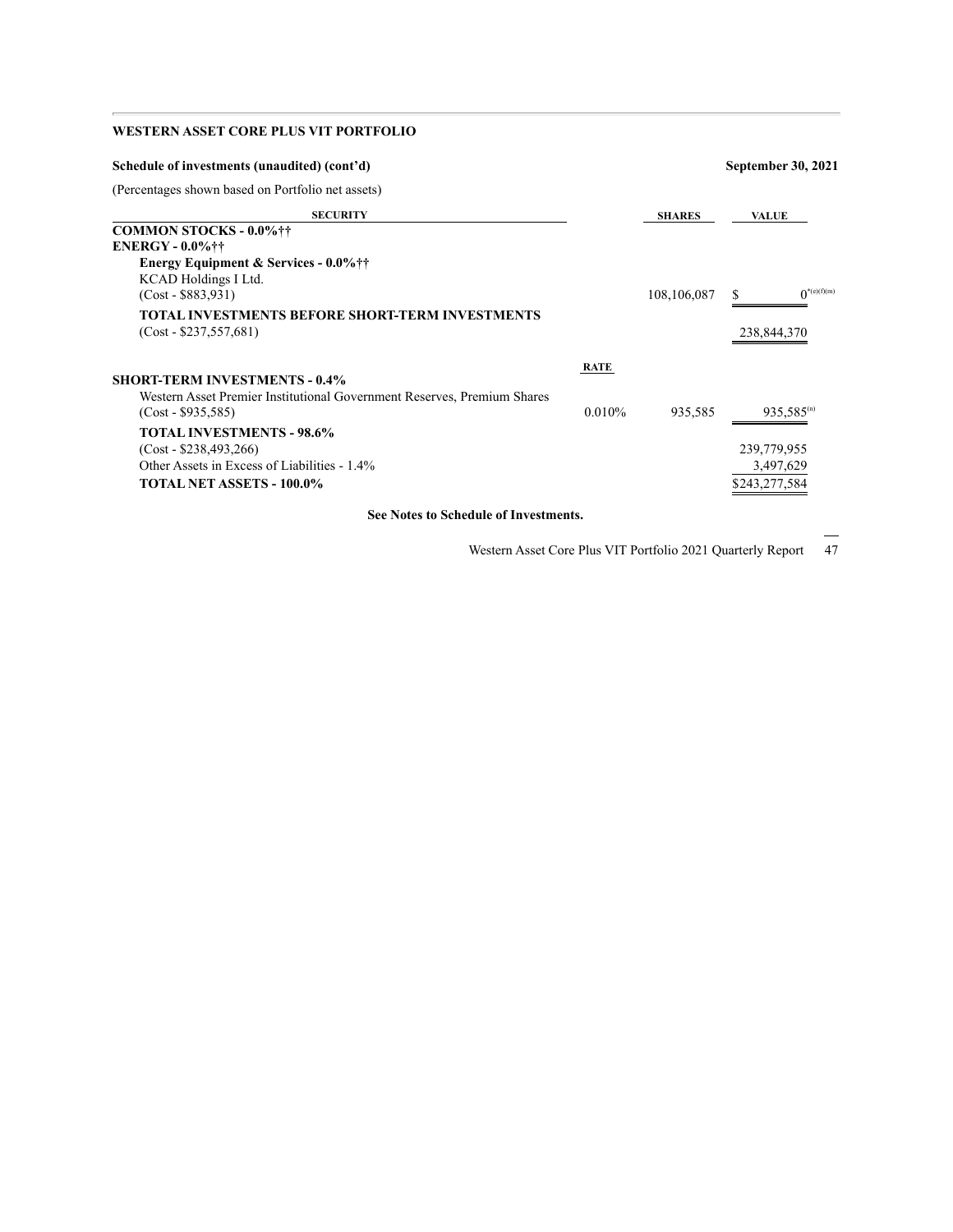**WESTERN ASSET CORE PLUS VIT PORTFOLIO**

**Schedule of investments (unaudited) (cont'd)** **September 30, 2021**

(Percentages shown based on Portfolio net assets)

| SECURITY | RATE | SHARES | VALUE |
|---|---|---|---|
| **COMMON STOCKS - 0.0%††** | | | |
| **ENERGY - 0.0%††** | | | |
| **Energy Equipment & Services - 0.0%††** | | | |
| KCAD Holdings I Ltd. (Cost - $883,931) | | 108,106,087 | $ 0*(e)(f)(m) |
| **TOTAL INVESTMENTS BEFORE SHORT-TERM INVESTMENTS** (Cost - $237,557,681) | | | 238,844,370 |
| **SHORT-TERM INVESTMENTS - 0.4%** | | | |
| Western Asset Premier Institutional Government Reserves, Premium Shares (Cost - $935,585) | 0.010% | 935,585 | 935,585(n) |
| **TOTAL INVESTMENTS - 98.6%** (Cost - $238,493,266) | | | 239,779,955 |
| Other Assets in Excess of Liabilities - 1.4% | | | 3,497,629 |
| **TOTAL NET ASSETS - 100.0%** | | | $243,277,584 |

**See Notes to Schedule of Investments.**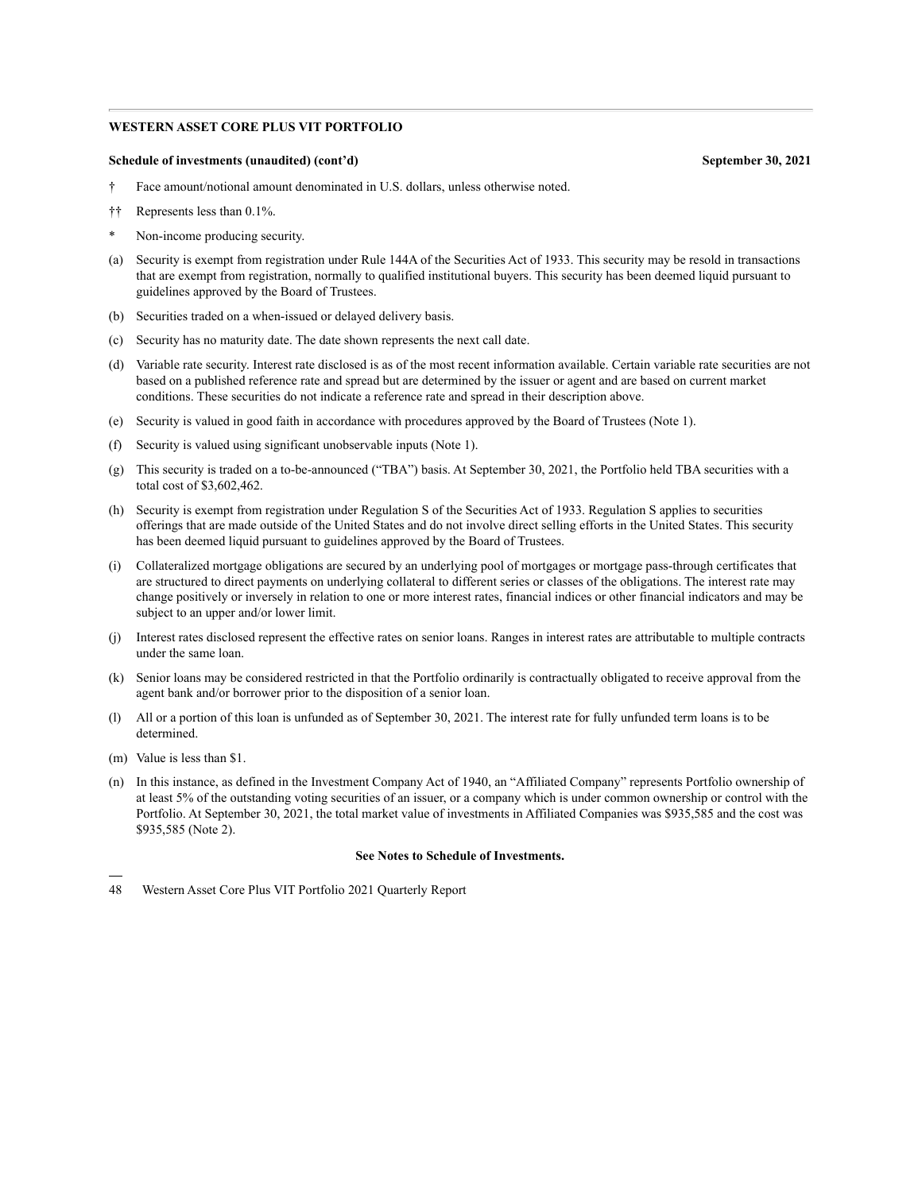**WESTERN ASSET CORE PLUS VIT PORTFOLIO**

**Schedule of investments (unaudited) (cont'd)** **September 30, 2021**

† Face amount/notional amount denominated in U.S. dollars, unless otherwise noted.

†† Represents less than 0.1%.

* Non-income producing security.

(a) Security is exempt from registration under Rule 144A of the Securities Act of 1933. This security may be resold in transactions that are exempt from registration, normally to qualified institutional buyers. This security has been deemed liquid pursuant to guidelines approved by the Board of Trustees.

(b) Securities traded on a when-issued or delayed delivery basis.

(c) Security has no maturity date. The date shown represents the next call date.

(d) Variable rate security. Interest rate disclosed is as of the most recent information available. Certain variable rate securities are not based on a published reference rate and spread but are determined by the issuer or agent and are based on current market conditions. These securities do not indicate a reference rate and spread in their description above.

(e) Security is valued in good faith in accordance with procedures approved by the Board of Trustees (Note 1).

(f) Security is valued using significant unobservable inputs (Note 1).

(g) This security is traded on a to-be-announced ("TBA") basis. At September 30, 2021, the Portfolio held TBA securities with a total cost of $3,602,462.

(h) Security is exempt from registration under Regulation S of the Securities Act of 1933. Regulation S applies to securities offerings that are made outside of the United States and do not involve direct selling efforts in the United States. This security has been deemed liquid pursuant to guidelines approved by the Board of Trustees.

(i) Collateralized mortgage obligations are secured by an underlying pool of mortgages or mortgage pass-through certificates that are structured to direct payments on underlying collateral to different series or classes of the obligations. The interest rate may change positively or inversely in relation to one or more interest rates, financial indices or other financial indicators and may be subject to an upper and/or lower limit.

(j) Interest rates disclosed represent the effective rates on senior loans. Ranges in interest rates are attributable to multiple contracts under the same loan.

(k) Senior loans may be considered restricted in that the Portfolio ordinarily is contractually obligated to receive approval from the agent bank and/or borrower prior to the disposition of a senior loan.

(l) All or a portion of this loan is unfunded as of September 30, 2021. The interest rate for fully unfunded term loans is to be determined.

(m) Value is less than $1.

(n) In this instance, as defined in the Investment Company Act of 1940, an "Affiliated Company" represents Portfolio ownership of at least 5% of the outstanding voting securities of an issuer, or a company which is under common ownership or control with the Portfolio. At September 30, 2021, the total market value of investments in Affiliated Companies was $935,585 and the cost was $935,585 (Note 2).

**See Notes to Schedule of Investments.**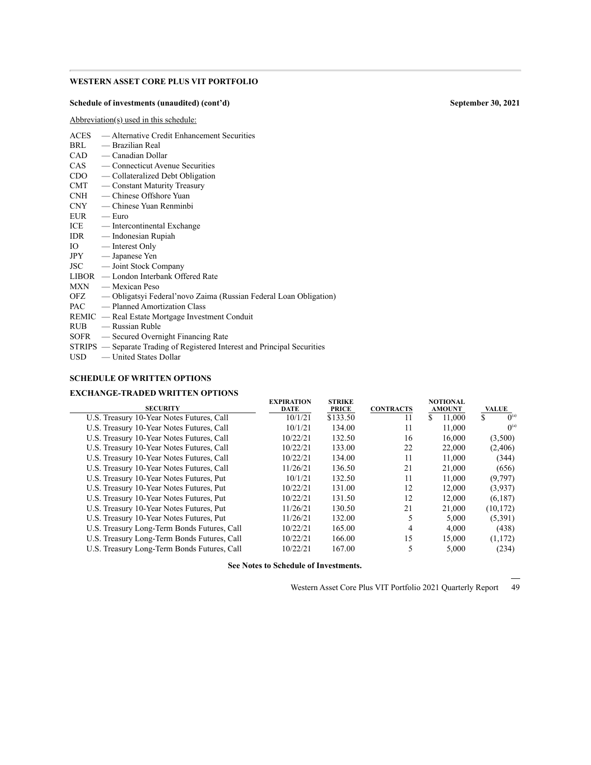**WESTERN ASSET CORE PLUS VIT PORTFOLIO**

**Schedule of investments (unaudited) (cont'd)** **September 30, 2021**

Abbreviation(s) used in this schedule:

| | |
|---|---|
| ACES | — Alternative Credit Enhancement Securities |
| BRL | — Brazilian Real |
| CAD | — Canadian Dollar |
| CAS | — Connecticut Avenue Securities |
| CDO | — Collateralized Debt Obligation |
| CMT | — Constant Maturity Treasury |
| CNH | — Chinese Offshore Yuan |
| CNY | — Chinese Yuan Renminbi |
| EUR | — Euro |
| ICE | — Intercontinental Exchange |
| IDR | — Indonesian Rupiah |
| IO | — Interest Only |
| JPY | — Japanese Yen |
| JSC | — Joint Stock Company |
| LIBOR | — London Interbank Offered Rate |
| MXN | — Mexican Peso |
| OFZ | — Obligatsyi Federal'novo Zaima (Russian Federal Loan Obligation) |
| PAC | — Planned Amortization Class |
| REMIC | — Real Estate Mortgage Investment Conduit |
| RUB | — Russian Ruble |
| SOFR | — Secured Overnight Financing Rate |
| STRIPS | — Separate Trading of Registered Interest and Principal Securities |
| USD | — United States Dollar |

**SCHEDULE OF WRITTEN OPTIONS**

**EXCHANGE-TRADED WRITTEN OPTIONS**

| SECURITY | EXPIRATION DATE | STRIKE PRICE | CONTRACTS | NOTIONAL AMOUNT | VALUE |
|---|---|---|---|---|---|
| U.S. Treasury 10-Year Notes Futures, Call | 10/1/21 | $133.50 | 11 | $ 11,000 | $ 0[(a)] |
| U.S. Treasury 10-Year Notes Futures, Call | 10/1/21 | 134.00 | 11 | 11,000 | 0[(a)] |
| U.S. Treasury 10-Year Notes Futures, Call | 10/22/21 | 132.50 | 16 | 16,000 | (3,500) |
| U.S. Treasury 10-Year Notes Futures, Call | 10/22/21 | 133.00 | 22 | 22,000 | (2,406) |
| U.S. Treasury 10-Year Notes Futures, Call | 10/22/21 | 134.00 | 11 | 11,000 | (344) |
| U.S. Treasury 10-Year Notes Futures, Call | 11/26/21 | 136.50 | 21 | 21,000 | (656) |
| U.S. Treasury 10-Year Notes Futures, Put | 10/1/21 | 132.50 | 11 | 11,000 | (9,797) |
| U.S. Treasury 10-Year Notes Futures, Put | 10/22/21 | 131.00 | 12 | 12,000 | (3,937) |
| U.S. Treasury 10-Year Notes Futures, Put | 10/22/21 | 131.50 | 12 | 12,000 | (6,187) |
| U.S. Treasury 10-Year Notes Futures, Put | 11/26/21 | 130.50 | 21 | 21,000 | (10,172) |
| U.S. Treasury 10-Year Notes Futures, Put | 11/26/21 | 132.00 | 5 | 5,000 | (5,391) |
| U.S. Treasury Long-Term Bonds Futures, Call | 10/22/21 | 165.00 | 4 | 4,000 | (438) |
| U.S. Treasury Long-Term Bonds Futures, Call | 10/22/21 | 166.00 | 15 | 15,000 | (1,172) |
| U.S. Treasury Long-Term Bonds Futures, Call | 10/22/21 | 167.00 | 5 | 5,000 | (234) |

**See Notes to Schedule of Investments.**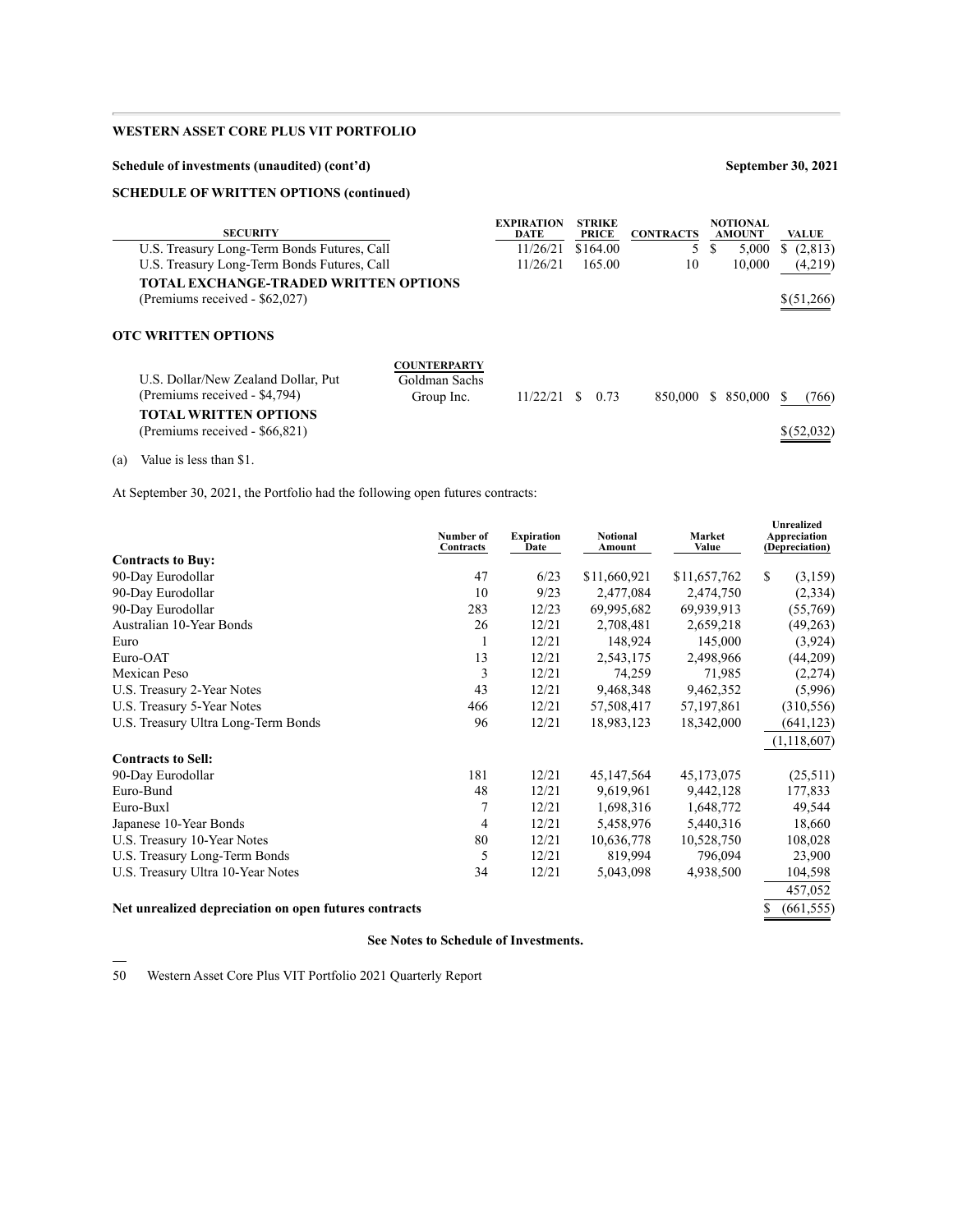**WESTERN ASSET CORE PLUS VIT PORTFOLIO**

**Schedule of investments (unaudited) (cont'd)** **September 30, 2021**

**SCHEDULE OF WRITTEN OPTIONS (continued)**

| SECURITY | | EXPIRATION DATE | STRIKE PRICE | CONTRACTS | NOTIONAL AMOUNT | VALUE |
|---|---|---|---|---|---|---|
| U.S. Treasury Long-Term Bonds Futures, Call | | 11/26/21 | $164.00 | 5 | $ 5,000 | $ (2,813) |
| U.S. Treasury Long-Term Bonds Futures, Call | | 11/26/21 | 165.00 | 10 | 10,000 | (4,219) |
| **TOTAL EXCHANGE-TRADED WRITTEN OPTIONS** (Premiums received - $62,027) | | | | | | $(51,266) |

**OTC WRITTEN OPTIONS**

| | COUNTERPARTY | | | | | |
|---|---|---|---|---|---|---|
| U.S. Dollar/New Zealand Dollar, Put (Premiums received - $4,794) | Goldman Sachs Group Inc. | 11/22/21 | $ 0.73 | 850,000 | $ 850,000 | $ (766) |
| **TOTAL WRITTEN OPTIONS** (Premiums received - $66,821) | | | | | | $(52,032) |

(a) Value is less than $1.

At September 30, 2021, the Portfolio had the following open futures contracts:

| | Number of Contracts | Expiration Date | Notional Amount | Market Value | Unrealized Appreciation (Depreciation) |
|---|---|---|---|---|---|
| **Contracts to Buy:** | | | | | |
| 90-Day Eurodollar | 47 | 6/23 | $11,660,921 | $11,657,762 | $ (3,159) |
| 90-Day Eurodollar | 10 | 9/23 | 2,477,084 | 2,474,750 | (2,334) |
| 90-Day Eurodollar | 283 | 12/23 | 69,995,682 | 69,939,913 | (55,769) |
| Australian 10-Year Bonds | 26 | 12/21 | 2,708,481 | 2,659,218 | (49,263) |
| Euro | 1 | 12/21 | 148,924 | 145,000 | (3,924) |
| Euro-OAT | 13 | 12/21 | 2,543,175 | 2,498,966 | (44,209) |
| Mexican Peso | 3 | 12/21 | 74,259 | 71,985 | (2,274) |
| U.S. Treasury 2-Year Notes | 43 | 12/21 | 9,468,348 | 9,462,352 | (5,996) |
| U.S. Treasury 5-Year Notes | 466 | 12/21 | 57,508,417 | 57,197,861 | (310,556) |
| U.S. Treasury Ultra Long-Term Bonds | 96 | 12/21 | 18,983,123 | 18,342,000 | (641,123) |
| | | | | | (1,118,607) |
| **Contracts to Sell:** | | | | | |
| 90-Day Eurodollar | 181 | 12/21 | 45,147,564 | 45,173,075 | (25,511) |
| Euro-Bund | 48 | 12/21 | 9,619,961 | 9,442,128 | 177,833 |
| Euro-Buxl | 7 | 12/21 | 1,698,316 | 1,648,772 | 49,544 |
| Japanese 10-Year Bonds | 4 | 12/21 | 5,458,976 | 5,440,316 | 18,660 |
| U.S. Treasury 10-Year Notes | 80 | 12/21 | 10,636,778 | 10,528,750 | 108,028 |
| U.S. Treasury Long-Term Bonds | 5 | 12/21 | 819,994 | 796,094 | 23,900 |
| U.S. Treasury Ultra 10-Year Notes | 34 | 12/21 | 5,043,098 | 4,938,500 | 104,598 |
| | | | | | 457,052 |
| **Net unrealized depreciation on open futures contracts** | | | | | $ (661,555) |

**See Notes to Schedule of Investments.**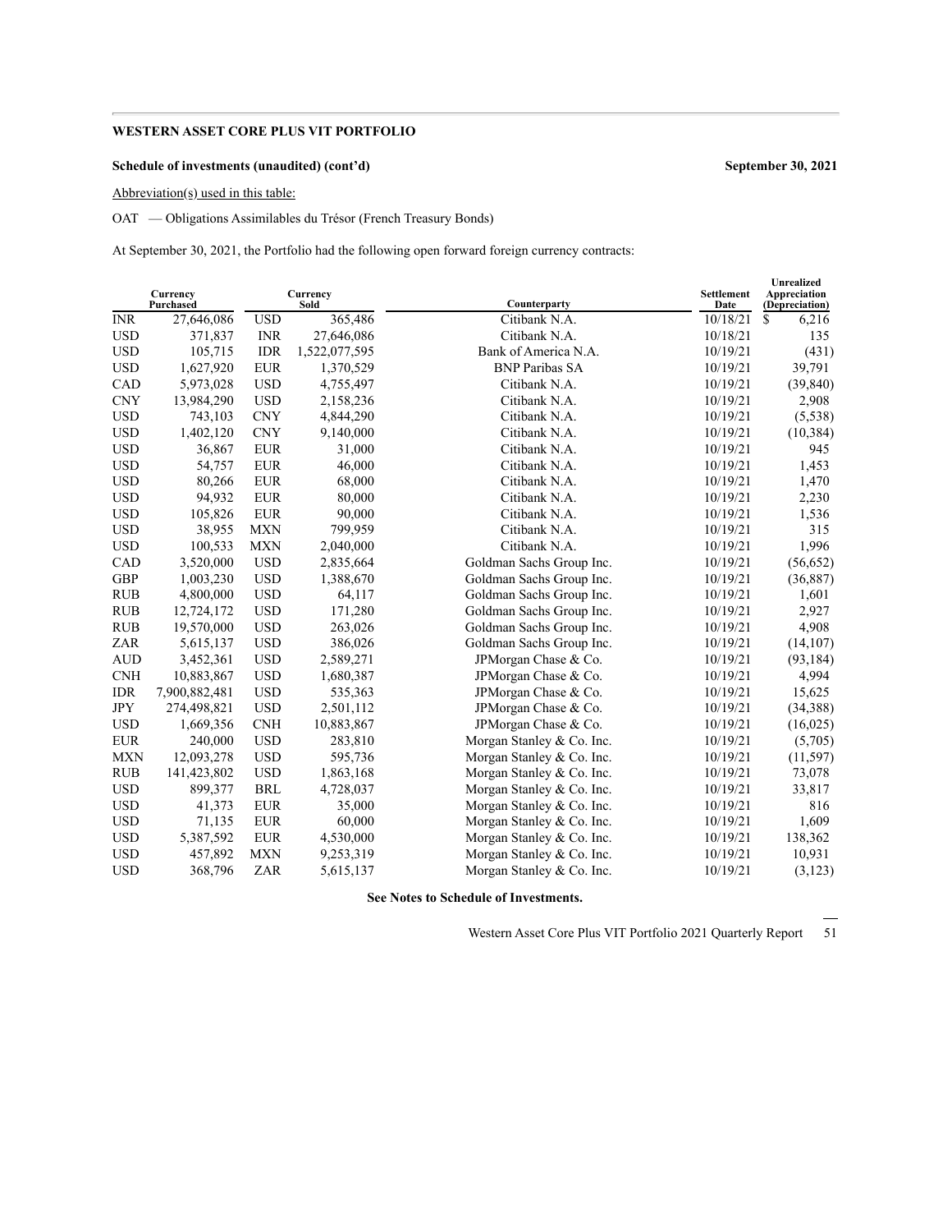**WESTERN ASSET CORE PLUS VIT PORTFOLIO**

**Schedule of investments (unaudited) (cont'd)** **September 30, 2021**

Abbreviation(s) used in this table:

OAT — Obligations Assimilables du Trésor (French Treasury Bonds)

At September 30, 2021, the Portfolio had the following open forward foreign currency contracts:

| Currency Purchased | | Currency Sold | | Counterparty | Settlement Date | Unrealized Appreciation (Depreciation) |
|---|---|---|---|---|---|---|
| INR | 27,646,086 | USD | 365,486 | Citibank N.A. | 10/18/21 | $ 6,216 |
| USD | 371,837 | INR | 27,646,086 | Citibank N.A. | 10/18/21 | 135 |
| USD | 105,715 | IDR | 1,522,077,595 | Bank of America N.A. | 10/19/21 | (431) |
| USD | 1,627,920 | EUR | 1,370,529 | BNP Paribas SA | 10/19/21 | 39,791 |
| CAD | 5,973,028 | USD | 4,755,497 | Citibank N.A. | 10/19/21 | (39,840) |
| CNY | 13,984,290 | USD | 2,158,236 | Citibank N.A. | 10/19/21 | 2,908 |
| USD | 743,103 | CNY | 4,844,290 | Citibank N.A. | 10/19/21 | (5,538) |
| USD | 1,402,120 | CNY | 9,140,000 | Citibank N.A. | 10/19/21 | (10,384) |
| USD | 36,867 | EUR | 31,000 | Citibank N.A. | 10/19/21 | 945 |
| USD | 54,757 | EUR | 46,000 | Citibank N.A. | 10/19/21 | 1,453 |
| USD | 80,266 | EUR | 68,000 | Citibank N.A. | 10/19/21 | 1,470 |
| USD | 94,932 | EUR | 80,000 | Citibank N.A. | 10/19/21 | 2,230 |
| USD | 105,826 | EUR | 90,000 | Citibank N.A. | 10/19/21 | 1,536 |
| USD | 38,955 | MXN | 799,959 | Citibank N.A. | 10/19/21 | 315 |
| USD | 100,533 | MXN | 2,040,000 | Citibank N.A. | 10/19/21 | 1,996 |
| CAD | 3,520,000 | USD | 2,835,664 | Goldman Sachs Group Inc. | 10/19/21 | (56,652) |
| GBP | 1,003,230 | USD | 1,388,670 | Goldman Sachs Group Inc. | 10/19/21 | (36,887) |
| RUB | 4,800,000 | USD | 64,117 | Goldman Sachs Group Inc. | 10/19/21 | 1,601 |
| RUB | 12,724,172 | USD | 171,280 | Goldman Sachs Group Inc. | 10/19/21 | 2,927 |
| RUB | 19,570,000 | USD | 263,026 | Goldman Sachs Group Inc. | 10/19/21 | 4,908 |
| ZAR | 5,615,137 | USD | 386,026 | Goldman Sachs Group Inc. | 10/19/21 | (14,107) |
| AUD | 3,452,361 | USD | 2,589,271 | JPMorgan Chase & Co. | 10/19/21 | (93,184) |
| CNH | 10,883,867 | USD | 1,680,387 | JPMorgan Chase & Co. | 10/19/21 | 4,994 |
| IDR | 7,900,882,481 | USD | 535,363 | JPMorgan Chase & Co. | 10/19/21 | 15,625 |
| JPY | 274,498,821 | USD | 2,501,112 | JPMorgan Chase & Co. | 10/19/21 | (34,388) |
| USD | 1,669,356 | CNH | 10,883,867 | JPMorgan Chase & Co. | 10/19/21 | (16,025) |
| EUR | 240,000 | USD | 283,810 | Morgan Stanley & Co. Inc. | 10/19/21 | (5,705) |
| MXN | 12,093,278 | USD | 595,736 | Morgan Stanley & Co. Inc. | 10/19/21 | (11,597) |
| RUB | 141,423,802 | USD | 1,863,168 | Morgan Stanley & Co. Inc. | 10/19/21 | 73,078 |
| USD | 899,377 | BRL | 4,728,037 | Morgan Stanley & Co. Inc. | 10/19/21 | 33,817 |
| USD | 41,373 | EUR | 35,000 | Morgan Stanley & Co. Inc. | 10/19/21 | 816 |
| USD | 71,135 | EUR | 60,000 | Morgan Stanley & Co. Inc. | 10/19/21 | 1,609 |
| USD | 5,387,592 | EUR | 4,530,000 | Morgan Stanley & Co. Inc. | 10/19/21 | 138,362 |
| USD | 457,892 | MXN | 9,253,319 | Morgan Stanley & Co. Inc. | 10/19/21 | 10,931 |
| USD | 368,796 | ZAR | 5,615,137 | Morgan Stanley & Co. Inc. | 10/19/21 | (3,123) |

**See Notes to Schedule of Investments.**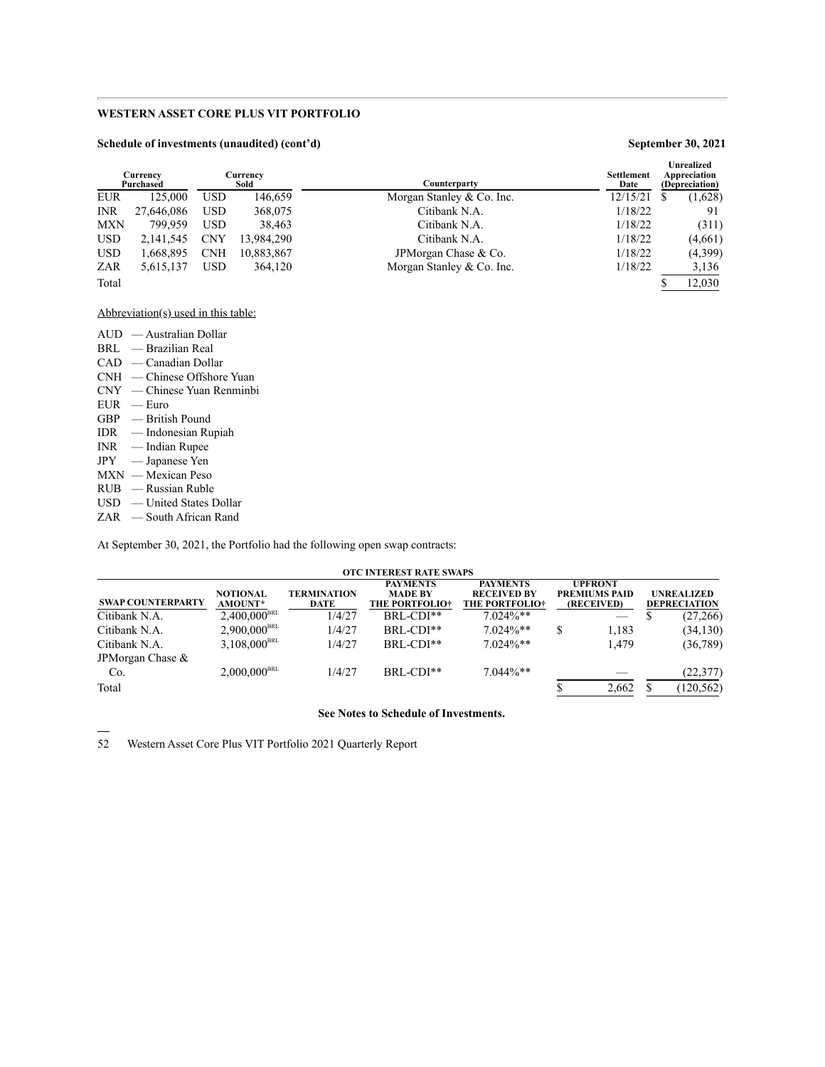**WESTERN ASSET CORE PLUS VIT PORTFOLIO**

**Schedule of investments (unaudited) (cont'd)** **September 30, 2021**

| Currency Purchased | | Currency Sold | | Counterparty | Settlement Date | Unrealized Appreciation (Depreciation) |
|---|---|---|---|---|---|---|
| EUR | 125,000 | USD | 146,659 | Morgan Stanley & Co. Inc. | 12/15/21 | $ (1,628) |
| INR | 27,646,086 | USD | 368,075 | Citibank N.A. | 1/18/22 | 91 |
| MXN | 799,959 | USD | 38,463 | Citibank N.A. | 1/18/22 | (311) |
| USD | 2,141,545 | CNY | 13,984,290 | Citibank N.A. | 1/18/22 | (4,661) |
| USD | 1,668,895 | CNH | 10,883,867 | JPMorgan Chase & Co. | 1/18/22 | (4,399) |
| ZAR | 5,615,137 | USD | 364,120 | Morgan Stanley & Co. Inc. | 1/18/22 | 3,136 |
| Total | | | | | | $ 12,030 |

Abbreviation(s) used in this table:

AUD — Australian Dollar
BRL — Brazilian Real
CAD — Canadian Dollar
CNH — Chinese Offshore Yuan
CNY — Chinese Yuan Renminbi
EUR — Euro
GBP — British Pound
IDR — Indonesian Rupiah
INR — Indian Rupee
JPY — Japanese Yen
MXN — Mexican Peso
RUB — Russian Ruble
USD — United States Dollar
ZAR — South African Rand

At September 30, 2021, the Portfolio had the following open swap contracts:

**OTC INTEREST RATE SWAPS**

| SWAP COUNTERPARTY | NOTIONAL AMOUNT* | TERMINATION DATE | PAYMENTS MADE BY THE PORTFOLIO† | PAYMENTS RECEIVED BY THE PORTFOLIO† | UPFRONT PREMIUMS PAID (RECEIVED) | UNREALIZED DEPRECIATION |
|---|---|---|---|---|---|---|
| Citibank N.A. | 2,400,000 BRL | 1/4/27 | BRL-CDI** | 7.024%** | — | $ (27,266) |
| Citibank N.A. | 2,900,000 BRL | 1/4/27 | BRL-CDI** | 7.024%** | $ 1,183 | (34,130) |
| Citibank N.A. | 3,108,000 BRL | 1/4/27 | BRL-CDI** | 7.024%** | 1,479 | (36,789) |
| JPMorgan Chase & Co. | 2,000,000 BRL | 1/4/27 | BRL-CDI** | 7.044%** | — | (22,377) |
| Total | | | | | $ 2,662 | $ (120,562) |

**See Notes to Schedule of Investments.**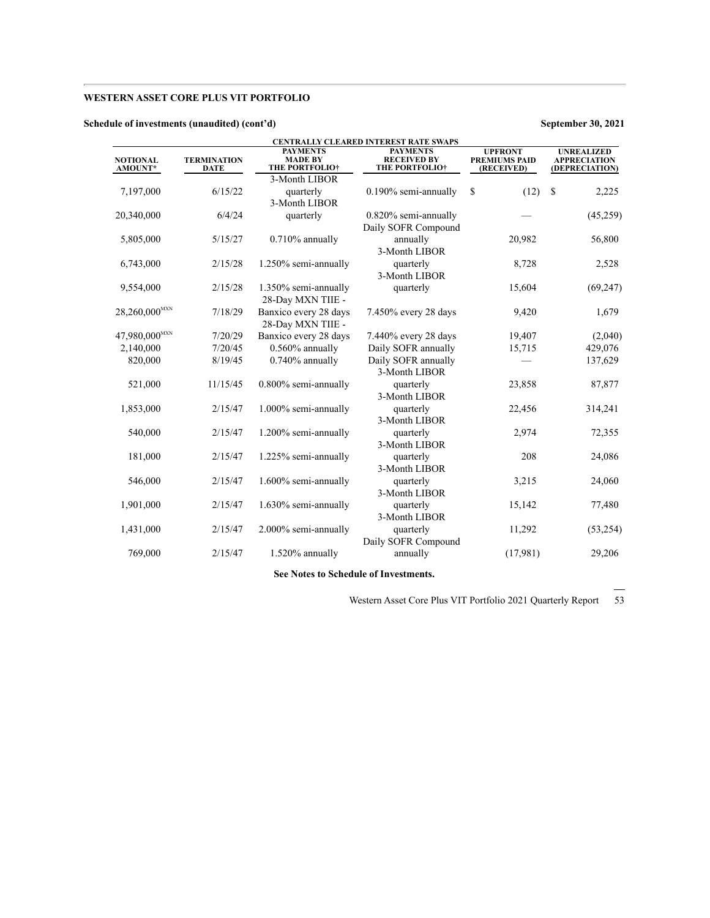## WESTERN ASSET CORE PLUS VIT PORTFOLIO

### Schedule of investments (unaudited) (cont'd)

September 30, 2021

| CENTRALLY CLEARED INTEREST RATE SWAPS | | | | | |
|---|---|---|---|---|---|
| NOTIONAL AMOUNT* | TERMINATION DATE | PAYMENTS MADE BY THE PORTFOLIO† | PAYMENTS RECEIVED BY THE PORTFOLIO† | UPFRONT PREMIUMS PAID (RECEIVED) | UNREALIZED APPRECIATION (DEPRECIATION) |
| 7,197,000 | 6/15/22 | 3-Month LIBOR quarterly | 0.190% semi-annually | $ (12) | $ 2,225 |
| 20,340,000 | 6/4/24 | 3-Month LIBOR quarterly | 0.820% semi-annually | — | (45,259) |
| 5,805,000 | 5/15/27 | 0.710% annually | Daily SOFR Compound annually | 20,982 | 56,800 |
| 6,743,000 | 2/15/28 | 1.250% semi-annually | 3-Month LIBOR quarterly | 8,728 | 2,528 |
| 9,554,000 | 2/15/28 | 1.350% semi-annually | 3-Month LIBOR quarterly | 15,604 | (69,247) |
| 28,260,000[MXN] | 7/18/29 | 28-Day MXN TIIE - Banxico every 28 days | 7.450% every 28 days | 9,420 | 1,679 |
| 47,980,000[MXN] | 7/20/29 | 28-Day MXN TIIE - Banxico every 28 days | 7.440% every 28 days | 19,407 | (2,040) |
| 2,140,000 | 7/20/45 | 0.560% annually | Daily SOFR annually | 15,715 | 429,076 |
| 820,000 | 8/19/45 | 0.740% annually | Daily SOFR annually | — | 137,629 |
| 521,000 | 11/15/45 | 0.800% semi-annually | 3-Month LIBOR quarterly | 23,858 | 87,877 |
| 1,853,000 | 2/15/47 | 1.000% semi-annually | 3-Month LIBOR quarterly | 22,456 | 314,241 |
| 540,000 | 2/15/47 | 1.200% semi-annually | 3-Month LIBOR quarterly | 2,974 | 72,355 |
| 181,000 | 2/15/47 | 1.225% semi-annually | 3-Month LIBOR quarterly | 208 | 24,086 |
| 546,000 | 2/15/47 | 1.600% semi-annually | 3-Month LIBOR quarterly | 3,215 | 24,060 |
| 1,901,000 | 2/15/47 | 1.630% semi-annually | 3-Month LIBOR quarterly | 15,142 | 77,480 |
| 1,431,000 | 2/15/47 | 2.000% semi-annually | 3-Month LIBOR quarterly | 11,292 | (53,254) |
| 769,000 | 2/15/47 | 1.520% annually | Daily SOFR Compound annually | (17,981) | 29,206 |

**See Notes to Schedule of Investments.**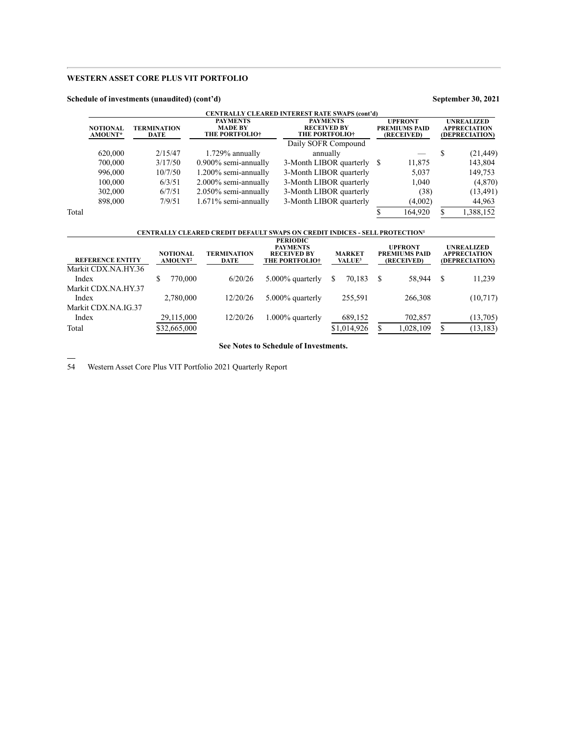**WESTERN ASSET CORE PLUS VIT PORTFOLIO**

**Schedule of investments (unaudited) (cont'd)** **September 30, 2021**

**CENTRALLY CLEARED INTEREST RATE SWAPS (cont'd)**

| NOTIONAL AMOUNT* | TERMINATION DATE | PAYMENTS MADE BY THE PORTFOLIO† | PAYMENTS RECEIVED BY THE PORTFOLIO† | UPFRONT PREMIUMS PAID (RECEIVED) | UNREALIZED APPRECIATION (DEPRECIATION) |
|---|---|---|---|---|---|
| 620,000 | 2/15/47 | 1.729% annually | Daily SOFR Compound annually | — | $ (21,449) |
| 700,000 | 3/17/50 | 0.900% semi-annually | 3-Month LIBOR quarterly | $ 11,875 | 143,804 |
| 996,000 | 10/7/50 | 1.200% semi-annually | 3-Month LIBOR quarterly | 5,037 | 149,753 |
| 100,000 | 6/3/51 | 2.000% semi-annually | 3-Month LIBOR quarterly | 1,040 | (4,870) |
| 302,000 | 6/7/51 | 2.050% semi-annually | 3-Month LIBOR quarterly | (38) | (13,491) |
| 898,000 | 7/9/51 | 1.671% semi-annually | 3-Month LIBOR quarterly | (4,002) | 44,963 |
| Total | | | | $ 164,920 | $ 1,388,152 |

**CENTRALLY CLEARED CREDIT DEFAULT SWAPS ON CREDIT INDICES - SELL PROTECTION[1]**

| REFERENCE ENTITY | NOTIONAL AMOUNT[2] | TERMINATION DATE | PERIODIC PAYMENTS RECEIVED BY THE PORTFOLIO† | MARKET VALUE[3] | UPFRONT PREMIUMS PAID (RECEIVED) | UNREALIZED APPRECIATION (DEPRECIATION) |
|---|---|---|---|---|---|---|
| Markit CDX.NA.HY.36 Index | $ 770,000 | 6/20/26 | 5.000% quarterly | $ 70,183 | $ 58,944 | $ 11,239 |
| Markit CDX.NA.HY.37 Index | 2,780,000 | 12/20/26 | 5.000% quarterly | 255,591 | 266,308 | (10,717) |
| Markit CDX.NA.IG.37 Index | 29,115,000 | 12/20/26 | 1.000% quarterly | 689,152 | 702,857 | (13,705) |
| Total | $32,665,000 | | | $1,014,926 | $ 1,028,109 | $ (13,183) |

**See Notes to Schedule of Investments.**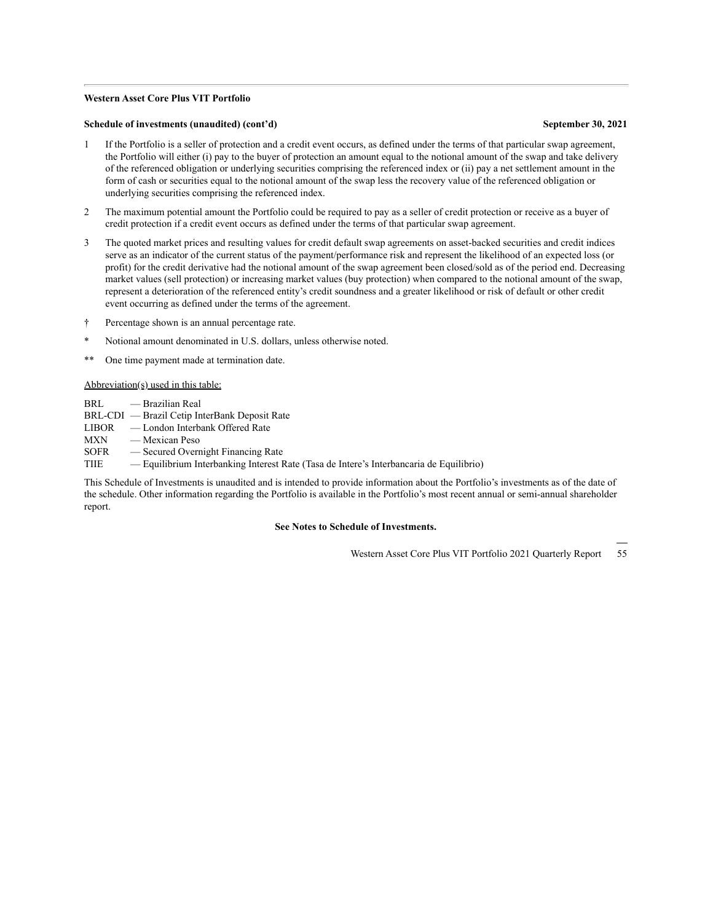**Western Asset Core Plus VIT Portfolio**

**Schedule of investments (unaudited) (cont'd)** **September 30, 2021**

1 If the Portfolio is a seller of protection and a credit event occurs, as defined under the terms of that particular swap agreement, the Portfolio will either (i) pay to the buyer of protection an amount equal to the notional amount of the swap and take delivery of the referenced obligation or underlying securities comprising the referenced index or (ii) pay a net settlement amount in the form of cash or securities equal to the notional amount of the swap less the recovery value of the referenced obligation or underlying securities comprising the referenced index.

2 The maximum potential amount the Portfolio could be required to pay as a seller of credit protection or receive as a buyer of credit protection if a credit event occurs as defined under the terms of that particular swap agreement.

3 The quoted market prices and resulting values for credit default swap agreements on asset-backed securities and credit indices serve as an indicator of the current status of the payment/performance risk and represent the likelihood of an expected loss (or profit) for the credit derivative had the notional amount of the swap agreement been closed/sold as of the period end. Decreasing market values (sell protection) or increasing market values (buy protection) when compared to the notional amount of the swap, represent a deterioration of the referenced entity's credit soundness and a greater likelihood or risk of default or other credit event occurring as defined under the terms of the agreement.

† Percentage shown is an annual percentage rate.

\* Notional amount denominated in U.S. dollars, unless otherwise noted.

\*\* One time payment made at termination date.

Abbreviation(s) used in this table:

BRL — Brazilian Real
BRL-CDI — Brazil Cetip InterBank Deposit Rate
LIBOR — London Interbank Offered Rate
MXN — Mexican Peso
SOFR — Secured Overnight Financing Rate
TIIE — Equilibrium Interbanking Interest Rate (Tasa de Intere's Interbancaria de Equilibrio)

This Schedule of Investments is unaudited and is intended to provide information about the Portfolio's investments as of the date of the schedule. Other information regarding the Portfolio is available in the Portfolio's most recent annual or semi-annual shareholder report.

**See Notes to Schedule of Investments.**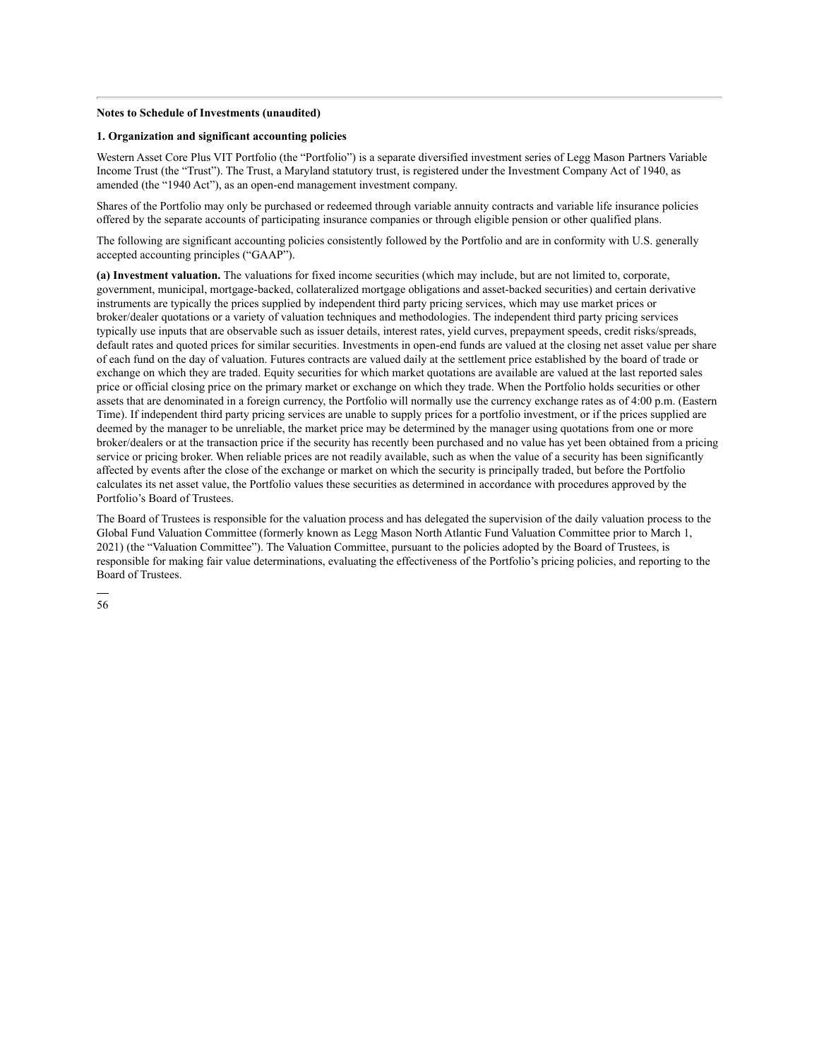**Notes to Schedule of Investments (unaudited)**

**1. Organization and significant accounting policies**

Western Asset Core Plus VIT Portfolio (the "Portfolio") is a separate diversified investment series of Legg Mason Partners Variable Income Trust (the "Trust"). The Trust, a Maryland statutory trust, is registered under the Investment Company Act of 1940, as amended (the "1940 Act"), as an open-end management investment company.

Shares of the Portfolio may only be purchased or redeemed through variable annuity contracts and variable life insurance policies offered by the separate accounts of participating insurance companies or through eligible pension or other qualified plans.

The following are significant accounting policies consistently followed by the Portfolio and are in conformity with U.S. generally accepted accounting principles ("GAAP").

**(a) Investment valuation.** The valuations for fixed income securities (which may include, but are not limited to, corporate, government, municipal, mortgage-backed, collateralized mortgage obligations and asset-backed securities) and certain derivative instruments are typically the prices supplied by independent third party pricing services, which may use market prices or broker/dealer quotations or a variety of valuation techniques and methodologies. The independent third party pricing services typically use inputs that are observable such as issuer details, interest rates, yield curves, prepayment speeds, credit risks/spreads, default rates and quoted prices for similar securities. Investments in open-end funds are valued at the closing net asset value per share of each fund on the day of valuation. Futures contracts are valued daily at the settlement price established by the board of trade or exchange on which they are traded. Equity securities for which market quotations are available are valued at the last reported sales price or official closing price on the primary market or exchange on which they trade. When the Portfolio holds securities or other assets that are denominated in a foreign currency, the Portfolio will normally use the currency exchange rates as of 4:00 p.m. (Eastern Time). If independent third party pricing services are unable to supply prices for a portfolio investment, or if the prices supplied are deemed by the manager to be unreliable, the market price may be determined by the manager using quotations from one or more broker/dealers or at the transaction price if the security has recently been purchased and no value has yet been obtained from a pricing service or pricing broker. When reliable prices are not readily available, such as when the value of a security has been significantly affected by events after the close of the exchange or market on which the security is principally traded, but before the Portfolio calculates its net asset value, the Portfolio values these securities as determined in accordance with procedures approved by the Portfolio's Board of Trustees.

The Board of Trustees is responsible for the valuation process and has delegated the supervision of the daily valuation process to the Global Fund Valuation Committee (formerly known as Legg Mason North Atlantic Fund Valuation Committee prior to March 1, 2021) (the "Valuation Committee"). The Valuation Committee, pursuant to the policies adopted by the Board of Trustees, is responsible for making fair value determinations, evaluating the effectiveness of the Portfolio's pricing policies, and reporting to the Board of Trustees.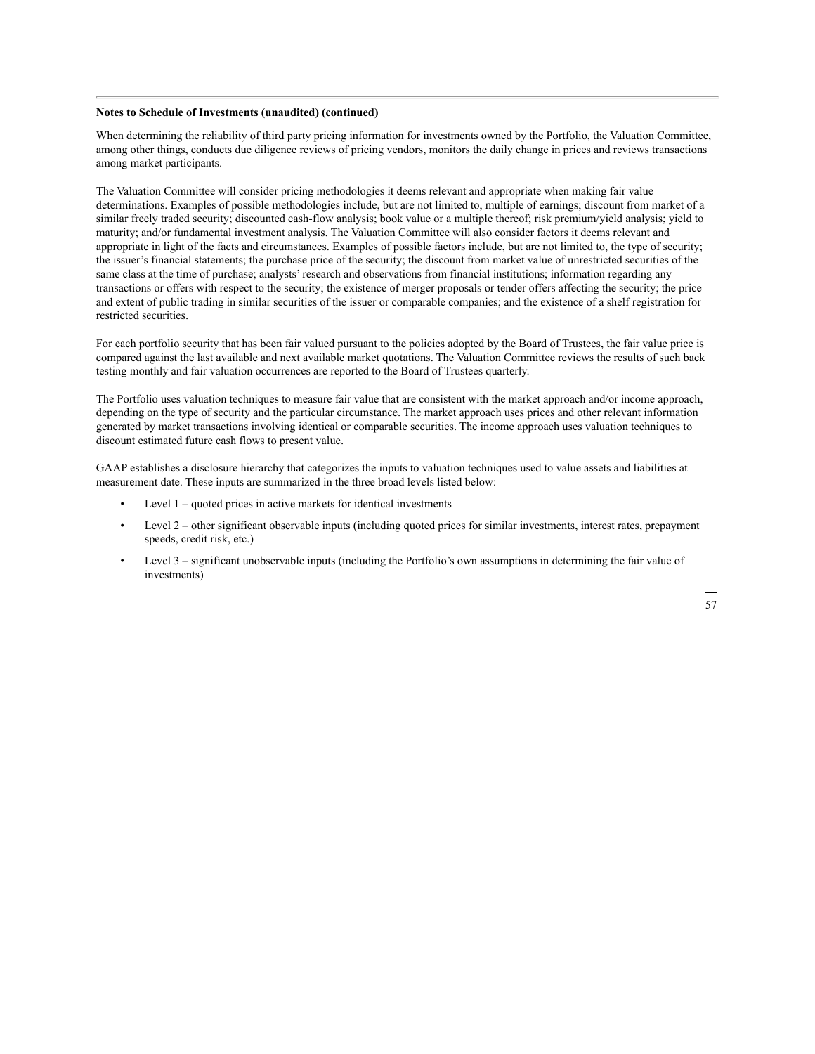**Notes to Schedule of Investments (unaudited) (continued)**

When determining the reliability of third party pricing information for investments owned by the Portfolio, the Valuation Committee, among other things, conducts due diligence reviews of pricing vendors, monitors the daily change in prices and reviews transactions among market participants.

The Valuation Committee will consider pricing methodologies it deems relevant and appropriate when making fair value determinations. Examples of possible methodologies include, but are not limited to, multiple of earnings; discount from market of a similar freely traded security; discounted cash-flow analysis; book value or a multiple thereof; risk premium/yield analysis; yield to maturity; and/or fundamental investment analysis. The Valuation Committee will also consider factors it deems relevant and appropriate in light of the facts and circumstances. Examples of possible factors include, but are not limited to, the type of security; the issuer's financial statements; the purchase price of the security; the discount from market value of unrestricted securities of the same class at the time of purchase; analysts' research and observations from financial institutions; information regarding any transactions or offers with respect to the security; the existence of merger proposals or tender offers affecting the security; the price and extent of public trading in similar securities of the issuer or comparable companies; and the existence of a shelf registration for restricted securities.

For each portfolio security that has been fair valued pursuant to the policies adopted by the Board of Trustees, the fair value price is compared against the last available and next available market quotations. The Valuation Committee reviews the results of such back testing monthly and fair valuation occurrences are reported to the Board of Trustees quarterly.

The Portfolio uses valuation techniques to measure fair value that are consistent with the market approach and/or income approach, depending on the type of security and the particular circumstance. The market approach uses prices and other relevant information generated by market transactions involving identical or comparable securities. The income approach uses valuation techniques to discount estimated future cash flows to present value.

GAAP establishes a disclosure hierarchy that categorizes the inputs to valuation techniques used to value assets and liabilities at measurement date. These inputs are summarized in the three broad levels listed below:

- Level 1 – quoted prices in active markets for identical investments
- Level 2 – other significant observable inputs (including quoted prices for similar investments, interest rates, prepayment speeds, credit risk, etc.)
- Level 3 – significant unobservable inputs (including the Portfolio's own assumptions in determining the fair value of investments)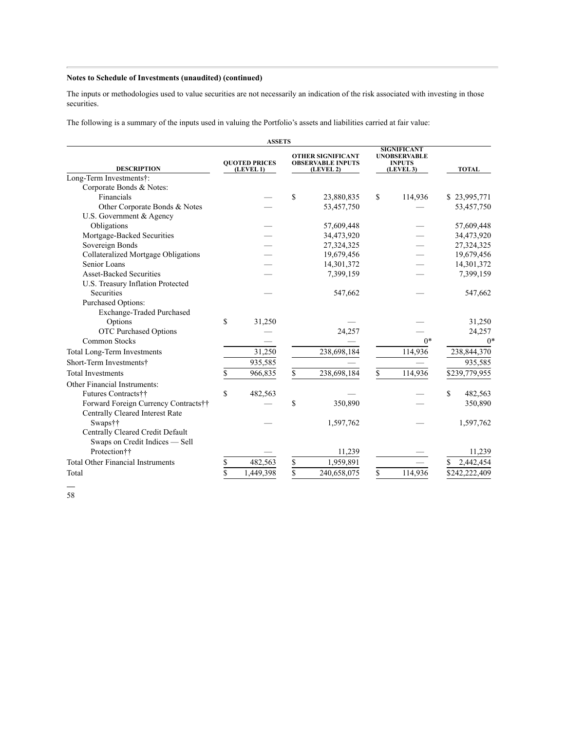**Notes to Schedule of Investments (unaudited) (continued)**

The inputs or methodologies used to value securities are not necessarily an indication of the risk associated with investing in those securities.

The following is a summary of the inputs used in valuing the Portfolio's assets and liabilities carried at fair value:

| ASSETS | | | | |
|---|---|---|---|---|
| DESCRIPTION | QUOTED PRICES (LEVEL 1) | OTHER SIGNIFICANT OBSERVABLE INPUTS (LEVEL 2) | SIGNIFICANT UNOBSERVABLE INPUTS (LEVEL 3) | TOTAL |
| Long-Term Investments†: | | | | |
| Corporate Bonds & Notes: | | | | |
| Financials | — | $ 23,880,835 | $ 114,936 | $ 23,995,771 |
| Other Corporate Bonds & Notes | — | 53,457,750 | — | 53,457,750 |
| U.S. Government & Agency Obligations | — | 57,609,448 | — | 57,609,448 |
| Mortgage-Backed Securities | — | 34,473,920 | — | 34,473,920 |
| Sovereign Bonds | — | 27,324,325 | — | 27,324,325 |
| Collateralized Mortgage Obligations | — | 19,679,456 | — | 19,679,456 |
| Senior Loans | — | 14,301,372 | — | 14,301,372 |
| Asset-Backed Securities | — | 7,399,159 | — | 7,399,159 |
| U.S. Treasury Inflation Protected Securities | — | 547,662 | — | 547,662 |
| Purchased Options: | | | | |
| Exchange-Traded Purchased Options | $ 31,250 | — | — | 31,250 |
| OTC Purchased Options | — | 24,257 | — | 24,257 |
| Common Stocks | — | — | 0* | 0* |
| Total Long-Term Investments | 31,250 | 238,698,184 | 114,936 | 238,844,370 |
| Short-Term Investments† | 935,585 | — | — | 935,585 |
| Total Investments | $ 966,835 | $ 238,698,184 | $ 114,936 | $239,779,955 |
| Other Financial Instruments: | | | | |
| Futures Contracts†† | $ 482,563 | — | — | $ 482,563 |
| Forward Foreign Currency Contracts†† | — | $ 350,890 | — | 350,890 |
| Centrally Cleared Interest Rate Swaps†† | — | 1,597,762 | — | 1,597,762 |
| Centrally Cleared Credit Default Swaps on Credit Indices — Sell Protection†† | — | 11,239 | — | 11,239 |
| Total Other Financial Instruments | $ 482,563 | $ 1,959,891 | — | $ 2,442,454 |
| Total | $ 1,449,398 | $ 240,658,075 | $ 114,936 | $242,222,409 |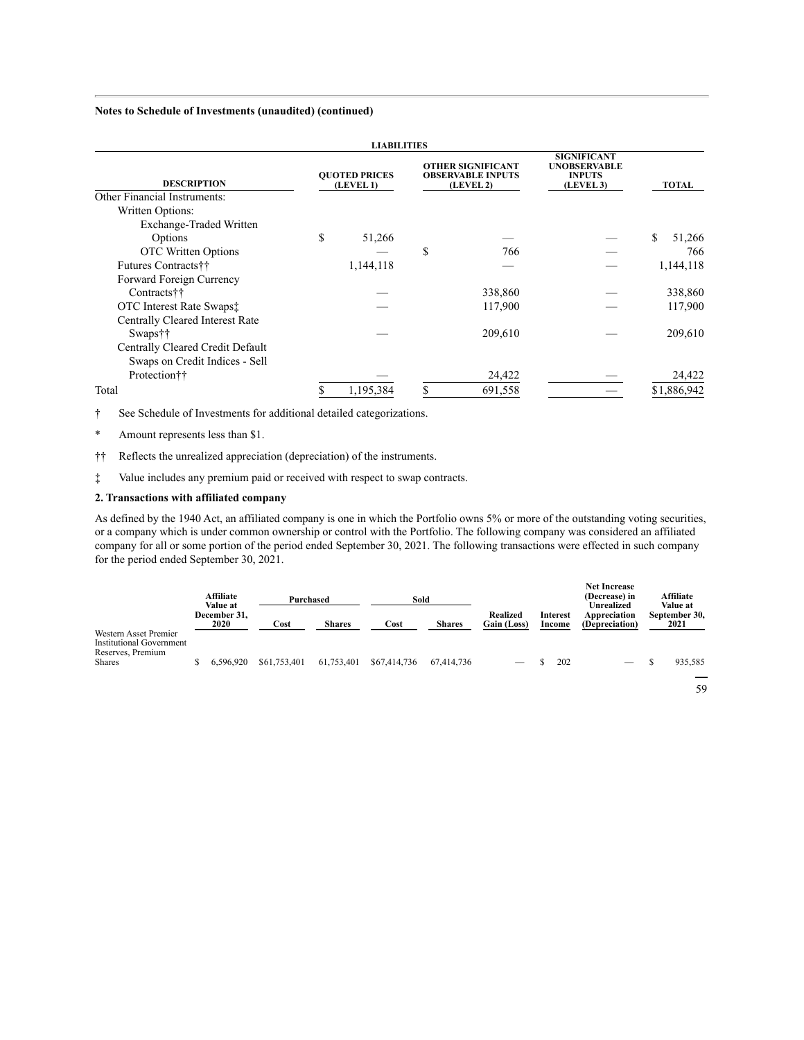### Notes to Schedule of Investments (unaudited) (continued)

| LIABILITIES | | | | |
|---|---|---|---|---|
| DESCRIPTION | QUOTED PRICES (LEVEL 1) | OTHER SIGNIFICANT OBSERVABLE INPUTS (LEVEL 2) | SIGNIFICANT UNOBSERVABLE INPUTS (LEVEL 3) | TOTAL |
| Other Financial Instruments: | | | | |
| Written Options: | | | | |
| Exchange-Traded Written Options | $ 51,266 | — | — | $ 51,266 |
| OTC Written Options | — | $ 766 | — | 766 |
| Futures Contracts†† | 1,144,118 | — | — | 1,144,118 |
| Forward Foreign Currency Contracts†† | — | 338,860 | — | 338,860 |
| OTC Interest Rate Swaps‡ | — | 117,900 | — | 117,900 |
| Centrally Cleared Interest Rate Swaps†† | — | 209,610 | — | 209,610 |
| Centrally Cleared Credit Default Swaps on Credit Indices - Sell Protection†† | — | 24,422 | — | 24,422 |
| Total | $ 1,195,384 | $ 691,558 | — | $1,886,942 |

† See Schedule of Investments for additional detailed categorizations.

* Amount represents less than $1.

†† Reflects the unrealized appreciation (depreciation) of the instruments.

‡ Value includes any premium paid or received with respect to swap contracts.

### 2. Transactions with affiliated company

As defined by the 1940 Act, an affiliated company is one in which the Portfolio owns 5% or more of the outstanding voting securities, or a company which is under common ownership or control with the Portfolio. The following company was considered an affiliated company for all or some portion of the period ended September 30, 2021. The following transactions were effected in such company for the period ended September 30, 2021.

| | Affiliate Value at December 31, 2020 | Purchased | | Sold | | Realized Gain (Loss) | Interest Income | Net Increase (Decrease) in Unrealized Appreciation (Depreciation) | Affiliate Value at September 30, 2021 |
|---|---|---|---|---|---|---|---|---|---|
| | | Cost | Shares | Cost | Shares | | | | |
| Western Asset Premier Institutional Government Reserves, Premium Shares | $ 6,596,920 | $61,753,401 | 61,753,401 | $67,414,736 | 67,414,736 | — | $ 202 | — | $ 935,585 |